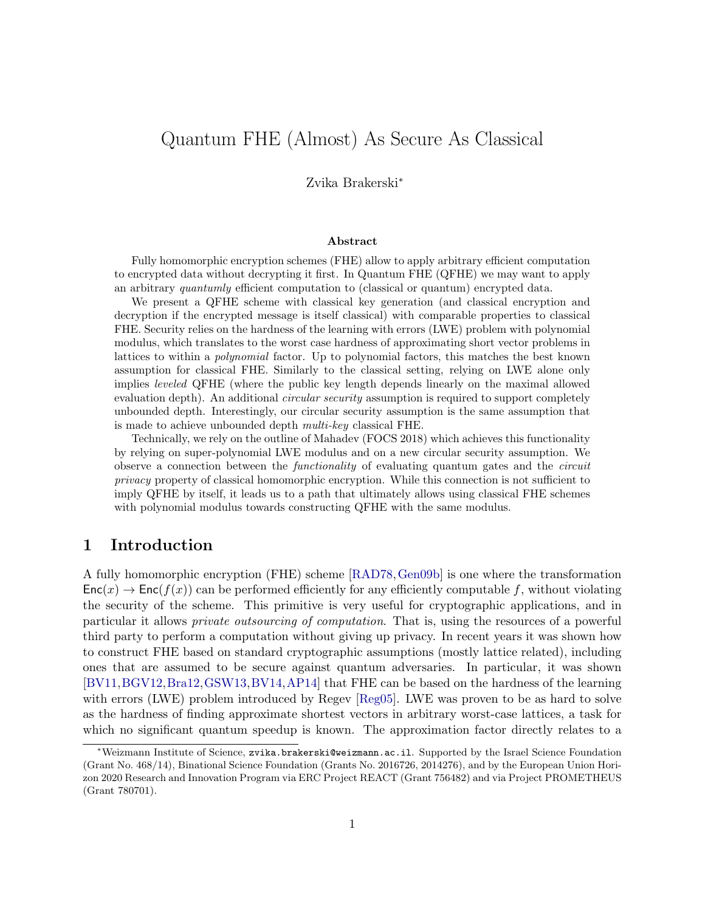# Quantum FHE (Almost) As Secure As Classical

Zvika Brakerski[*]

### Abstract

Fully homomorphic encryption schemes (FHE) allow to apply arbitrary efficient computation to encrypted data without decrypting it first. In Quantum FHE (QFHE) we may want to apply an arbitrary *quantumly* efficient computation to (classical or quantum) encrypted data.

We present a QFHE scheme with classical key generation (and classical encryption and decryption if the encrypted message is itself classical) with comparable properties to classical FHE. Security relies on the hardness of the learning with errors (LWE) problem with polynomial modulus, which translates to the worst case hardness of approximating short vector problems in lattices to within a *polynomial* factor. Up to polynomial factors, this matches the best known assumption for classical FHE. Similarly to the classical setting, relying on LWE alone only implies *leveled* QFHE (where the public key length depends linearly on the maximal allowed evaluation depth). An additional *circular security* assumption is required to support completely unbounded depth. Interestingly, our circular security assumption is the same assumption that is made to achieve unbounded depth *multi-key* classical FHE.

Technically, we rely on the outline of Mahadev (FOCS 2018) which achieves this functionality by relying on super-polynomial LWE modulus and on a new circular security assumption. We observe a connection between the *functionality* of evaluating quantum gates and the *circuit privacy* property of classical homomorphic encryption. While this connection is not sufficient to imply QFHE by itself, it leads us to a path that ultimately allows using classical FHE schemes with polynomial modulus towards constructing QFHE with the same modulus.

## 1 Introduction

A fully homomorphic encryption (FHE) scheme [RAD78, Gen09b] is one where the transformation $\mathsf{Enc}(x) \to \mathsf{Enc}(f(x))$ can be performed efficiently for any efficiently computable $f$, without violating the security of the scheme. This primitive is very useful for cryptographic applications, and in particular it allows *private outsourcing of computation*. That is, using the resources of a powerful third party to perform a computation without giving up privacy. In recent years it was shown how to construct FHE based on standard cryptographic assumptions (mostly lattice related), including ones that are assumed to be secure against quantum adversaries. In particular, it was shown [BV11, BGV12, Bra12, GSW13, BV14, AP14] that FHE can be based on the hardness of the learning with errors (LWE) problem introduced by Regev [Reg05]. LWE was proven to be as hard to solve as the hardness of finding approximate shortest vectors in arbitrary worst-case lattices, a task for which no significant quantum speedup is known. The approximation factor directly relates to a

[*] Weizmann Institute of Science, zvika.brakerski@weizmann.ac.il. Supported by the Israel Science Foundation (Grant No. 468/14), Binational Science Foundation (Grants No. 2016726, 2014276), and by the European Union Horizon 2020 Research and Innovation Program via ERC Project REACT (Grant 756482) and via Project PROMETHEUS (Grant 780701).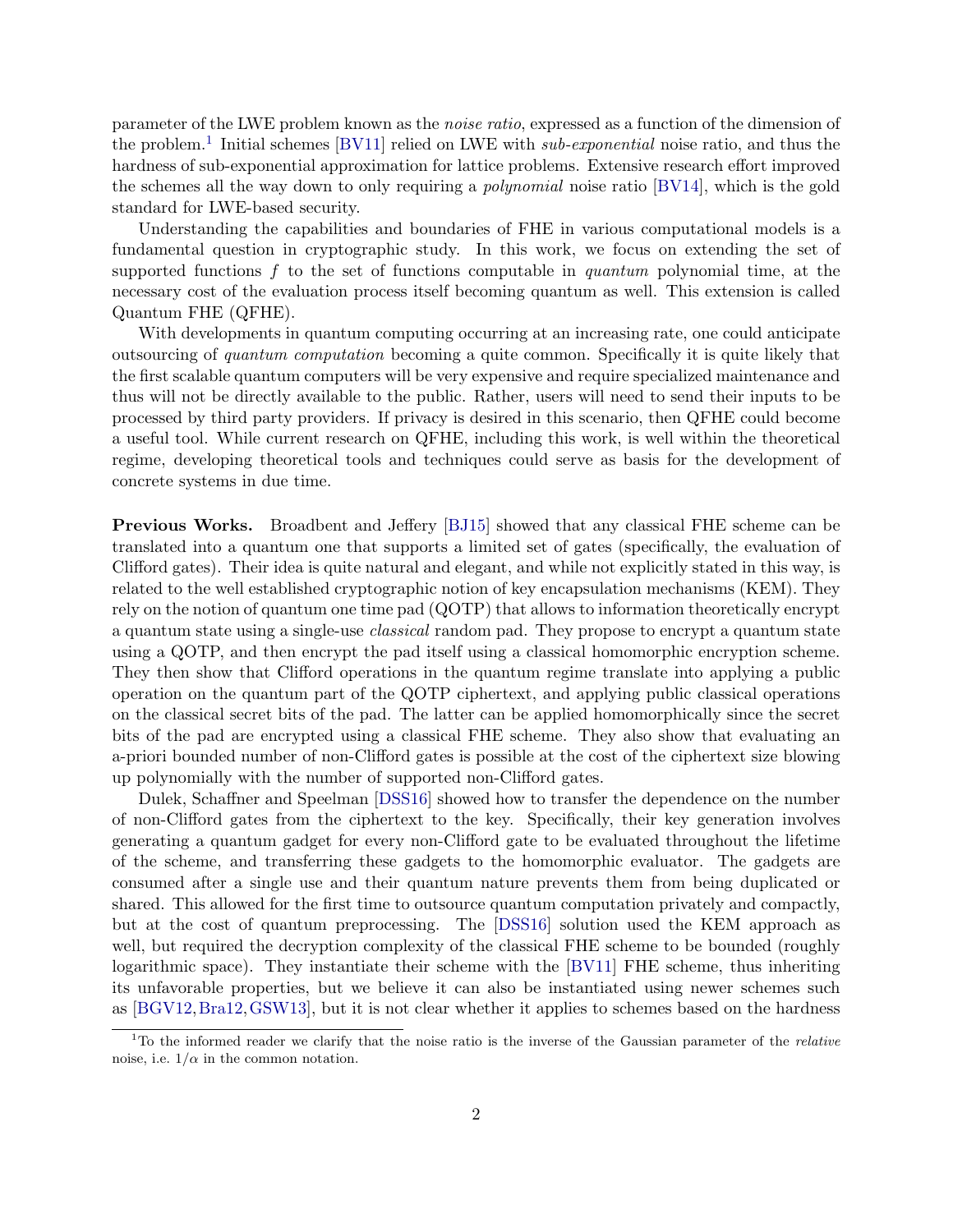parameter of the LWE problem known as the *noise ratio*, expressed as a function of the dimension of the problem.[1] Initial schemes [BV11] relied on LWE with *sub-exponential* noise ratio, and thus the hardness of sub-exponential approximation for lattice problems. Extensive research effort improved the schemes all the way down to only requiring a *polynomial* noise ratio [BV14], which is the gold standard for LWE-based security.

Understanding the capabilities and boundaries of FHE in various computational models is a fundamental question in cryptographic study. In this work, we focus on extending the set of supported functions $f$ to the set of functions computable in *quantum* polynomial time, at the necessary cost of the evaluation process itself becoming quantum as well. This extension is called Quantum FHE (QFHE).

With developments in quantum computing occurring at an increasing rate, one could anticipate outsourcing of *quantum computation* becoming a quite common. Specifically it is quite likely that the first scalable quantum computers will be very expensive and require specialized maintenance and thus will not be directly available to the public. Rather, users will need to send their inputs to be processed by third party providers. If privacy is desired in this scenario, then QFHE could become a useful tool. While current research on QFHE, including this work, is well within the theoretical regime, developing theoretical tools and techniques could serve as basis for the development of concrete systems in due time.

**Previous Works.** Broadbent and Jeffery [BJ15] showed that any classical FHE scheme can be translated into a quantum one that supports a limited set of gates (specifically, the evaluation of Clifford gates). Their idea is quite natural and elegant, and while not explicitly stated in this way, is related to the well established cryptographic notion of key encapsulation mechanisms (KEM). They rely on the notion of quantum one time pad (QOTP) that allows to information theoretically encrypt a quantum state using a single-use *classical* random pad. They propose to encrypt a quantum state using a QOTP, and then encrypt the pad itself using a classical homomorphic encryption scheme. They then show that Clifford operations in the quantum regime translate into applying a public operation on the quantum part of the QOTP ciphertext, and applying public classical operations on the classical secret bits of the pad. The latter can be applied homomorphically since the secret bits of the pad are encrypted using a classical FHE scheme. They also show that evaluating an a-priori bounded number of non-Clifford gates is possible at the cost of the ciphertext size blowing up polynomially with the number of supported non-Clifford gates.

Dulek, Schaffner and Speelman [DSS16] showed how to transfer the dependence on the number of non-Clifford gates from the ciphertext to the key. Specifically, their key generation involves generating a quantum gadget for every non-Clifford gate to be evaluated throughout the lifetime of the scheme, and transferring these gadgets to the homomorphic evaluator. The gadgets are consumed after a single use and their quantum nature prevents them from being duplicated or shared. This allowed for the first time to outsource quantum computation privately and compactly, but at the cost of quantum preprocessing. The [DSS16] solution used the KEM approach as well, but required the decryption complexity of the classical FHE scheme to be bounded (roughly logarithmic space). They instantiate their scheme with the [BV11] FHE scheme, thus inheriting its unfavorable properties, but we believe it can also be instantiated using newer schemes such as [BGV12, Bra12, GSW13], but it is not clear whether it applies to schemes based on the hardness

[1] To the informed reader we clarify that the noise ratio is the inverse of the Gaussian parameter of the *relative* noise, i.e. $1/\alpha$ in the common notation.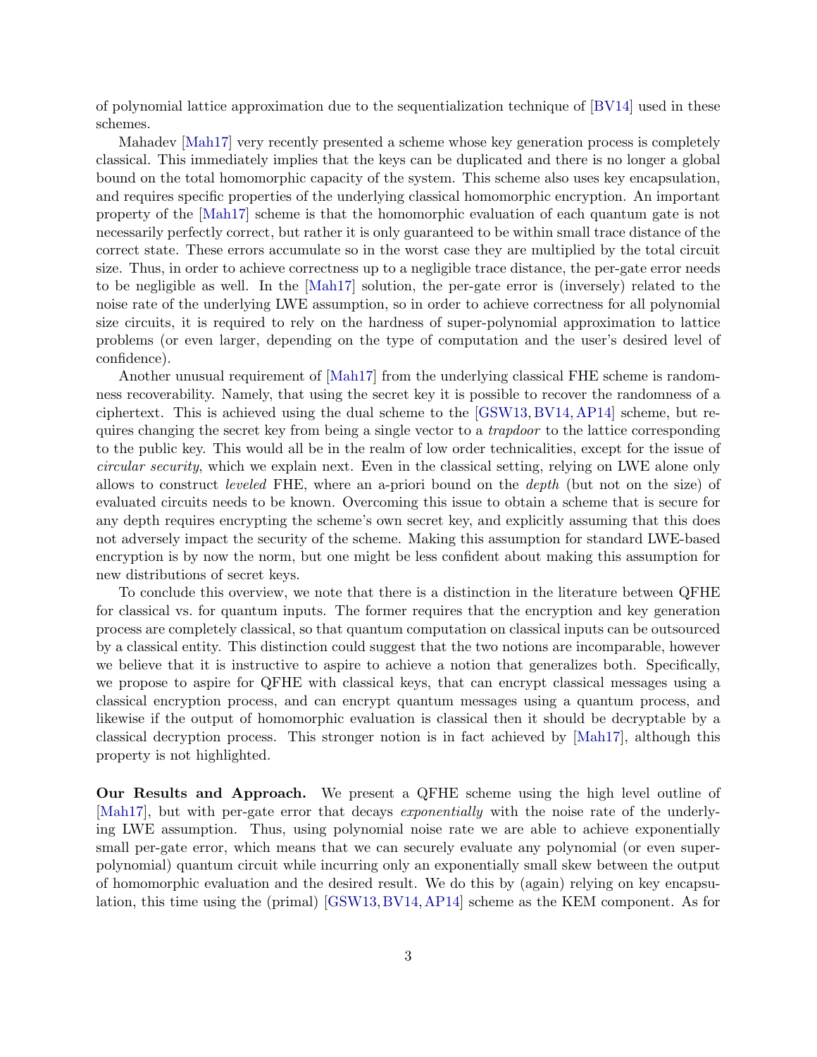of polynomial lattice approximation due to the sequentialization technique of [BV14] used in these schemes.

Mahadev [Mah17] very recently presented a scheme whose key generation process is completely classical. This immediately implies that the keys can be duplicated and there is no longer a global bound on the total homomorphic capacity of the system. This scheme also uses key encapsulation, and requires specific properties of the underlying classical homomorphic encryption. An important property of the [Mah17] scheme is that the homomorphic evaluation of each quantum gate is not necessarily perfectly correct, but rather it is only guaranteed to be within small trace distance of the correct state. These errors accumulate so in the worst case they are multiplied by the total circuit size. Thus, in order to achieve correctness up to a negligible trace distance, the per-gate error needs to be negligible as well. In the [Mah17] solution, the per-gate error is (inversely) related to the noise rate of the underlying LWE assumption, so in order to achieve correctness for all polynomial size circuits, it is required to rely on the hardness of super-polynomial approximation to lattice problems (or even larger, depending on the type of computation and the user's desired level of confidence).

Another unusual requirement of [Mah17] from the underlying classical FHE scheme is randomness recoverability. Namely, that using the secret key it is possible to recover the randomness of a ciphertext. This is achieved using the dual scheme to the [GSW13, BV14, AP14] scheme, but requires changing the secret key from being a single vector to a *trapdoor* to the lattice corresponding to the public key. This would all be in the realm of low order technicalities, except for the issue of *circular security*, which we explain next. Even in the classical setting, relying on LWE alone only allows to construct *leveled* FHE, where an a-priori bound on the *depth* (but not on the size) of evaluated circuits needs to be known. Overcoming this issue to obtain a scheme that is secure for any depth requires encrypting the scheme's own secret key, and explicitly assuming that this does not adversely impact the security of the scheme. Making this assumption for standard LWE-based encryption is by now the norm, but one might be less confident about making this assumption for new distributions of secret keys.

To conclude this overview, we note that there is a distinction in the literature between QFHE for classical vs. for quantum inputs. The former requires that the encryption and key generation process are completely classical, so that quantum computation on classical inputs can be outsourced by a classical entity. This distinction could suggest that the two notions are incomparable, however we believe that it is instructive to aspire to achieve a notion that generalizes both. Specifically, we propose to aspire for QFHE with classical keys, that can encrypt classical messages using a classical encryption process, and can encrypt quantum messages using a quantum process, and likewise if the output of homomorphic evaluation is classical then it should be decryptable by a classical decryption process. This stronger notion is in fact achieved by [Mah17], although this property is not highlighted.

**Our Results and Approach.** We present a QFHE scheme using the high level outline of [Mah17], but with per-gate error that decays *exponentially* with the noise rate of the underlying LWE assumption. Thus, using polynomial noise rate we are able to achieve exponentially small per-gate error, which means that we can securely evaluate any polynomial (or even super-polynomial) quantum circuit while incurring only an exponentially small skew between the output of homomorphic evaluation and the desired result. We do this by (again) relying on key encapsulation, this time using the (primal) [GSW13, BV14, AP14] scheme as the KEM component. As for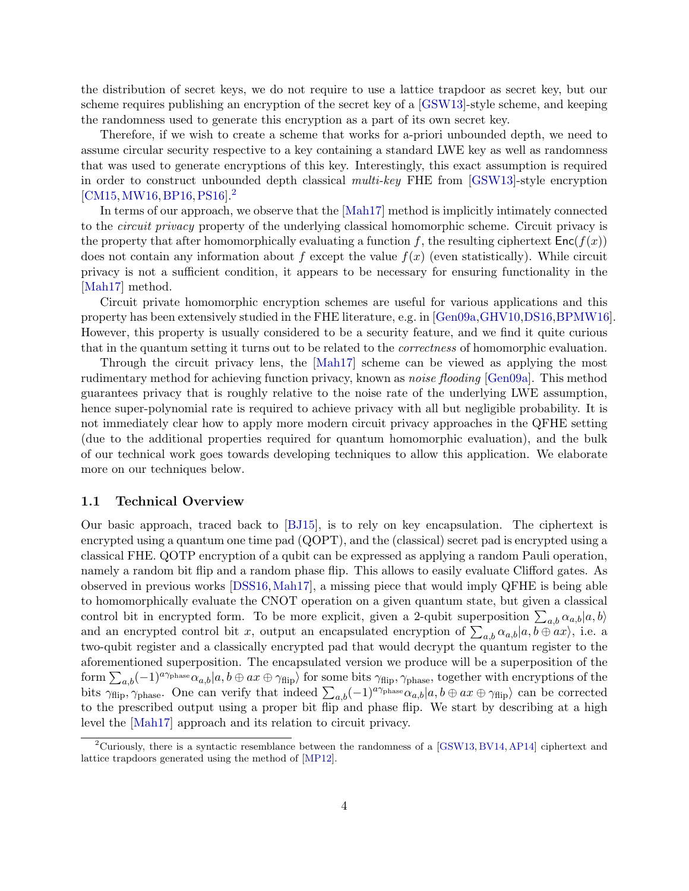the distribution of secret keys, we do not require to use a lattice trapdoor as secret key, but our scheme requires publishing an encryption of the secret key of a [GSW13]-style scheme, and keeping the randomness used to generate this encryption as a part of its own secret key.

Therefore, if we wish to create a scheme that works for a-priori unbounded depth, we need to assume circular security respective to a key containing a standard LWE key as well as randomness that was used to generate encryptions of this key. Interestingly, this exact assumption is required in order to construct unbounded depth classical *multi-key* FHE from [GSW13]-style encryption [CM15, MW16, BP16, PS16].[2]

In terms of our approach, we observe that the [Mah17] method is implicitly intimately connected to the *circuit privacy* property of the underlying classical homomorphic scheme. Circuit privacy is the property that after homomorphically evaluating a function $f$, the resulting ciphertext $\mathsf{Enc}(f(x))$ does not contain any information about $f$ except the value $f(x)$ (even statistically). While circuit privacy is not a sufficient condition, it appears to be necessary for ensuring functionality in the [Mah17] method.

Circuit private homomorphic encryption schemes are useful for various applications and this property has been extensively studied in the FHE literature, e.g. in [Gen09a, GHV10, DS16, BPMW16]. However, this property is usually considered to be a security feature, and we find it quite curious that in the quantum setting it turns out to be related to the *correctness* of homomorphic evaluation.

Through the circuit privacy lens, the [Mah17] scheme can be viewed as applying the most rudimentary method for achieving function privacy, known as *noise flooding* [Gen09a]. This method guarantees privacy that is roughly relative to the noise rate of the underlying LWE assumption, hence super-polynomial rate is required to achieve privacy with all but negligible probability. It is not immediately clear how to apply more modern circuit privacy approaches in the QFHE setting (due to the additional properties required for quantum homomorphic evaluation), and the bulk of our technical work goes towards developing techniques to allow this application. We elaborate more on our techniques below.

## 1.1 Technical Overview

Our basic approach, traced back to [BJ15], is to rely on key encapsulation. The ciphertext is encrypted using a quantum one time pad (QOPT), and the (classical) secret pad is encrypted using a classical FHE. QOTP encryption of a qubit can be expressed as applying a random Pauli operation, namely a random bit flip and a random phase flip. This allows to easily evaluate Clifford gates. As observed in previous works [DSS16, Mah17], a missing piece that would imply QFHE is being able to homomorphically evaluate the CNOT operation on a given quantum state, but given a classical control bit in encrypted form. To be more explicit, given a 2-qubit superposition $\sum_{a,b} \alpha_{a,b} |a, b\rangle$ and an encrypted control bit $x$, output an encapsulated encryption of $\sum_{a,b} \alpha_{a,b} |a, b \oplus ax\rangle$, i.e. a two-qubit register and a classically encrypted pad that would decrypt the quantum register to the aforementioned superposition. The encapsulated version we produce will be a superposition of the form $\sum_{a,b} (-1)^{a\gamma_{\text{phase}}} \alpha_{a,b} |a, b \oplus ax \oplus \gamma_{\text{flip}}\rangle$ for some bits $\gamma_{\text{flip}}, \gamma_{\text{phase}}$, together with encryptions of the bits $\gamma_{\text{flip}}, \gamma_{\text{phase}}$. One can verify that indeed $\sum_{a,b} (-1)^{a\gamma_{\text{phase}}} \alpha_{a,b} |a, b \oplus ax \oplus \gamma_{\text{flip}}\rangle$ can be corrected to the prescribed output using a proper bit flip and phase flip. We start by describing at a high level the [Mah17] approach and its relation to circuit privacy.

[2] Curiously, there is a syntactic resemblance between the randomness of a [GSW13, BV14, AP14] ciphertext and lattice trapdoors generated using the method of [MP12].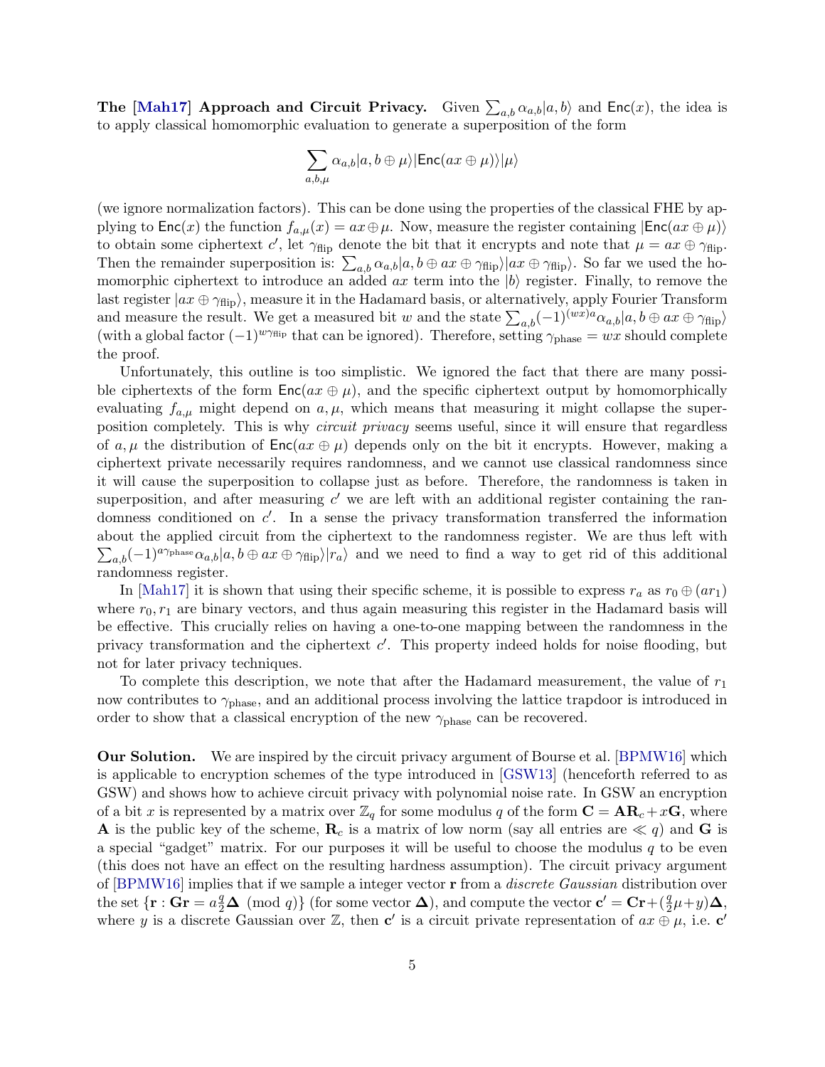**The [Mah17] Approach and Circuit Privacy.** Given $\sum_{a,b} \alpha_{a,b}|a,b\rangle$ and $\mathsf{Enc}(x)$, the idea is to apply classical homomorphic evaluation to generate a superposition of the form

$$\sum_{a,b,\mu} \alpha_{a,b}|a, b \oplus \mu\rangle|\mathsf{Enc}(ax \oplus \mu)\rangle|\mu\rangle$$

(we ignore normalization factors). This can be done using the properties of the classical FHE by applying to $\mathsf{Enc}(x)$ the function $f_{a,\mu}(x) = ax \oplus \mu$. Now, measure the register containing $|\mathsf{Enc}(ax \oplus \mu)\rangle$ to obtain some ciphertext $c'$, let $\gamma_{\text{flip}}$ denote the bit that it encrypts and note that $\mu = ax \oplus \gamma_{\text{flip}}$. Then the remainder superposition is: $\sum_{a,b} \alpha_{a,b}|a, b \oplus ax \oplus \gamma_{\text{flip}}\rangle|ax \oplus \gamma_{\text{flip}}\rangle$. So far we used the homomorphic ciphertext to introduce an added $ax$ term into the $|b\rangle$ register. Finally, to remove the last register $|ax \oplus \gamma_{\text{flip}}\rangle$, measure it in the Hadamard basis, or alternatively, apply Fourier Transform and measure the result. We get a measured bit $w$ and the state $\sum_{a,b}(-1)^{(wx)a}\alpha_{a,b}|a, b \oplus ax \oplus \gamma_{\text{flip}}\rangle$ (with a global factor $(-1)^{w\gamma_{\text{flip}}}$ that can be ignored). Therefore, setting $\gamma_{\text{phase}} = wx$ should complete the proof.

Unfortunately, this outline is too simplistic. We ignored the fact that there are many possible ciphertexts of the form $\mathsf{Enc}(ax \oplus \mu)$, and the specific ciphertext output by homomorphically evaluating $f_{a,\mu}$ might depend on $a, \mu$, which means that measuring it might collapse the superposition completely. This is why *circuit privacy* seems useful, since it will ensure that regardless of $a, \mu$ the distribution of $\mathsf{Enc}(ax \oplus \mu)$ depends only on the bit it encrypts. However, making a ciphertext private necessarily requires randomness, and we cannot use classical randomness since it will cause the superposition to collapse just as before. Therefore, the randomness is taken in superposition, and after measuring $c'$ we are left with an additional register containing the randomness conditioned on $c'$. In a sense the privacy transformation transferred the information about the applied circuit from the ciphertext to the randomness register. We are thus left with $\sum_{a,b}(-1)^{a\gamma_{\text{phase}}}\alpha_{a,b}|a, b \oplus ax \oplus \gamma_{\text{flip}}\rangle|r_a\rangle$ and we need to find a way to get rid of this additional randomness register.

In [Mah17] it is shown that using their specific scheme, it is possible to express $r_a$ as $r_0 \oplus (ar_1)$ where $r_0, r_1$ are binary vectors, and thus again measuring this register in the Hadamard basis will be effective. This crucially relies on having a one-to-one mapping between the randomness in the privacy transformation and the ciphertext $c'$. This property indeed holds for noise flooding, but not for later privacy techniques.

To complete this description, we note that after the Hadamard measurement, the value of $r_1$ now contributes to $\gamma_{\text{phase}}$, and an additional process involving the lattice trapdoor is introduced in order to show that a classical encryption of the new $\gamma_{\text{phase}}$ can be recovered.

**Our Solution.** We are inspired by the circuit privacy argument of Bourse et al. [BPMW16] which is applicable to encryption schemes of the type introduced in [GSW13] (henceforth referred to as GSW) and shows how to achieve circuit privacy with polynomial noise rate. In GSW an encryption of a bit $x$ is represented by a matrix over $\mathbb{Z}_q$ for some modulus $q$ of the form $\mathbf{C} = \mathbf{A}\mathbf{R}_c + x\mathbf{G}$, where $\mathbf{A}$ is the public key of the scheme, $\mathbf{R}_c$ is a matrix of low norm (say all entries are $\ll q$) and $\mathbf{G}$ is a special "gadget" matrix. For our purposes it will be useful to choose the modulus $q$ to be even (this does not have an effect on the resulting hardness assumption). The circuit privacy argument of [BPMW16] implies that if we sample a integer vector $\mathbf{r}$ from a *discrete Gaussian* distribution over the set $\{\mathbf{r} : \mathbf{G}\mathbf{r} = a\frac{q}{2}\mathbf{\Delta} \pmod q\}$ (for some vector $\mathbf{\Delta}$), and compute the vector $\mathbf{c}' = \mathbf{C}\mathbf{r} + (\frac{q}{2}\mu + y)\mathbf{\Delta}$, where $y$ is a discrete Gaussian over $\mathbb{Z}$, then $\mathbf{c}'$ is a circuit private representation of $ax \oplus \mu$, i.e. $\mathbf{c}'$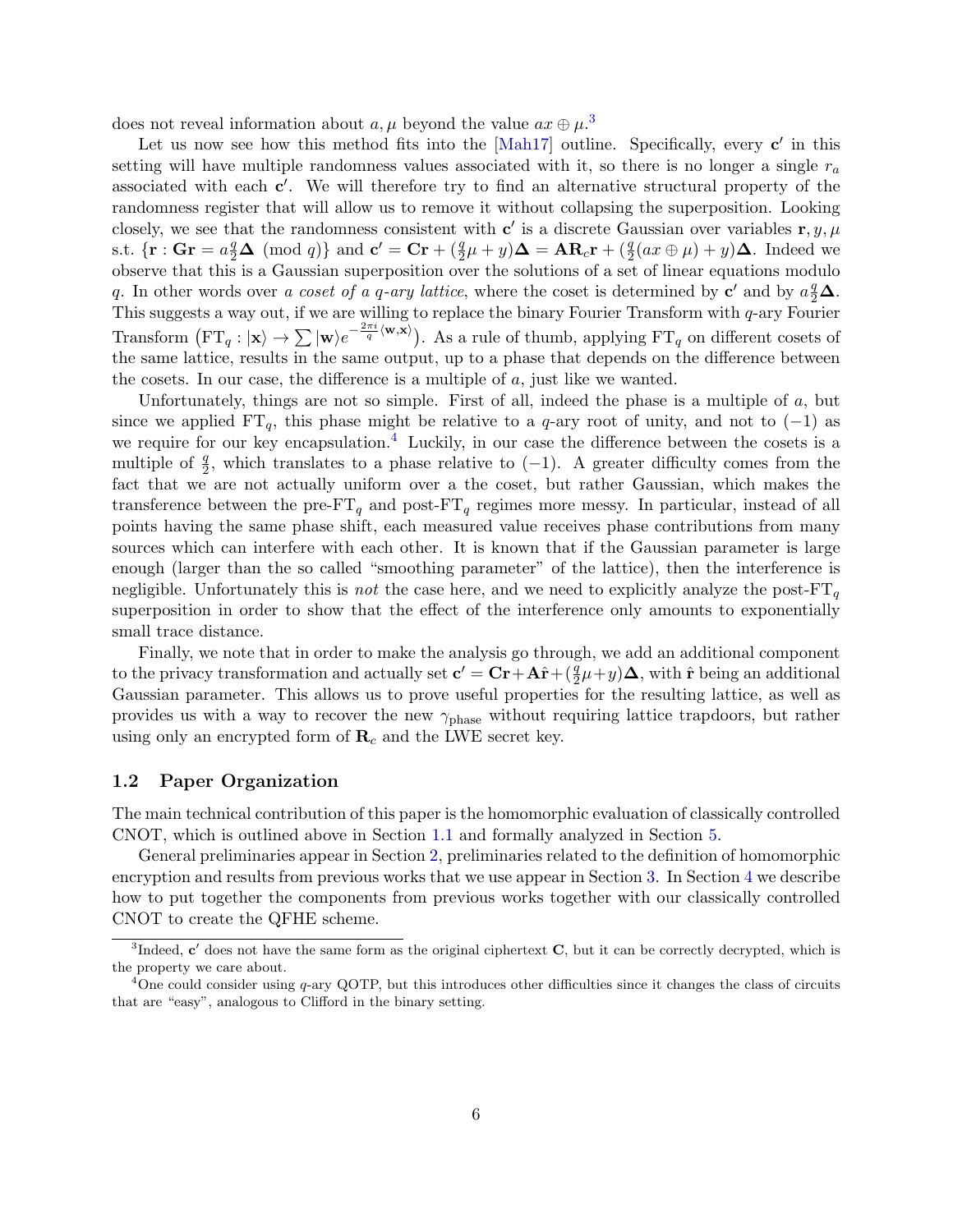does not reveal information about $a, \mu$ beyond the value $ax \oplus \mu$.[3]

Let us now see how this method fits into the [Mah17] outline. Specifically, every $\mathbf{c}'$ in this setting will have multiple randomness values associated with it, so there is no longer a single $r_a$ associated with each $\mathbf{c}'$. We will therefore try to find an alternative structural property of the randomness register that will allow us to remove it without collapsing the superposition. Looking closely, we see that the randomness consistent with $\mathbf{c}'$ is a discrete Gaussian over variables $\mathbf{r}, y, \mu$ s.t. $\{\mathbf{r} : \mathbf{G}\mathbf{r} = a\frac{q}{2}\mathbf{\Delta} \pmod q\}$ and $\mathbf{c}' = \mathbf{C}\mathbf{r} + (\frac{q}{2}\mu + y)\mathbf{\Delta} = \mathbf{A}\mathbf{R}_c\mathbf{r} + (\frac{q}{2}(ax \oplus \mu) + y)\mathbf{\Delta}$. Indeed we observe that this is a Gaussian superposition over the solutions of a set of linear equations modulo $q$. In other words over *a coset of a $q$-ary lattice*, where the coset is determined by $\mathbf{c}'$ and by $a\frac{q}{2}\mathbf{\Delta}$. This suggests a way out, if we are willing to replace the binary Fourier Transform with $q$-ary Fourier Transform $\left(\mathrm{FT}_q : |\mathbf{x}\rangle \to \sum |\mathbf{w}\rangle e^{-\frac{2\pi i}{q}\langle \mathbf{w}, \mathbf{x}\rangle}\right)$. As a rule of thumb, applying $\mathrm{FT}_q$ on different cosets of the same lattice, results in the same output, up to a phase that depends on the difference between the cosets. In our case, the difference is a multiple of $a$, just like we wanted.

Unfortunately, things are not so simple. First of all, indeed the phase is a multiple of $a$, but since we applied $\mathrm{FT}_q$, this phase might be relative to a $q$-ary root of unity, and not to $(-1)$ as we require for our key encapsulation.[4] Luckily, in our case the difference between the cosets is a multiple of $\frac{q}{2}$, which translates to a phase relative to $(-1)$. A greater difficulty comes from the fact that we are not actually uniform over a the coset, but rather Gaussian, which makes the transference between the pre-$\mathrm{FT}_q$ and post-$\mathrm{FT}_q$ regimes more messy. In particular, instead of all points having the same phase shift, each measured value receives phase contributions from many sources which can interfere with each other. It is known that if the Gaussian parameter is large enough (larger than the so called "smoothing parameter" of the lattice), then the interference is negligible. Unfortunately this is *not* the case here, and we need to explicitly analyze the post-$\mathrm{FT}_q$ superposition in order to show that the effect of the interference only amounts to exponentially small trace distance.

Finally, we note that in order to make the analysis go through, we add an additional component to the privacy transformation and actually set $\mathbf{c}' = \mathbf{C}\mathbf{r} + \mathbf{A}\hat{\mathbf{r}} + (\frac{q}{2}\mu + y)\mathbf{\Delta}$, with $\hat{\mathbf{r}}$ being an additional Gaussian parameter. This allows us to prove useful properties for the resulting lattice, as well as provides us with a way to recover the new $\gamma_{\text{phase}}$ without requiring lattice trapdoors, but rather using only an encrypted form of $\mathbf{R}_c$ and the LWE secret key.

## 1.2 Paper Organization

The main technical contribution of this paper is the homomorphic evaluation of classically controlled CNOT, which is outlined above in Section 1.1 and formally analyzed in Section 5.

General preliminaries appear in Section 2, preliminaries related to the definition of homomorphic encryption and results from previous works that we use appear in Section 3. In Section 4 we describe how to put together the components from previous works together with our classically controlled CNOT to create the QFHE scheme.

---

[3] Indeed, $\mathbf{c}'$ does not have the same form as the original ciphertext $\mathbf{C}$, but it can be correctly decrypted, which is the property we care about.

[4] One could consider using $q$-ary QOTP, but this introduces other difficulties since it changes the class of circuits that are "easy", analogous to Clifford in the binary setting.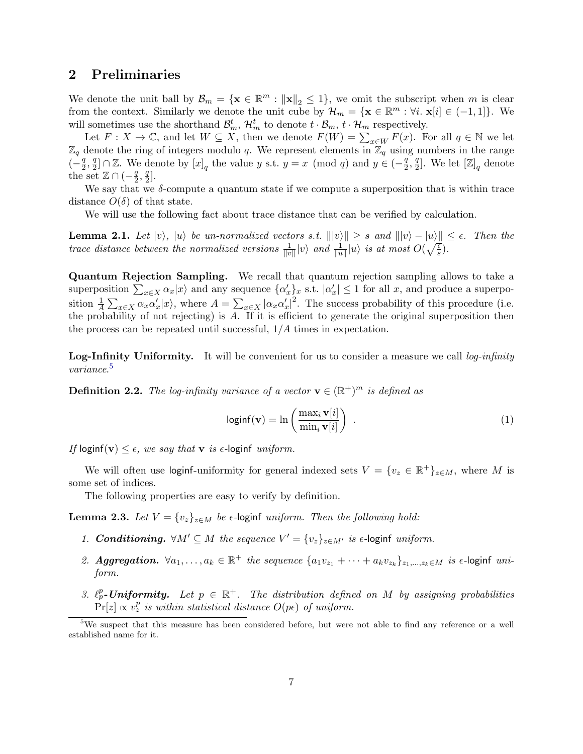## 2 Preliminaries

We denote the unit ball by $\mathcal{B}_m = \{\mathbf{x} \in \mathbb{R}^m : \|\mathbf{x}\|_2 \leq 1\}$, we omit the subscript when $m$ is clear from the context. Similarly we denote the unit cube by $\mathcal{H}_m = \{\mathbf{x} \in \mathbb{R}^m : \forall i.\ \mathbf{x}[i] \in (-1, 1]\}$. We will sometimes use the shorthand $\mathcal{B}_m^t$, $\mathcal{H}_m^t$ to denote $t \cdot \mathcal{B}_m$, $t \cdot \mathcal{H}_m$ respectively.

Let $F : X \to \mathbb{C}$, and let $W \subseteq X$, then we denote $F(W) = \sum_{x \in W} F(x)$. For all $q \in \mathbb{N}$ we let $\mathbb{Z}_q$ denote the ring of integers modulo $q$. We represent elements in $\mathbb{Z}_q$ using numbers in the range $(-\frac{q}{2}, \frac{q}{2}] \cap \mathbb{Z}$. We denote by $[x]_q$ the value $y$ s.t. $y = x \pmod q$ and $y \in (-\frac{q}{2}, \frac{q}{2}]$. We let $[\mathbb{Z}]_q$ denote the set $\mathbb{Z} \cap (-\frac{q}{2}, \frac{q}{2}]$.

We say that we $\delta$-compute a quantum state if we compute a superposition that is within trace distance $O(\delta)$ of that state.

We will use the following fact about trace distance that can be verified by calculation.

**Lemma 2.1.** *Let $|v\rangle$, $|u\rangle$ be un-normalized vectors s.t. $\||v\rangle\| \geq s$ and $\||v\rangle - |u\rangle\| \leq \epsilon$. Then the trace distance between the normalized versions $\frac{1}{\|v\|}|v\rangle$ and $\frac{1}{\|u\|}|u\rangle$ is at most $O(\sqrt{\frac{\epsilon}{s}})$.*

**Quantum Rejection Sampling.** We recall that quantum rejection sampling allows to take a superposition $\sum_{x \in X} \alpha_x |x\rangle$ and any sequence $\{\alpha'_x\}_x$ s.t. $|\alpha'_x| \leq 1$ for all $x$, and produce a superposition $\frac{1}{A} \sum_{x \in X} \alpha_x \alpha'_x |x\rangle$, where $A = \sum_{x \in X} |\alpha_x \alpha'_x|^2$. The success probability of this procedure (i.e. the probability of not rejecting) is $A$. If it is efficient to generate the original superposition then the process can be repeated until successful, $1/A$ times in expectation.

**Log-Infinity Uniformity.** It will be convenient for us to consider a measure we call *log-infinity variance*.[5]

**Definition 2.2.** *The log-infinity variance of a vector $\mathbf{v} \in (\mathbb{R}^+)^m$ is defined as*

$$\mathsf{loginf}(\mathbf{v}) = \ln\left(\frac{\max_i \mathbf{v}[i]}{\min_i \mathbf{v}[i]}\right) . \tag{1}$$

*If $\mathsf{loginf}(\mathbf{v}) \leq \epsilon$, we say that $\mathbf{v}$ is $\epsilon$-$\mathsf{loginf}$ uniform.*

We will often use $\mathsf{loginf}$-uniformity for general indexed sets $V = \{v_z \in \mathbb{R}^+\}_{z \in M}$, where $M$ is some set of indices.

The following properties are easy to verify by definition.

**Lemma 2.3.** *Let $V = \{v_z\}_{z \in M}$ be $\epsilon$-$\mathsf{loginf}$ uniform. Then the following hold:*

1. ***Conditioning.*** *$\forall M' \subseteq M$ the sequence $V' = \{v_z\}_{z \in M'}$ is $\epsilon$-$\mathsf{loginf}$ uniform.*
2. ***Aggregation.*** *$\forall a_1, \ldots, a_k \in \mathbb{R}^+$ the sequence $\{a_1 v_{z_1} + \cdots + a_k v_{z_k}\}_{z_1,\ldots,z_k \in M}$ is $\epsilon$-$\mathsf{loginf}$ uniform.*
3. ***$\ell_p^p$-Uniformity.*** *Let $p \in \mathbb{R}^+$. The distribution defined on $M$ by assigning probabilities $\Pr[z] \propto v_z^p$ is within statistical distance $O(p\epsilon)$ of uniform.*

[5] We suspect that this measure has been considered before, but were not able to find any reference or a well established name for it.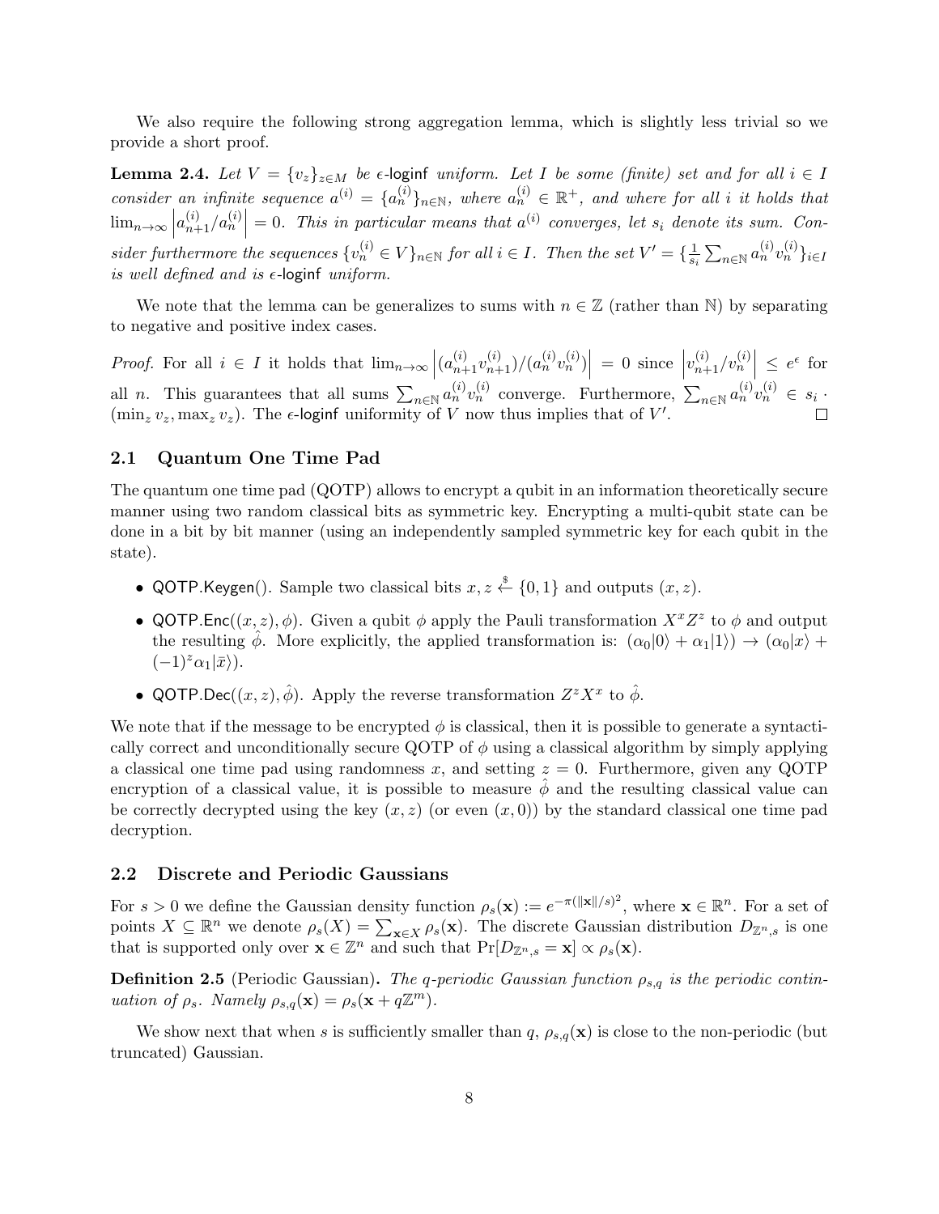We also require the following strong aggregation lemma, which is slightly less trivial so we provide a short proof.

**Lemma 2.4.** *Let $V = \{v_z\}_{z \in M}$ be $\epsilon$-*$\mathsf{loginf}$ *uniform. Let $I$ be some (finite) set and for all $i \in I$ consider an infinite sequence $a^{(i)} = \{a_n^{(i)}\}_{n \in \mathbb{N}}$, where $a_n^{(i)} \in \mathbb{R}^+$, and where for all $i$ it holds that $\lim_{n\to\infty} \left| a_{n+1}^{(i)} / a_n^{(i)} \right| = 0$. This in particular means that $a^{(i)}$ converges, let $s_i$ denote its sum. Consider furthermore the sequences $\{v_n^{(i)} \in V\}_{n \in \mathbb{N}}$ for all $i \in I$. Then the set $V' = \{\frac{1}{s_i} \sum_{n \in \mathbb{N}} a_n^{(i)} v_n^{(i)}\}_{i \in I}$ is well defined and is $\epsilon$-*$\mathsf{loginf}$ *uniform.*

We note that the lemma can be generalizes to sums with $n \in \mathbb{Z}$ (rather than $\mathbb{N}$) by separating to negative and positive index cases.

*Proof.* For all $i \in I$ it holds that $\lim_{n\to\infty} \left| (a_{n+1}^{(i)} v_{n+1}^{(i)}) / (a_n^{(i)} v_n^{(i)}) \right| = 0$ since $\left| v_{n+1}^{(i)} / v_n^{(i)} \right| \le e^{\epsilon}$ for all $n$. This guarantees that all sums $\sum_{n \in \mathbb{N}} a_n^{(i)} v_n^{(i)}$ converge. Furthermore, $\sum_{n \in \mathbb{N}} a_n^{(i)} v_n^{(i)} \in s_i \cdot (\min_z v_z, \max_z v_z)$. The $\epsilon$-$\mathsf{loginf}$ uniformity of $V$ now thus implies that of $V'$. □

## 2.1 Quantum One Time Pad

The quantum one time pad (QOTP) allows to encrypt a qubit in an information theoretically secure manner using two random classical bits as symmetric key. Encrypting a multi-qubit state can be done in a bit by bit manner (using an independently sampled symmetric key for each qubit in the state).

- $\mathsf{QOTP.Keygen}()$. Sample two classical bits $x, z \stackrel{\$}{\leftarrow} \{0, 1\}$ and outputs $(x, z)$.
- $\mathsf{QOTP.Enc}((x, z), \phi)$. Given a qubit $\phi$ apply the Pauli transformation $X^x Z^z$ to $\phi$ and output the resulting $\hat{\phi}$. More explicitly, the applied transformation is: $(\alpha_0|0\rangle + \alpha_1|1\rangle) \to (\alpha_0|x\rangle + (-1)^z \alpha_1|\bar{x}\rangle)$.
- $\mathsf{QOTP.Dec}((x, z), \hat{\phi})$. Apply the reverse transformation $Z^z X^x$ to $\hat{\phi}$.

We note that if the message to be encrypted $\phi$ is classical, then it is possible to generate a syntactically correct and unconditionally secure QOTP of $\phi$ using a classical algorithm by simply applying a classical one time pad using randomness $x$, and setting $z = 0$. Furthermore, given any QOTP encryption of a classical value, it is possible to measure $\hat{\phi}$ and the resulting classical value can be correctly decrypted using the key $(x, z)$ (or even $(x, 0)$) by the standard classical one time pad decryption.

## 2.2 Discrete and Periodic Gaussians

For $s > 0$ we define the Gaussian density function $\rho_s(\mathbf{x}) := e^{-\pi(\|\mathbf{x}\|/s)^2}$, where $\mathbf{x} \in \mathbb{R}^n$. For a set of points $X \subseteq \mathbb{R}^n$ we denote $\rho_s(X) = \sum_{\mathbf{x} \in X} \rho_s(\mathbf{x})$. The discrete Gaussian distribution $D_{\mathbb{Z}^n, s}$ is one that is supported only over $\mathbf{x} \in \mathbb{Z}^n$ and such that $\Pr[D_{\mathbb{Z}^n, s} = \mathbf{x}] \propto \rho_s(\mathbf{x})$.

**Definition 2.5** (Periodic Gaussian)**.** *The $q$-periodic Gaussian function $\rho_{s,q}$ is the periodic continuation of $\rho_s$. Namely $\rho_{s,q}(\mathbf{x}) = \rho_s(\mathbf{x} + q\mathbb{Z}^m)$.*

We show next that when $s$ is sufficiently smaller than $q$, $\rho_{s,q}(\mathbf{x})$ is close to the non-periodic (but truncated) Gaussian.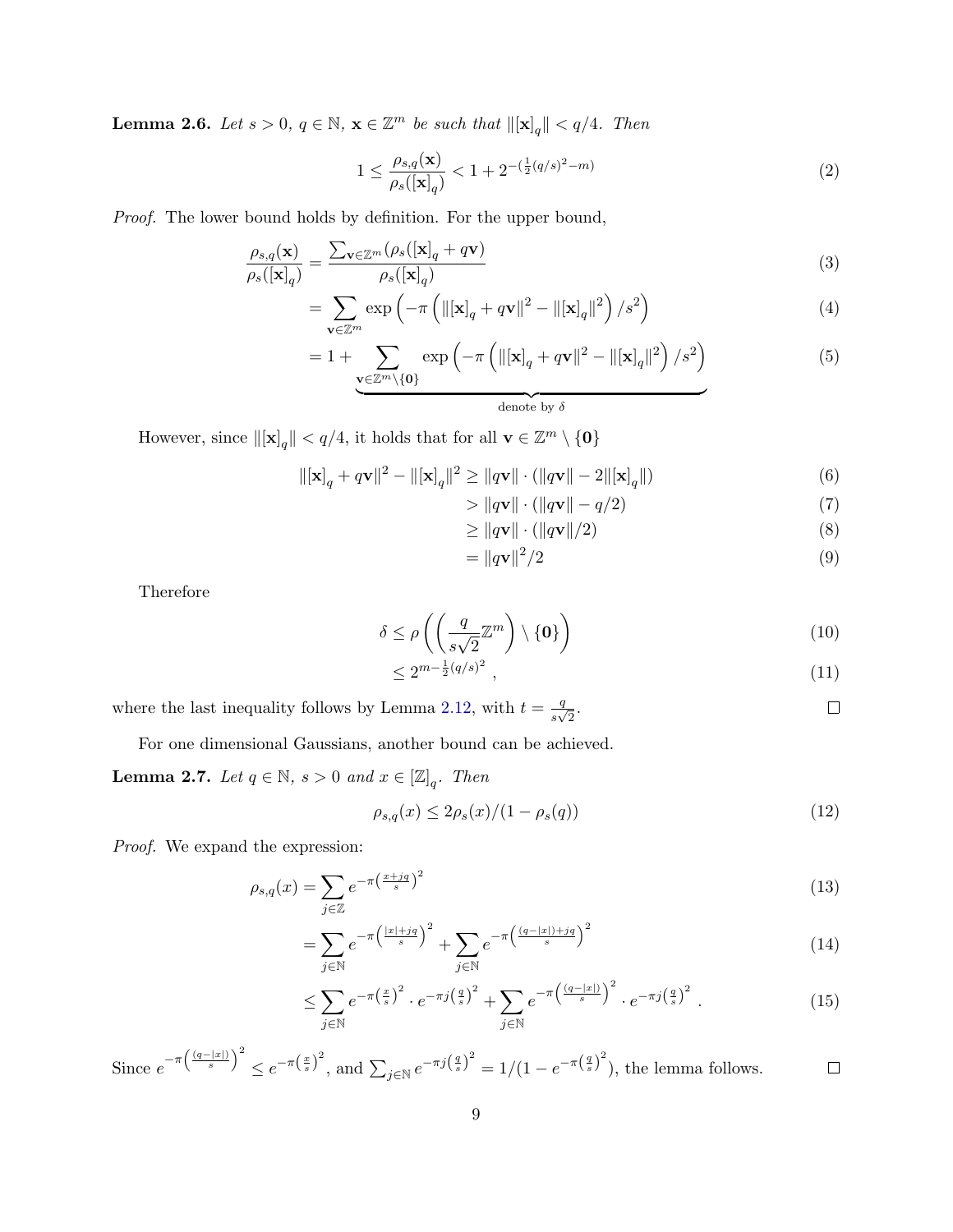**Lemma 2.6.** *Let $s > 0$, $q \in \mathbb{N}$, $\mathbf{x} \in \mathbb{Z}^m$ be such that $\|[\mathbf{x}]_q\| < q/4$. Then*

$$1 \le \frac{\rho_{s,q}(\mathbf{x})}{\rho_s([\mathbf{x}]_q)} < 1 + 2^{-(\frac{1}{2}(q/s)^2 - m)} \tag{2}$$

*Proof.* The lower bound holds by definition. For the upper bound,

$$\frac{\rho_{s,q}(\mathbf{x})}{\rho_s([\mathbf{x}]_q)} = \frac{\sum_{\mathbf{v} \in \mathbb{Z}^m} (\rho_s([\mathbf{x}]_q + q\mathbf{v})}{\rho_s([\mathbf{x}]_q)} \tag{3}$$

$$= \sum_{\mathbf{v} \in \mathbb{Z}^m} \exp\left(-\pi \left(\|[\mathbf{x}]_q + q\mathbf{v}\|^2 - \|[\mathbf{x}]_q\|^2\right)/s^2\right) \tag{4}$$

$$= 1 + \underbrace{\sum_{\mathbf{v} \in \mathbb{Z}^m \setminus \{\mathbf{0}\}} \exp\left(-\pi \left(\|[\mathbf{x}]_q + q\mathbf{v}\|^2 - \|[\mathbf{x}]_q\|^2\right)/s^2\right)}_{\text{denote by } \delta} \tag{5}$$

However, since $\|[\mathbf{x}]_q\| < q/4$, it holds that for all $\mathbf{v} \in \mathbb{Z}^m \setminus \{\mathbf{0}\}$

$$\|[\mathbf{x}]_q + q\mathbf{v}\|^2 - \|[\mathbf{x}]_q\|^2 \ge \|q\mathbf{v}\| \cdot (\|q\mathbf{v}\| - 2\|[\mathbf{x}]_q\|) \tag{6}$$

$$> \|q\mathbf{v}\| \cdot (\|q\mathbf{v}\| - q/2) \tag{7}$$

$$\ge \|q\mathbf{v}\| \cdot (\|q\mathbf{v}\|/2) \tag{8}$$

$$= \|q\mathbf{v}\|^2/2 \tag{9}$$

Therefore

$$\delta \le \rho\left(\left(\frac{q}{s\sqrt{2}}\mathbb{Z}^m\right) \setminus \{\mathbf{0}\}\right) \tag{10}$$

$$\le 2^{m - \frac{1}{2}(q/s)^2}, \tag{11}$$

where the last inequality follows by Lemma 2.12, with $t = \frac{q}{s\sqrt{2}}$. ∎

For one dimensional Gaussians, another bound can be achieved.

**Lemma 2.7.** *Let $q \in \mathbb{N}$, $s > 0$ and $x \in [\mathbb{Z}]_q$. Then*

$$\rho_{s,q}(x) \le 2\rho_s(x)/(1 - \rho_s(q)) \tag{12}$$

*Proof.* We expand the expression:

$$\rho_{s,q}(x) = \sum_{j \in \mathbb{Z}} e^{-\pi\left(\frac{x+jq}{s}\right)^2} \tag{13}$$

$$= \sum_{j \in \mathbb{N}} e^{-\pi\left(\frac{|x|+jq}{s}\right)^2} + \sum_{j \in \mathbb{N}} e^{-\pi\left(\frac{(q-|x|)+jq}{s}\right)^2} \tag{14}$$

$$\le \sum_{j \in \mathbb{N}} e^{-\pi\left(\frac{x}{s}\right)^2} \cdot e^{-\pi j \left(\frac{q}{s}\right)^2} + \sum_{j \in \mathbb{N}} e^{-\pi\left(\frac{(q-|x|)}{s}\right)^2} \cdot e^{-\pi j\left(\frac{q}{s}\right)^2}. \tag{15}$$

Since $e^{-\pi\left(\frac{(q-|x|)}{s}\right)^2} \le e^{-\pi\left(\frac{x}{s}\right)^2}$, and $\sum_{j \in \mathbb{N}} e^{-\pi j\left(\frac{q}{s}\right)^2} = 1/(1 - e^{-\pi\left(\frac{q}{s}\right)^2})$, the lemma follows. ∎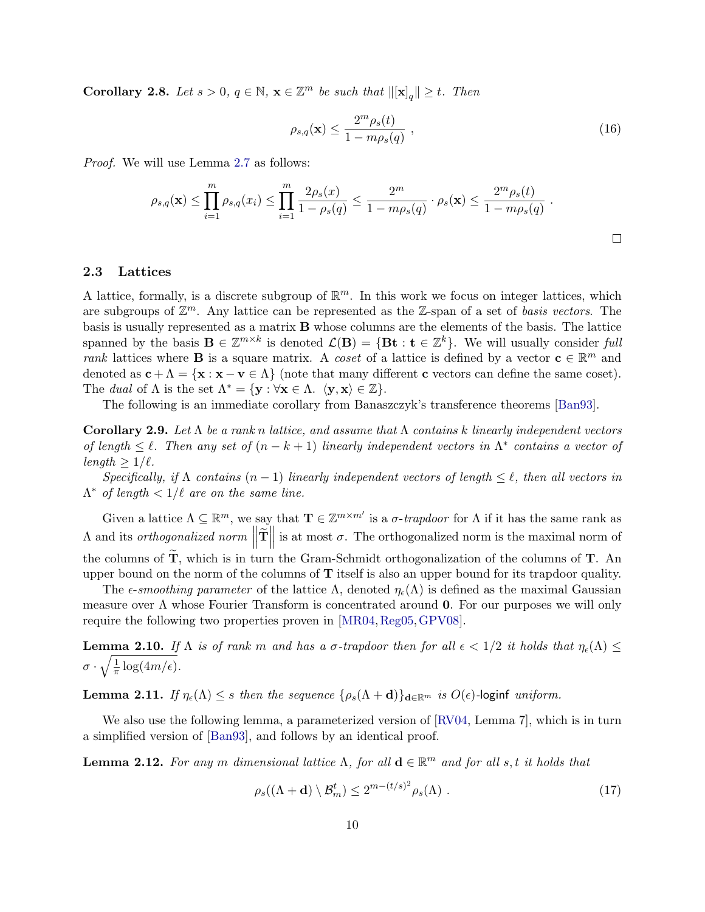**Corollary 2.8.** *Let $s > 0$, $q \in \mathbb{N}$, $\mathbf{x} \in \mathbb{Z}^m$ be such that $\|[\mathbf{x}]_q\| \geq t$. Then*

$$\rho_{s,q}(\mathbf{x}) \leq \frac{2^m \rho_s(t)}{1 - m\rho_s(q)} \ , \tag{16}$$

*Proof.* We will use Lemma 2.7 as follows:

$$\rho_{s,q}(\mathbf{x}) \leq \prod_{i=1}^{m} \rho_{s,q}(x_i) \leq \prod_{i=1}^{m} \frac{2\rho_s(x)}{1 - \rho_s(q)} \leq \frac{2^m}{1 - m\rho_s(q)} \cdot \rho_s(\mathbf{x}) \leq \frac{2^m \rho_s(t)}{1 - m\rho_s(q)} \ .$$

□

### 2.3 Lattices

A lattice, formally, is a discrete subgroup of $\mathbb{R}^m$. In this work we focus on integer lattices, which are subgroups of $\mathbb{Z}^m$. Any lattice can be represented as the $\mathbb{Z}$-span of a set of *basis vectors*. The basis is usually represented as a matrix $\mathbf{B}$ whose columns are the elements of the basis. The lattice spanned by the basis $\mathbf{B} \in \mathbb{Z}^{m \times k}$ is denoted $\mathcal{L}(\mathbf{B}) = \{\mathbf{Bt} : \mathbf{t} \in \mathbb{Z}^k\}$. We will usually consider *full rank* lattices where $\mathbf{B}$ is a square matrix. A *coset* of a lattice is defined by a vector $\mathbf{c} \in \mathbb{R}^m$ and denoted as $\mathbf{c} + \Lambda = \{\mathbf{x} : \mathbf{x} - \mathbf{v} \in \Lambda\}$ (note that many different $\mathbf{c}$ vectors can define the same coset). The *dual* of $\Lambda$ is the set $\Lambda^* = \{\mathbf{y} : \forall \mathbf{x} \in \Lambda. \ \langle \mathbf{y}, \mathbf{x} \rangle \in \mathbb{Z}\}$.

The following is an immediate corollary from Banaszczyk's transference theorems [Ban93].

**Corollary 2.9.** *Let $\Lambda$ be a rank $n$ lattice, and assume that $\Lambda$ contains $k$ linearly independent vectors of length $\leq \ell$. Then any set of $(n - k + 1)$ linearly independent vectors in $\Lambda^*$ contains a vector of length $\geq 1/\ell$.*

*Specifically, if $\Lambda$ contains $(n - 1)$ linearly independent vectors of length $\leq \ell$, then all vectors in $\Lambda^*$ of length $< 1/\ell$ are on the same line.*

Given a lattice $\Lambda \subseteq \mathbb{R}^m$, we say that $\mathbf{T} \in \mathbb{Z}^{m \times m'}$ is a *$\sigma$-trapdoor* for $\Lambda$ if it has the same rank as $\Lambda$ and its *orthogonalized norm* $\left\|\widetilde{\mathbf{T}}\right\|$ is at most $\sigma$. The orthogonalized norm is the maximal norm of the columns of $\widetilde{\mathbf{T}}$, which is in turn the Gram-Schmidt orthogonalization of the columns of $\mathbf{T}$. An upper bound on the norm of the columns of $\mathbf{T}$ itself is also an upper bound for its trapdoor quality.

The *$\epsilon$-smoothing parameter* of the lattice $\Lambda$, denoted $\eta_\epsilon(\Lambda)$ is defined as the maximal Gaussian measure over $\Lambda$ whose Fourier Transform is concentrated around $\mathbf{0}$. For our purposes we will only require the following two properties proven in [MR04, Reg05, GPV08].

**Lemma 2.10.** *If $\Lambda$ is of rank $m$ and has a $\sigma$-trapdoor then for all $\epsilon < 1/2$ it holds that $\eta_\epsilon(\Lambda) \leq \sigma \cdot \sqrt{\frac{1}{\pi}\log(4m/\epsilon)}$.*

**Lemma 2.11.** *If $\eta_\epsilon(\Lambda) \leq s$ then the sequence $\{\rho_s(\Lambda + \mathbf{d})\}_{\mathbf{d} \in \mathbb{R}^m}$ is $O(\epsilon)$-$\mathsf{loginf}$ uniform.*

We also use the following lemma, a parameterized version of [RV04, Lemma 7], which is in turn a simplified version of [Ban93], and follows by an identical proof.

**Lemma 2.12.** *For any $m$ dimensional lattice $\Lambda$, for all $\mathbf{d} \in \mathbb{R}^m$ and for all $s, t$ it holds that*

$$\rho_s((\Lambda + \mathbf{d}) \setminus \mathcal{B}_m^t) \leq 2^{m - (t/s)^2} \rho_s(\Lambda) \ . \tag{17}$$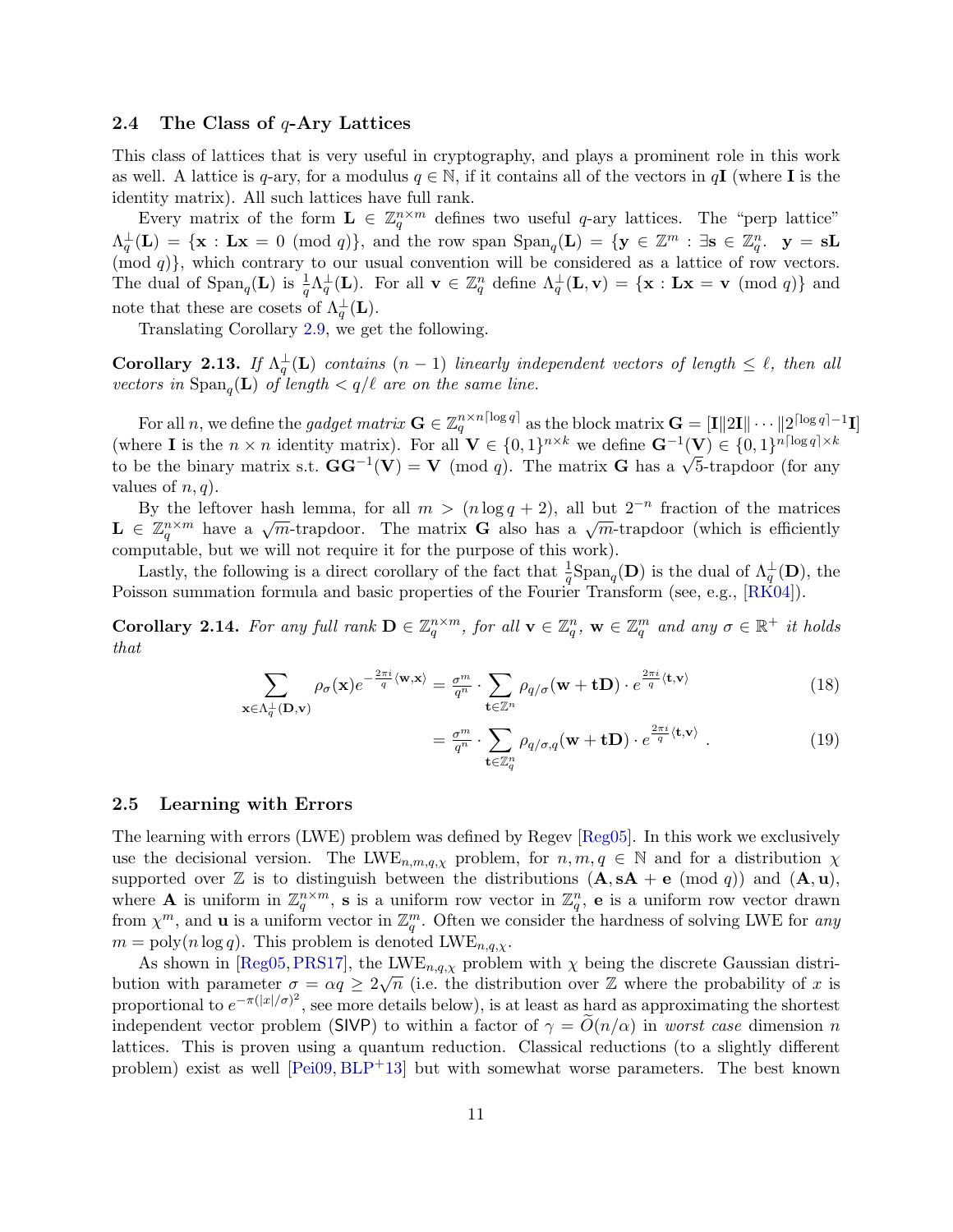### 2.4 The Class of $q$-Ary Lattices

This class of lattices that is very useful in cryptography, and plays a prominent role in this work as well. A lattice is $q$-ary, for a modulus $q \in \mathbb{N}$, if it contains all of the vectors in $q\mathbf{I}$ (where $\mathbf{I}$ is the identity matrix). All such lattices have full rank.

Every matrix of the form $\mathbf{L} \in \mathbb{Z}_q^{n \times m}$ defines two useful $q$-ary lattices. The "perp lattice" $\Lambda_q^\perp(\mathbf{L}) = \{\mathbf{x} : \mathbf{L}\mathbf{x} = 0 \pmod q\}$, and the row span $\mathrm{Span}_q(\mathbf{L}) = \{\mathbf{y} \in \mathbb{Z}^m : \exists \mathbf{s} \in \mathbb{Z}_q^n.\ \mathbf{y} = \mathbf{s}\mathbf{L} \pmod q\}$, which contrary to our usual convention will be considered as a lattice of row vectors. The dual of $\mathrm{Span}_q(\mathbf{L})$ is $\frac{1}{q}\Lambda_q^\perp(\mathbf{L})$. For all $\mathbf{v} \in \mathbb{Z}_q^n$ define $\Lambda_q^\perp(\mathbf{L}, \mathbf{v}) = \{\mathbf{x} : \mathbf{L}\mathbf{x} = \mathbf{v} \pmod q\}$ and note that these are cosets of $\Lambda_q^\perp(\mathbf{L})$.

Translating Corollary 2.9, we get the following.

**Corollary 2.13.** *If $\Lambda_q^\perp(\mathbf{L})$ contains $(n-1)$ linearly independent vectors of length $\le \ell$, then all vectors in $\mathrm{Span}_q(\mathbf{L})$ of length $< q/\ell$ are on the same line.*

For all $n$, we define the *gadget matrix* $\mathbf{G} \in \mathbb{Z}_q^{n \times n\lceil \log q \rceil}$ as the block matrix $\mathbf{G} = [\mathbf{I} \| 2\mathbf{I} \| \cdots \| 2^{\lceil \log q \rceil - 1}\mathbf{I}]$ (where $\mathbf{I}$ is the $n \times n$ identity matrix). For all $\mathbf{V} \in \{0,1\}^{n \times k}$ we define $\mathbf{G}^{-1}(\mathbf{V}) \in \{0,1\}^{n\lceil \log q \rceil \times k}$ to be the binary matrix s.t. $\mathbf{G}\mathbf{G}^{-1}(\mathbf{V}) = \mathbf{V} \pmod q$. The matrix $\mathbf{G}$ has a $\sqrt{5}$-trapdoor (for any values of $n, q$).

By the leftover hash lemma, for all $m > (n \log q + 2)$, all but $2^{-n}$ fraction of the matrices $\mathbf{L} \in \mathbb{Z}_q^{n \times m}$ have a $\sqrt{m}$-trapdoor. The matrix $\mathbf{G}$ also has a $\sqrt{m}$-trapdoor (which is efficiently computable, but we will not require it for the purpose of this work).

Lastly, the following is a direct corollary of the fact that $\frac{1}{q}\mathrm{Span}_q(\mathbf{D})$ is the dual of $\Lambda_q^\perp(\mathbf{D})$, the Poisson summation formula and basic properties of the Fourier Transform (see, e.g., [RK04]).

**Corollary 2.14.** *For any full rank $\mathbf{D} \in \mathbb{Z}_q^{n \times m}$, for all $\mathbf{v} \in \mathbb{Z}_q^n$, $\mathbf{w} \in \mathbb{Z}_q^m$ and any $\sigma \in \mathbb{R}^+$ it holds that*

$$\sum_{\mathbf{x} \in \Lambda_q^\perp(\mathbf{D}, \mathbf{v})} \rho_\sigma(\mathbf{x}) e^{-\frac{2\pi i}{q}\langle \mathbf{w}, \mathbf{x} \rangle} = \tfrac{\sigma^m}{q^n} \cdot \sum_{\mathbf{t} \in \mathbb{Z}^n} \rho_{q/\sigma}(\mathbf{w} + \mathbf{t}\mathbf{D}) \cdot e^{\frac{2\pi i}{q}\langle \mathbf{t}, \mathbf{v} \rangle} \tag{18}$$

$$= \tfrac{\sigma^m}{q^n} \cdot \sum_{\mathbf{t} \in \mathbb{Z}_q^n} \rho_{q/\sigma, q}(\mathbf{w} + \mathbf{t}\mathbf{D}) \cdot e^{\frac{2\pi i}{q}\langle \mathbf{t}, \mathbf{v} \rangle}\ . \tag{19}$$

### 2.5 Learning with Errors

The learning with errors (LWE) problem was defined by Regev [Reg05]. In this work we exclusively use the decisional version. The $\mathrm{LWE}_{n,m,q,\chi}$ problem, for $n, m, q \in \mathbb{N}$ and for a distribution $\chi$ supported over $\mathbb{Z}$ is to distinguish between the distributions $(\mathbf{A}, \mathbf{s}\mathbf{A} + \mathbf{e} \pmod q)$ and $(\mathbf{A}, \mathbf{u})$, where $\mathbf{A}$ is uniform in $\mathbb{Z}_q^{n \times m}$, $\mathbf{s}$ is a uniform row vector in $\mathbb{Z}_q^n$, $\mathbf{e}$ is a uniform row vector drawn from $\chi^m$, and $\mathbf{u}$ is a uniform vector in $\mathbb{Z}_q^m$. Often we consider the hardness of solving LWE for *any* $m = \mathrm{poly}(n \log q)$. This problem is denoted $\mathrm{LWE}_{n,q,\chi}$.

As shown in [Reg05, PRS17], the $\mathrm{LWE}_{n,q,\chi}$ problem with $\chi$ being the discrete Gaussian distribution with parameter $\sigma = \alpha q \ge 2\sqrt{n}$ (i.e. the distribution over $\mathbb{Z}$ where the probability of $x$ is proportional to $e^{-\pi(|x|/\sigma)^2}$, see more details below), is at least as hard as approximating the shortest independent vector problem (SIVP) to within a factor of $\gamma = \widetilde{O}(n/\alpha)$ in *worst case* dimension $n$ lattices. This is proven using a quantum reduction. Classical reductions (to a slightly different problem) exist as well [Pei09, BLP+13] but with somewhat worse parameters. The best known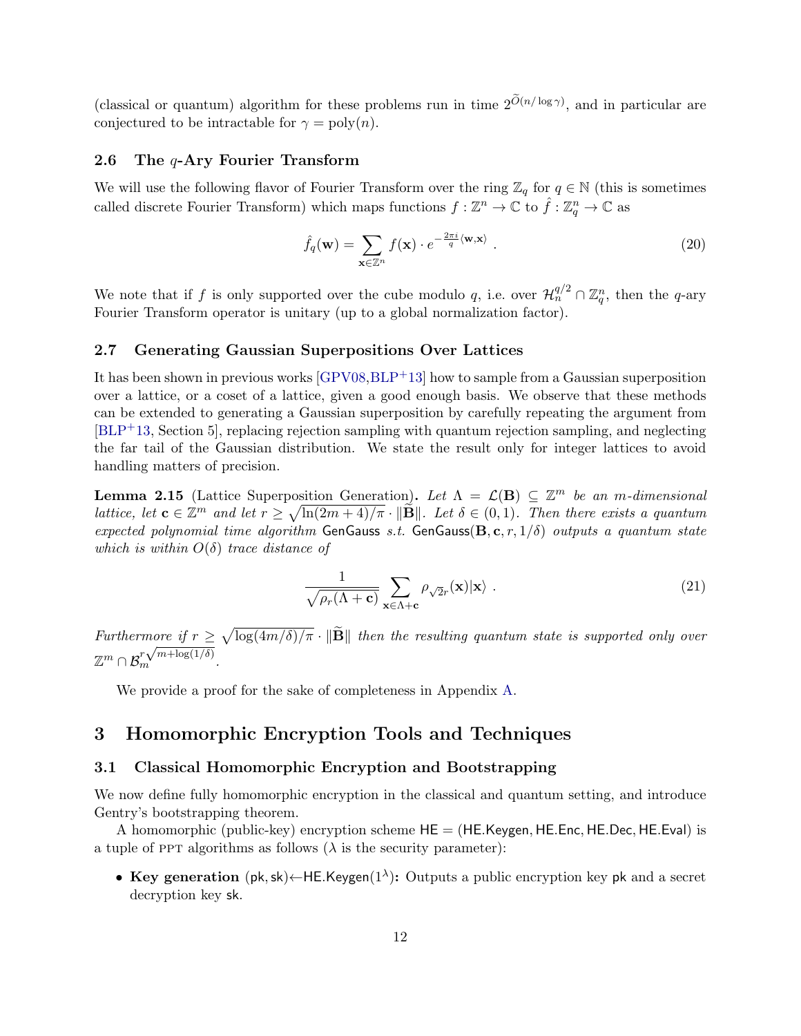(classical or quantum) algorithm for these problems run in time $2^{\widetilde{O}(n/\log\gamma)}$, and in particular are conjectured to be intractable for $\gamma = \text{poly}(n)$.

### 2.6 The $q$-Ary Fourier Transform

We will use the following flavor of Fourier Transform over the ring $\mathbb{Z}_q$ for $q \in \mathbb{N}$ (this is sometimes called discrete Fourier Transform) which maps functions $f : \mathbb{Z}^n \to \mathbb{C}$ to $\hat{f} : \mathbb{Z}_q^n \to \mathbb{C}$ as

$$\hat{f}_q(\mathbf{w}) = \sum_{\mathbf{x}\in\mathbb{Z}^n} f(\mathbf{x}) \cdot e^{-\frac{2\pi i}{q}\langle \mathbf{w},\mathbf{x}\rangle} \ . \tag{20}$$

We note that if $f$ is only supported over the cube modulo $q$, i.e. over $\mathcal{H}_n^{q/2} \cap \mathbb{Z}_q^n$, then the $q$-ary Fourier Transform operator is unitary (up to a global normalization factor).

### 2.7 Generating Gaussian Superpositions Over Lattices

It has been shown in previous works [GPV08,BLP+13] how to sample from a Gaussian superposition over a lattice, or a coset of a lattice, given a good enough basis. We observe that these methods can be extended to generating a Gaussian superposition by carefully repeating the argument from [BLP+13, Section 5], replacing rejection sampling with quantum rejection sampling, and neglecting the far tail of the Gaussian distribution. We state the result only for integer lattices to avoid handling matters of precision.

**Lemma 2.15** (Lattice Superposition Generation)**.** *Let $\Lambda = \mathcal{L}(\mathbf{B}) \subseteq \mathbb{Z}^m$ be an $m$-dimensional lattice, let $\mathbf{c} \in \mathbb{Z}^m$ and let $r \geq \sqrt{\ln(2m+4)/\pi} \cdot \|\widetilde{\mathbf{B}}\|$. Let $\delta \in (0,1)$. Then there exists a quantum expected polynomial time algorithm* $\mathsf{GenGauss}$ *s.t.* $\mathsf{GenGauss}(\mathbf{B}, \mathbf{c}, r, 1/\delta)$ *outputs a quantum state which is within $O(\delta)$ trace distance of*

$$\frac{1}{\sqrt{\rho_r(\Lambda+\mathbf{c})}} \sum_{\mathbf{x}\in\Lambda+\mathbf{c}} \rho_{\sqrt{2}r}(\mathbf{x})|\mathbf{x}\rangle \ . \tag{21}$$

*Furthermore if $r \geq \sqrt{\log(4m/\delta)/\pi} \cdot \|\widetilde{\mathbf{B}}\|$ then the resulting quantum state is supported only over $\mathbb{Z}^m \cap \mathcal{B}_m^{r\sqrt{m+\log(1/\delta)}}$.*

We provide a proof for the sake of completeness in Appendix A.

## 3 Homomorphic Encryption Tools and Techniques

### 3.1 Classical Homomorphic Encryption and Bootstrapping

We now define fully homomorphic encryption in the classical and quantum setting, and introduce Gentry's bootstrapping theorem.

A homomorphic (public-key) encryption scheme $\mathsf{HE} = (\mathsf{HE.Keygen}, \mathsf{HE.Enc}, \mathsf{HE.Dec}, \mathsf{HE.Eval})$ is a tuple of PPT algorithms as follows ($\lambda$ is the security parameter):

- **Key generation** $(\mathsf{pk}, \mathsf{sk}) \leftarrow \mathsf{HE.Keygen}(1^\lambda)$**:** Outputs a public encryption key $\mathsf{pk}$ and a secret decryption key $\mathsf{sk}$.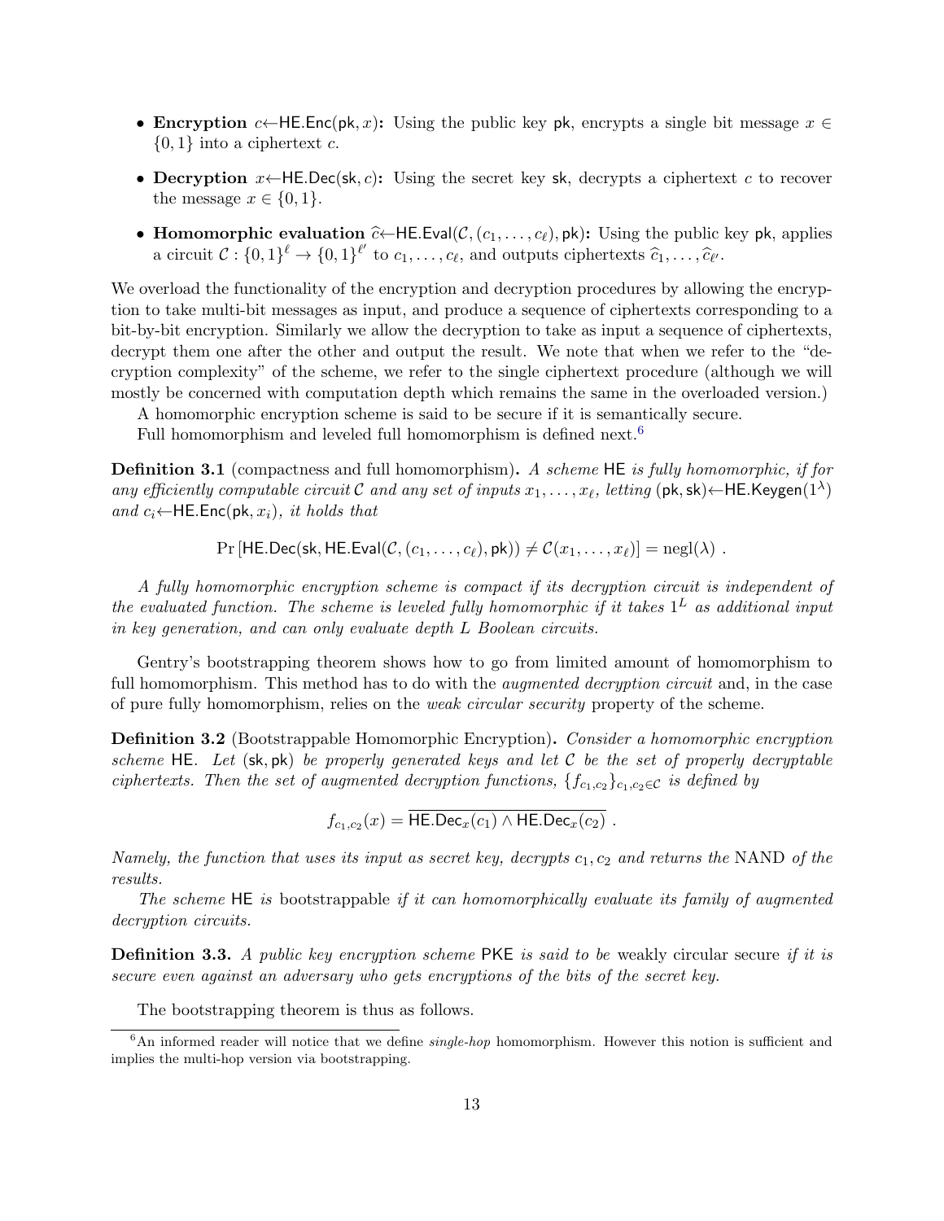- **Encryption** $c \leftarrow \mathsf{HE.Enc}(\mathsf{pk}, x)$**:** Using the public key $\mathsf{pk}$, encrypts a single bit message $x \in \{0,1\}$ into a ciphertext $c$.
- **Decryption** $x \leftarrow \mathsf{HE.Dec}(\mathsf{sk}, c)$**:** Using the secret key $\mathsf{sk}$, decrypts a ciphertext $c$ to recover the message $x \in \{0,1\}$.
- **Homomorphic evaluation** $\widehat{c} \leftarrow \mathsf{HE.Eval}(\mathcal{C}, (c_1, \ldots, c_\ell), \mathsf{pk})$**:** Using the public key $\mathsf{pk}$, applies a circuit $\mathcal{C} : \{0,1\}^\ell \to \{0,1\}^{\ell'}$ to $c_1, \ldots, c_\ell$, and outputs ciphertexts $\widehat{c}_1, \ldots, \widehat{c}_{\ell'}$.

We overload the functionality of the encryption and decryption procedures by allowing the encryption to take multi-bit messages as input, and produce a sequence of ciphertexts corresponding to a bit-by-bit encryption. Similarly we allow the decryption to take as input a sequence of ciphertexts, decrypt them one after the other and output the result. We note that when we refer to the "decryption complexity" of the scheme, we refer to the single ciphertext procedure (although we will mostly be concerned with computation depth which remains the same in the overloaded version.)

A homomorphic encryption scheme is said to be secure if it is semantically secure.

Full homomorphism and leveled full homomorphism is defined next.[6]

**Definition 3.1** (compactness and full homomorphism)**.** *A scheme* $\mathsf{HE}$ *is fully homomorphic, if for any efficiently computable circuit* $\mathcal{C}$ *and any set of inputs* $x_1, \ldots, x_\ell$*, letting* $(\mathsf{pk}, \mathsf{sk}) \leftarrow \mathsf{HE.Keygen}(1^\lambda)$ *and* $c_i \leftarrow \mathsf{HE.Enc}(\mathsf{pk}, x_i)$*, it holds that*

$$\Pr\left[\mathsf{HE.Dec}(\mathsf{sk}, \mathsf{HE.Eval}(\mathcal{C}, (c_1, \ldots, c_\ell), \mathsf{pk})) \neq \mathcal{C}(x_1, \ldots, x_\ell)\right] = \mathrm{negl}(\lambda) \ .$$

*A fully homomorphic encryption scheme is compact if its decryption circuit is independent of the evaluated function. The scheme is leveled fully homomorphic if it takes* $1^L$ *as additional input in key generation, and can only evaluate depth* $L$ *Boolean circuits.*

Gentry's bootstrapping theorem shows how to go from limited amount of homomorphism to full homomorphism. This method has to do with the *augmented decryption circuit* and, in the case of pure fully homomorphism, relies on the *weak circular security* property of the scheme.

**Definition 3.2** (Bootstrappable Homomorphic Encryption)**.** *Consider a homomorphic encryption scheme* $\mathsf{HE}$*. Let* $(\mathsf{sk}, \mathsf{pk})$ *be properly generated keys and let* $\mathcal{C}$ *be the set of properly decryptable ciphertexts. Then the set of augmented decryption functions,* $\{f_{c_1,c_2}\}_{c_1,c_2 \in \mathcal{C}}$ *is defined by*

$$f_{c_1,c_2}(x) = \overline{\mathsf{HE.Dec}_x(c_1) \wedge \mathsf{HE.Dec}_x(c_2)} \ .$$

*Namely, the function that uses its input as secret key, decrypts* $c_1, c_2$ *and returns the* NAND *of the results.*

*The scheme* $\mathsf{HE}$ *is* bootstrappable *if it can homomorphically evaluate its family of augmented decryption circuits.*

**Definition 3.3.** *A public key encryption scheme* $\mathsf{PKE}$ *is said to be* weakly circular secure *if it is secure even against an adversary who gets encryptions of the bits of the secret key.*

The bootstrapping theorem is thus as follows.

[6] An informed reader will notice that we define *single-hop* homomorphism. However this notion is sufficient and implies the multi-hop version via bootstrapping.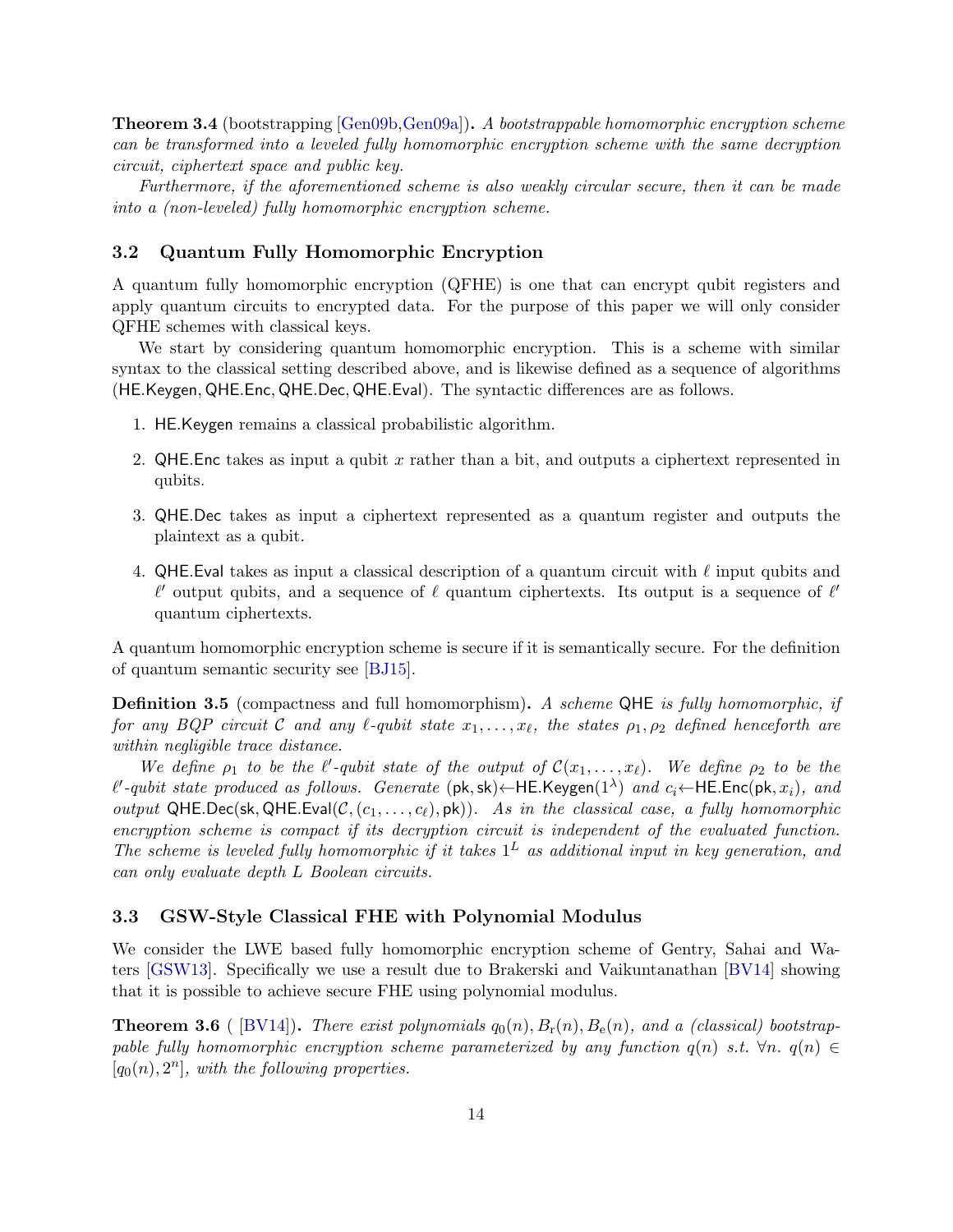**Theorem 3.4** (bootstrapping [Gen09b,Gen09a])**.** *A bootstrappable homomorphic encryption scheme can be transformed into a leveled fully homomorphic encryption scheme with the same decryption circuit, ciphertext space and public key.*

*Furthermore, if the aforementioned scheme is also weakly circular secure, then it can be made into a (non-leveled) fully homomorphic encryption scheme.*

## 3.2 Quantum Fully Homomorphic Encryption

A quantum fully homomorphic encryption (QFHE) is one that can encrypt qubit registers and apply quantum circuits to encrypted data. For the purpose of this paper we will only consider QFHE schemes with classical keys.

We start by considering quantum homomorphic encryption. This is a scheme with similar syntax to the classical setting described above, and is likewise defined as a sequence of algorithms ($\mathsf{HE.Keygen}, \mathsf{QHE.Enc}, \mathsf{QHE.Dec}, \mathsf{QHE.Eval}$). The syntactic differences are as follows.

1. $\mathsf{HE.Keygen}$ remains a classical probabilistic algorithm.
2. $\mathsf{QHE.Enc}$ takes as input a qubit $x$ rather than a bit, and outputs a ciphertext represented in qubits.
3. $\mathsf{QHE.Dec}$ takes as input a ciphertext represented as a quantum register and outputs the plaintext as a qubit.
4. $\mathsf{QHE.Eval}$ takes as input a classical description of a quantum circuit with $\ell$ input qubits and $\ell'$ output qubits, and a sequence of $\ell$ quantum ciphertexts. Its output is a sequence of $\ell'$ quantum ciphertexts.

A quantum homomorphic encryption scheme is secure if it is semantically secure. For the definition of quantum semantic security see [BJ15].

**Definition 3.5** (compactness and full homomorphism)**.** *A scheme* $\mathsf{QHE}$ *is fully homomorphic, if for any BQP circuit* $\mathcal{C}$ *and any* $\ell$*-qubit state* $x_1, \ldots, x_\ell$*, the states* $\rho_1, \rho_2$ *defined henceforth are within negligible trace distance.*

*We define* $\rho_1$ *to be the* $\ell'$*-qubit state of the output of* $\mathcal{C}(x_1, \ldots, x_\ell)$*. We define* $\rho_2$ *to be the* $\ell'$*-qubit state produced as follows. Generate* $(\mathsf{pk}, \mathsf{sk}) \leftarrow \mathsf{HE.Keygen}(1^\lambda)$ *and* $c_i \leftarrow \mathsf{HE.Enc}(\mathsf{pk}, x_i)$*, and output* $\mathsf{QHE.Dec}(\mathsf{sk}, \mathsf{QHE.Eval}(\mathcal{C}, (c_1, \ldots, c_\ell), \mathsf{pk}))$*. As in the classical case, a fully homomorphic encryption scheme is compact if its decryption circuit is independent of the evaluated function. The scheme is leveled fully homomorphic if it takes* $1^L$ *as additional input in key generation, and can only evaluate depth* $L$ *Boolean circuits.*

## 3.3 GSW-Style Classical FHE with Polynomial Modulus

We consider the LWE based fully homomorphic encryption scheme of Gentry, Sahai and Waters [GSW13]. Specifically we use a result due to Brakerski and Vaikuntanathan [BV14] showing that it is possible to achieve secure FHE using polynomial modulus.

**Theorem 3.6** ( [BV14])**.** *There exist polynomials* $q_0(n), B_{\mathrm{r}}(n), B_{\mathrm{e}}(n)$*, and a (classical) bootstrappable fully homomorphic encryption scheme parameterized by any function* $q(n)$ *s.t.* $\forall n.\ q(n) \in [q_0(n), 2^n]$*, with the following properties.*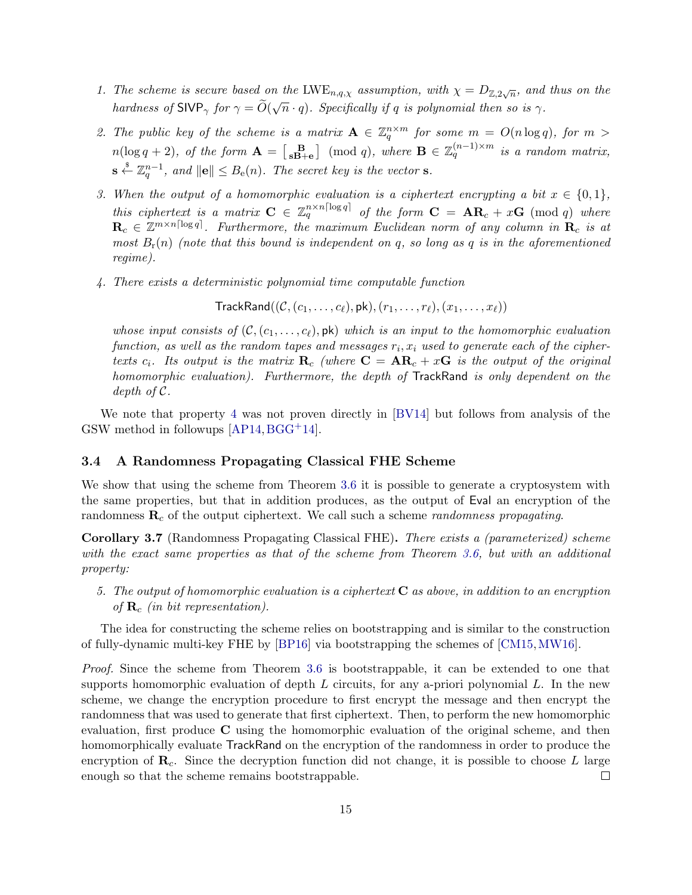1. *The scheme is secure based on the* $\mathrm{LWE}_{n,q,\chi}$ *assumption, with* $\chi = D_{\mathbb{Z},2\sqrt{n}}$*, and thus on the hardness of* $\mathsf{SIVP}_\gamma$ *for* $\gamma = \widetilde{O}(\sqrt{n} \cdot q)$*. Specifically if* $q$ *is polynomial then so is* $\gamma$*.*

2. *The public key of the scheme is a matrix* $\mathbf{A} \in \mathbb{Z}_q^{n \times m}$ *for some* $m = O(n \log q)$*, for* $m > n(\log q + 2)$*, of the form* $\mathbf{A} = \left[\begin{smallmatrix} \mathbf{B} \\ \mathbf{sB}+\mathbf{e} \end{smallmatrix}\right] \pmod q$*, where* $\mathbf{B} \in \mathbb{Z}_q^{(n-1)\times m}$ *is a random matrix,* $\mathbf{s} \xleftarrow{\$} \mathbb{Z}_q^{n-1}$*, and* $\|\mathbf{e}\| \leq B_{\mathrm{e}}(n)$*. The secret key is the vector* $\mathbf{s}$*.*

3. *When the output of a homomorphic evaluation is a ciphertext encrypting a bit* $x \in \{0,1\}$*, this ciphertext is a matrix* $\mathbf{C} \in \mathbb{Z}_q^{n \times n\lceil \log q \rceil}$ *of the form* $\mathbf{C} = \mathbf{A}\mathbf{R}_c + x\mathbf{G} \pmod q$ *where* $\mathbf{R}_c \in \mathbb{Z}^{m \times n\lceil \log q \rceil}$*. Furthermore, the maximum Euclidean norm of any column in* $\mathbf{R}_c$ *is at most* $B_{\mathrm{r}}(n)$ *(note that this bound is independent on* $q$*, so long as* $q$ *is in the aforementioned regime).*

4. *There exists a deterministic polynomial time computable function*

$$\mathsf{TrackRand}((\mathcal{C},(c_1,\ldots,c_\ell),\mathsf{pk}),(r_1,\ldots,r_\ell),(x_1,\ldots,x_\ell))$$

*whose input consists of* $(\mathcal{C},(c_1,\ldots,c_\ell),\mathsf{pk})$ *which is an input to the homomorphic evaluation function, as well as the random tapes and messages* $r_i, x_i$ *used to generate each of the ciphertexts* $c_i$*. Its output is the matrix* $\mathbf{R}_c$ *(where* $\mathbf{C} = \mathbf{A}\mathbf{R}_c + x\mathbf{G}$ *is the output of the original homomorphic evaluation). Furthermore, the depth of* $\mathsf{TrackRand}$ *is only dependent on the depth of* $\mathcal{C}$*.*

We note that property 4 was not proven directly in [BV14] but follows from analysis of the GSW method in followups [AP14, BGG+14].

### 3.4 A Randomness Propagating Classical FHE Scheme

We show that using the scheme from Theorem 3.6 it is possible to generate a cryptosystem with the same properties, but that in addition produces, as the output of $\mathsf{Eval}$ an encryption of the randomness $\mathbf{R}_c$ of the output ciphertext. We call such a scheme *randomness propagating*.

**Corollary 3.7** (Randomness Propagating Classical FHE)**.** *There exists a (parameterized) scheme with the exact same properties as that of the scheme from Theorem 3.6, but with an additional property:*

5. *The output of homomorphic evaluation is a ciphertext* $\mathbf{C}$ *as above, in addition to an encryption of* $\mathbf{R}_c$ *(in bit representation).*

The idea for constructing the scheme relies on bootstrapping and is similar to the construction of fully-dynamic multi-key FHE by [BP16] via bootstrapping the schemes of [CM15, MW16].

*Proof.* Since the scheme from Theorem 3.6 is bootstrappable, it can be extended to one that supports homomorphic evaluation of depth $L$ circuits, for any a-priori polynomial $L$. In the new scheme, we change the encryption procedure to first encrypt the message and then encrypt the randomness that was used to generate that first ciphertext. Then, to perform the new homomorphic evaluation, first produce $\mathbf{C}$ using the homomorphic evaluation of the original scheme, and then homomorphically evaluate $\mathsf{TrackRand}$ on the encryption of the randomness in order to produce the encryption of $\mathbf{R}_c$. Since the decryption function did not change, it is possible to choose $L$ large enough so that the scheme remains bootstrappable. □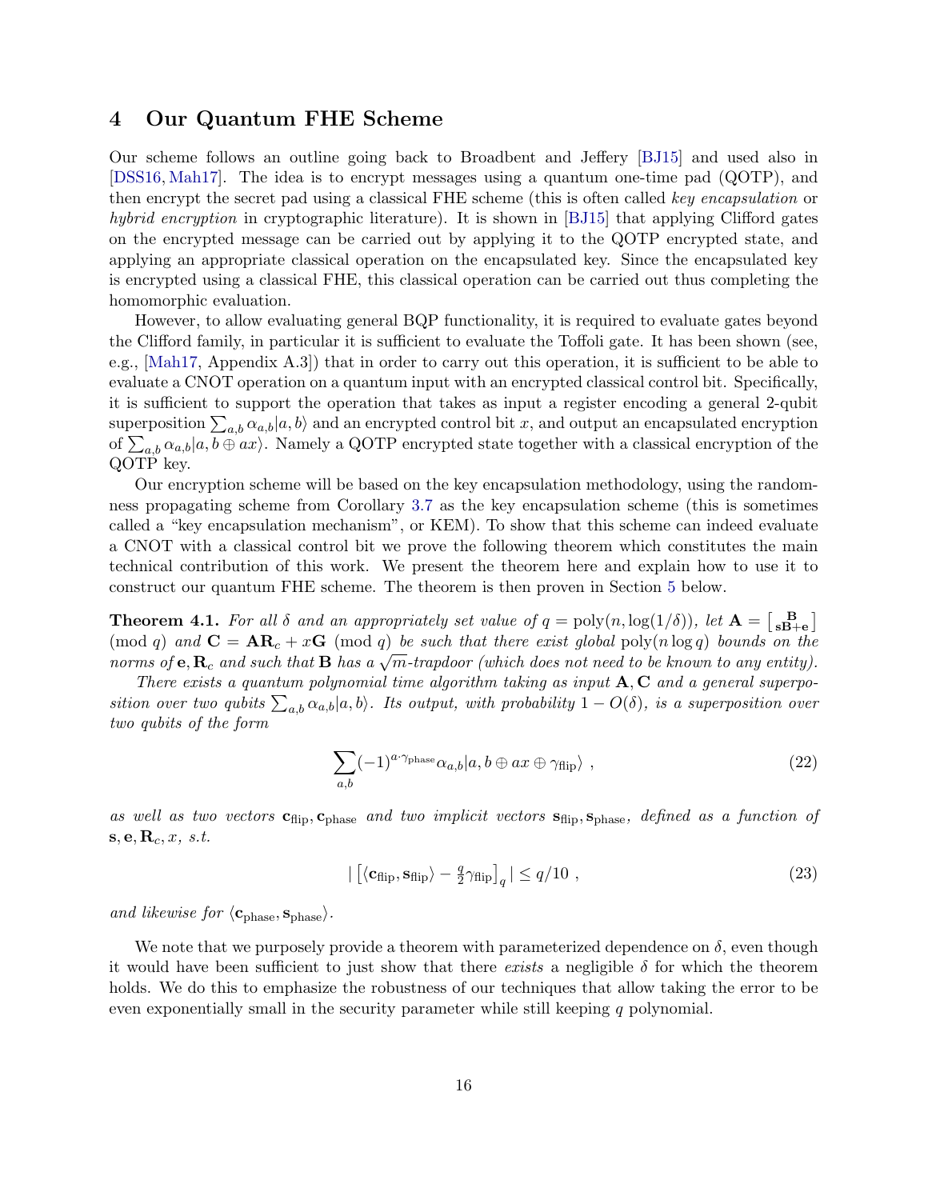## 4 Our Quantum FHE Scheme

Our scheme follows an outline going back to Broadbent and Jeffery [BJ15] and used also in [DSS16, Mah17]. The idea is to encrypt messages using a quantum one-time pad (QOTP), and then encrypt the secret pad using a classical FHE scheme (this is often called *key encapsulation* or *hybrid encryption* in cryptographic literature). It is shown in [BJ15] that applying Clifford gates on the encrypted message can be carried out by applying it to the QOTP encrypted state, and applying an appropriate classical operation on the encapsulated key. Since the encapsulated key is encrypted using a classical FHE, this classical operation can be carried out thus completing the homomorphic evaluation.

However, to allow evaluating general BQP functionality, it is required to evaluate gates beyond the Clifford family, in particular it is sufficient to evaluate the Toffoli gate. It has been shown (see, e.g., [Mah17, Appendix A.3]) that in order to carry out this operation, it is sufficient to be able to evaluate a CNOT operation on a quantum input with an encrypted classical control bit. Specifically, it is sufficient to support the operation that takes as input a register encoding a general 2-qubit superposition $\sum_{a,b} \alpha_{a,b}|a,b\rangle$ and an encrypted control bit $x$, and output an encapsulated encryption of $\sum_{a,b} \alpha_{a,b}|a, b \oplus ax\rangle$. Namely a QOTP encrypted state together with a classical encryption of the QOTP key.

Our encryption scheme will be based on the key encapsulation methodology, using the randomness propagating scheme from Corollary 3.7 as the key encapsulation scheme (this is sometimes called a "key encapsulation mechanism", or KEM). To show that this scheme can indeed evaluate a CNOT with a classical control bit we prove the following theorem which constitutes the main technical contribution of this work. We present the theorem here and explain how to use it to construct our quantum FHE scheme. The theorem is then proven in Section 5 below.

**Theorem 4.1.** *For all $\delta$ and an appropriately set value of $q = \mathrm{poly}(n, \log(1/\delta))$, let $\mathbf{A} = \left[\begin{smallmatrix}\mathbf{B} \\ \mathbf{sB}+\mathbf{e}\end{smallmatrix}\right] \pmod q$ and $\mathbf{C} = \mathbf{AR}_c + x\mathbf{G} \pmod q$ be such that there exist global $\mathrm{poly}(n \log q)$ bounds on the norms of $\mathbf{e}, \mathbf{R}_c$ and such that $\mathbf{B}$ has a $\sqrt{m}$-trapdoor (which does not need to be known to any entity).*

*There exists a quantum polynomial time algorithm taking as input $\mathbf{A}, \mathbf{C}$ and a general superposition over two qubits $\sum_{a,b} \alpha_{a,b}|a,b\rangle$. Its output, with probability $1 - O(\delta)$, is a superposition over two qubits of the form*

$$\sum_{a,b} (-1)^{a \cdot \gamma_{\mathrm{phase}}} \alpha_{a,b} |a, b \oplus ax \oplus \gamma_{\mathrm{flip}}\rangle \ , \tag{22}$$

*as well as two vectors $\mathbf{c}_{\mathrm{flip}}, \mathbf{c}_{\mathrm{phase}}$ and two implicit vectors $\mathbf{s}_{\mathrm{flip}}, \mathbf{s}_{\mathrm{phase}}$, defined as a function of $\mathbf{s}, \mathbf{e}, \mathbf{R}_c, x$, s.t.*

$$|\left[\langle \mathbf{c}_{\mathrm{flip}}, \mathbf{s}_{\mathrm{flip}}\rangle - \tfrac{q}{2}\gamma_{\mathrm{flip}}\right]_q| \le q/10 \ , \tag{23}$$

*and likewise for $\langle \mathbf{c}_{\mathrm{phase}}, \mathbf{s}_{\mathrm{phase}}\rangle$.*

We note that we purposely provide a theorem with parameterized dependence on $\delta$, even though it would have been sufficient to just show that there *exists* a negligible $\delta$ for which the theorem holds. We do this to emphasize the robustness of our techniques that allow taking the error to be even exponentially small in the security parameter while still keeping $q$ polynomial.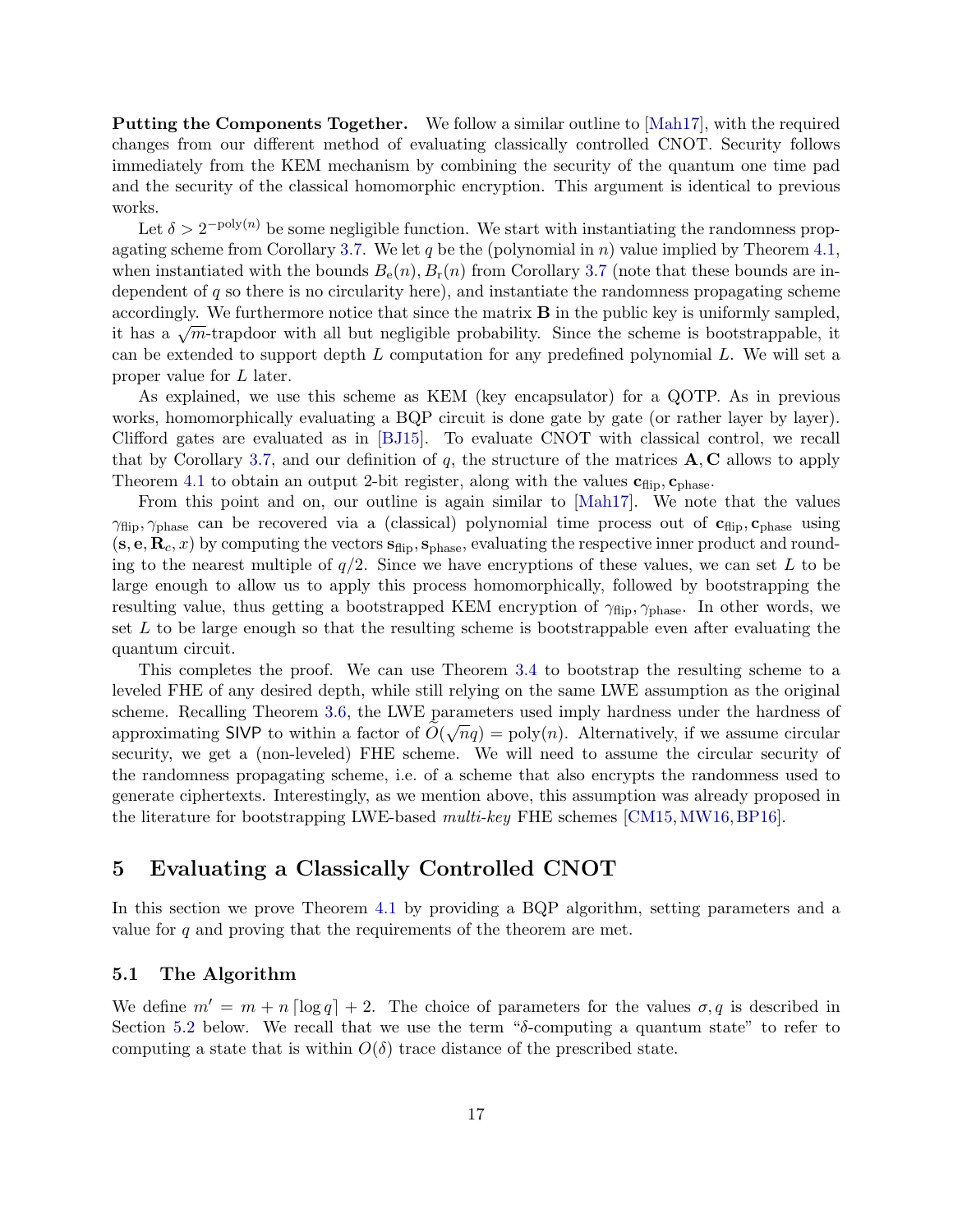**Putting the Components Together.** We follow a similar outline to [Mah17], with the required changes from our different method of evaluating classically controlled CNOT. Security follows immediately from the KEM mechanism by combining the security of the quantum one time pad and the security of the classical homomorphic encryption. This argument is identical to previous works.

Let $\delta > 2^{-\mathrm{poly}(n)}$ be some negligible function. We start with instantiating the randomness propagating scheme from Corollary 3.7. We let $q$ be the (polynomial in $n$) value implied by Theorem 4.1, when instantiated with the bounds $B_{\mathrm{e}}(n), B_{\mathrm{r}}(n)$ from Corollary 3.7 (note that these bounds are independent of $q$ so there is no circularity here), and instantiate the randomness propagating scheme accordingly. We furthermore notice that since the matrix $\mathbf{B}$ in the public key is uniformly sampled, it has a $\sqrt{m}$-trapdoor with all but negligible probability. Since the scheme is bootstrappable, it can be extended to support depth $L$ computation for any predefined polynomial $L$. We will set a proper value for $L$ later.

As explained, we use this scheme as KEM (key encapsulator) for a QOTP. As in previous works, homomorphically evaluating a BQP circuit is done gate by gate (or rather layer by layer). Clifford gates are evaluated as in [BJ15]. To evaluate CNOT with classical control, we recall that by Corollary 3.7, and our definition of $q$, the structure of the matrices $\mathbf{A}, \mathbf{C}$ allows to apply Theorem 4.1 to obtain an output 2-bit register, along with the values $\mathbf{c}_{\mathrm{flip}}, \mathbf{c}_{\mathrm{phase}}$.

From this point and on, our outline is again similar to [Mah17]. We note that the values $\gamma_{\mathrm{flip}}, \gamma_{\mathrm{phase}}$ can be recovered via a (classical) polynomial time process out of $\mathbf{c}_{\mathrm{flip}}, \mathbf{c}_{\mathrm{phase}}$ using $(\mathbf{s}, \mathbf{e}, \mathbf{R}_c, x)$ by computing the vectors $\mathbf{s}_{\mathrm{flip}}, \mathbf{s}_{\mathrm{phase}}$, evaluating the respective inner product and rounding to the nearest multiple of $q/2$. Since we have encryptions of these values, we can set $L$ to be large enough to allow us to apply this process homomorphically, followed by bootstrapping the resulting value, thus getting a bootstrapped KEM encryption of $\gamma_{\mathrm{flip}}, \gamma_{\mathrm{phase}}$. In other words, we set $L$ to be large enough so that the resulting scheme is bootstrappable even after evaluating the quantum circuit.

This completes the proof. We can use Theorem 3.4 to bootstrap the resulting scheme to a leveled FHE of any desired depth, while still relying on the same LWE assumption as the original scheme. Recalling Theorem 3.6, the LWE parameters used imply hardness under the hardness of approximating SIVP to within a factor of $\widetilde{O}(\sqrt{n}q) = \mathrm{poly}(n)$. Alternatively, if we assume circular security, we get a (non-leveled) FHE scheme. We will need to assume the circular security of the randomness propagating scheme, i.e. of a scheme that also encrypts the randomness used to generate ciphertexts. Interestingly, as we mention above, this assumption was already proposed in the literature for bootstrapping LWE-based *multi-key* FHE schemes [CM15, MW16, BP16].

# 5 Evaluating a Classically Controlled CNOT

In this section we prove Theorem 4.1 by providing a BQP algorithm, setting parameters and a value for $q$ and proving that the requirements of the theorem are met.

## 5.1 The Algorithm

We define $m' = m + n\lceil \log q \rceil + 2$. The choice of parameters for the values $\sigma, q$ is described in Section 5.2 below. We recall that we use the term "$\delta$-computing a quantum state" to refer to computing a state that is within $O(\delta)$ trace distance of the prescribed state.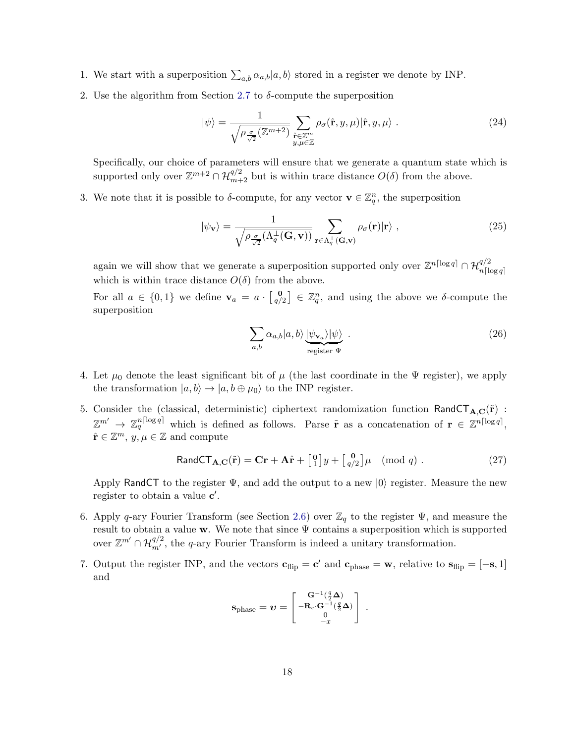1. We start with a superposition $\sum_{a,b} \alpha_{a,b}|a, b\rangle$ stored in a register we denote by INP.

2. Use the algorithm from Section 2.7 to $\delta$-compute the superposition

$$|\psi\rangle = \frac{1}{\sqrt{\rho_{\frac{\sigma}{\sqrt{2}}}(\mathbb{Z}^{m+2})}} \sum_{\substack{\hat{\mathbf{r}} \in \mathbb{Z}^m \\ y,\mu \in \mathbb{Z}}} \rho_\sigma(\hat{\mathbf{r}}, y, \mu)|\hat{\mathbf{r}}, y, \mu\rangle \ . \tag{24}$$

   Specifically, our choice of parameters will ensure that we generate a quantum state which is supported only over $\mathbb{Z}^{m+2} \cap \mathcal{H}_{m+2}^{q/2}$ but is within trace distance $O(\delta)$ from the above.

3. We note that it is possible to $\delta$-compute, for any vector $\mathbf{v} \in \mathbb{Z}_q^n$, the superposition

$$|\psi_{\mathbf{v}}\rangle = \frac{1}{\sqrt{\rho_{\frac{\sigma}{\sqrt{2}}}(\Lambda_q^\perp(\mathbf{G}, \mathbf{v}))}} \sum_{\mathbf{r} \in \Lambda_q^\perp(\mathbf{G},\mathbf{v})} \rho_\sigma(\mathbf{r})|\mathbf{r}\rangle \ , \tag{25}$$

   again we will show that we generate a superposition supported only over $\mathbb{Z}^{n\lceil \log q \rceil} \cap \mathcal{H}_{n\lceil \log q \rceil}^{q/2}$ which is within trace distance $O(\delta)$ from the above.

   For all $a \in \{0, 1\}$ we define $\mathbf{v}_a = a \cdot \left[\begin{smallmatrix} \mathbf{0} \\ q/2 \end{smallmatrix}\right] \in \mathbb{Z}_q^n$, and using the above we $\delta$-compute the superposition

$$\sum_{a,b} \alpha_{a,b}|a, b\rangle \underbrace{|\psi_{\mathbf{v}_a}\rangle|\psi\rangle}_{\text{register } \Psi} \ . \tag{26}$$

4. Let $\mu_0$ denote the least significant bit of $\mu$ (the last coordinate in the $\Psi$ register), we apply the transformation $|a, b\rangle \to |a, b \oplus \mu_0\rangle$ to the INP register.

5. Consider the (classical, deterministic) ciphertext randomization function $\mathsf{RandCT}_{\mathbf{A},\mathbf{C}}(\tilde{\mathbf{r}}) : \mathbb{Z}^{m'} \to \mathbb{Z}_q^{n\lceil \log q \rceil}$ which is defined as follows. Parse $\tilde{\mathbf{r}}$ as a concatenation of $\mathbf{r} \in \mathbb{Z}^{n\lceil \log q \rceil}$, $\hat{\mathbf{r}} \in \mathbb{Z}^m$, $y, \mu \in \mathbb{Z}$ and compute

$$\mathsf{RandCT}_{\mathbf{A},\mathbf{C}}(\tilde{\mathbf{r}}) = \mathbf{C}\mathbf{r} + \mathbf{A}\hat{\mathbf{r}} + \left[\begin{smallmatrix} \mathbf{0} \\ 1 \end{smallmatrix}\right] y + \left[\begin{smallmatrix} \mathbf{0} \\ q/2 \end{smallmatrix}\right] \mu \pmod{q} \ . \tag{27}$$

   Apply $\mathsf{RandCT}$ to the register $\Psi$, and add the output to a new $|0\rangle$ register. Measure the new register to obtain a value $\mathbf{c}'$.

6. Apply $q$-ary Fourier Transform (see Section 2.6) over $\mathbb{Z}_q$ to the register $\Psi$, and measure the result to obtain a value $\mathbf{w}$. We note that since $\Psi$ contains a superposition which is supported over $\mathbb{Z}^{m'} \cap \mathcal{H}_{m'}^{q/2}$, the $q$-ary Fourier Transform is indeed a unitary transformation.

7. Output the register INP, and the vectors $\mathbf{c}_{\text{flip}} = \mathbf{c}'$ and $\mathbf{c}_{\text{phase}} = \mathbf{w}$, relative to $\mathbf{s}_{\text{flip}} = [-\mathbf{s}, 1]$ and

$$\mathbf{s}_{\text{phase}} = \boldsymbol{\upsilon} = \begin{bmatrix} \mathbf{G}^{-1}(\frac{q}{2}\boldsymbol{\Delta}) \\ -\mathbf{R}_c \cdot \mathbf{G}^{-1}(\frac{q}{2}\boldsymbol{\Delta}) \\ 0 \\ -x \end{bmatrix} \ .$$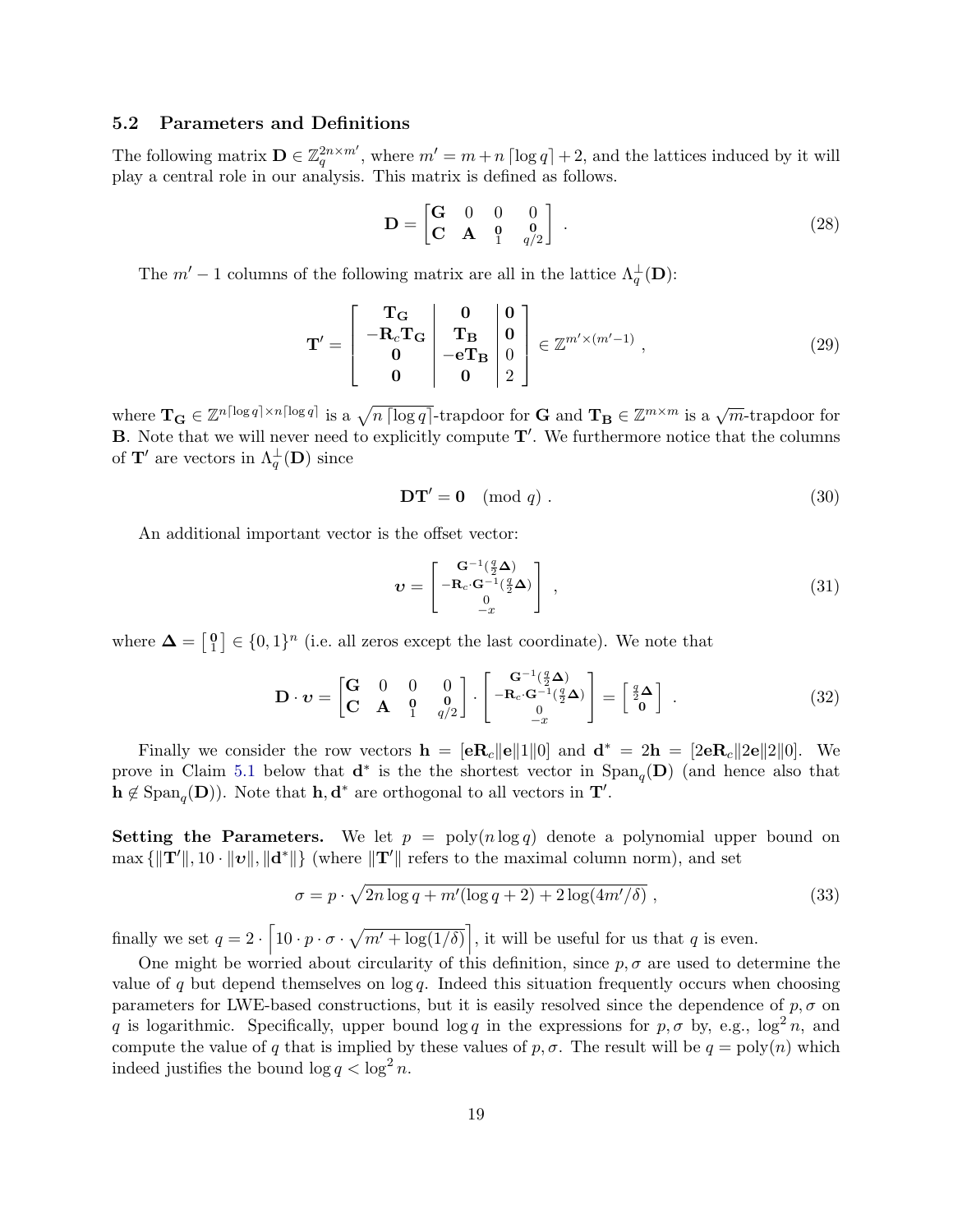### 5.2 Parameters and Definitions

The following matrix $\mathbf{D} \in \mathbb{Z}_q^{2n \times m'}$, where $m' = m + n\lceil \log q \rceil + 2$, and the lattices induced by it will play a central role in our analysis. This matrix is defined as follows.

$$\mathbf{D} = \begin{bmatrix} \mathbf{G} & 0 & 0 & 0 \\ \mathbf{C} & \mathbf{A} & {\scriptstyle \begin{matrix} \mathbf{0} \\ 1 \end{matrix}} & {\scriptstyle \begin{matrix} \mathbf{0} \\ q/2 \end{matrix}} \end{bmatrix} . \tag{28}$$

The $m'-1$ columns of the following matrix are all in the lattice $\Lambda_q^{\perp}(\mathbf{D})$:

$$\mathbf{T}' = \left[ \begin{array}{c|c|c} \mathbf{T_G} & \mathbf{0} & \mathbf{0} \\ -\mathbf{R}_c \mathbf{T_G} & \mathbf{T_B} & \mathbf{0} \\ \mathbf{0} & -\mathbf{e}\mathbf{T_B} & 0 \\ \mathbf{0} & \mathbf{0} & 2 \end{array} \right] \in \mathbb{Z}^{m' \times (m'-1)} , \tag{29}$$

where $\mathbf{T_G} \in \mathbb{Z}^{n\lceil \log q \rceil \times n \lceil \log q \rceil}$ is a $\sqrt{n \lceil \log q \rceil}$-trapdoor for $\mathbf{G}$ and $\mathbf{T_B} \in \mathbb{Z}^{m \times m}$ is a $\sqrt{m}$-trapdoor for $\mathbf{B}$. Note that we will never need to explicitly compute $\mathbf{T}'$. We furthermore notice that the columns of $\mathbf{T}'$ are vectors in $\Lambda_q^{\perp}(\mathbf{D})$ since

$$\mathbf{D}\mathbf{T}' = \mathbf{0} \pmod{q} . \tag{30}$$

An additional important vector is the offset vector:

$$\boldsymbol{\upsilon} = \begin{bmatrix} \mathbf{G}^{-1}(\frac{q}{2}\boldsymbol{\Delta}) \\ -\mathbf{R}_c \cdot \mathbf{G}^{-1}(\frac{q}{2}\boldsymbol{\Delta}) \\ 0 \\ -x \end{bmatrix} , \tag{31}$$

where $\boldsymbol{\Delta} = \left[ \begin{smallmatrix} \mathbf{0} \\ 1 \end{smallmatrix} \right] \in \{0,1\}^n$ (i.e. all zeros except the last coordinate). We note that

$$\mathbf{D} \cdot \boldsymbol{\upsilon} = \begin{bmatrix} \mathbf{G} & 0 & 0 & 0 \\ \mathbf{C} & \mathbf{A} & {\scriptstyle \begin{matrix} \mathbf{0} \\ 1 \end{matrix}} & {\scriptstyle \begin{matrix} \mathbf{0} \\ q/2 \end{matrix}} \end{bmatrix} \cdot \begin{bmatrix} \mathbf{G}^{-1}(\frac{q}{2}\boldsymbol{\Delta}) \\ -\mathbf{R}_c \cdot \mathbf{G}^{-1}(\frac{q}{2}\boldsymbol{\Delta}) \\ 0 \\ -x \end{bmatrix} = \begin{bmatrix} \frac{q}{2}\boldsymbol{\Delta} \\ \mathbf{0} \end{bmatrix} . \tag{32}$$

Finally we consider the row vectors $\mathbf{h} = [\mathbf{e}\mathbf{R}_c \| \mathbf{e} \| 1 \| 0]$ and $\mathbf{d}^* = 2\mathbf{h} = [2\mathbf{e}\mathbf{R}_c \| 2\mathbf{e} \| 2 \| 0]$. We prove in Claim 5.1 below that $\mathbf{d}^*$ is the the shortest vector in $\mathrm{Span}_q(\mathbf{D})$ (and hence also that $\mathbf{h} \notin \mathrm{Span}_q(\mathbf{D})$). Note that $\mathbf{h}, \mathbf{d}^*$ are orthogonal to all vectors in $\mathbf{T}'$.

**Setting the Parameters.** We let $p = \mathrm{poly}(n \log q)$ denote a polynomial upper bound on $\max\{\|\mathbf{T}'\|, 10 \cdot \|\boldsymbol{\upsilon}\|, \|\mathbf{d}^*\|\}$ (where $\|\mathbf{T}'\|$ refers to the maximal column norm), and set

$$\sigma = p \cdot \sqrt{2n \log q + m'(\log q + 2) + 2\log(4m'/\delta)} , \tag{33}$$

finally we set $q = 2 \cdot \left\lceil 10 \cdot p \cdot \sigma \cdot \sqrt{m' + \log(1/\delta)} \right\rceil$, it will be useful for us that $q$ is even.

One might be worried about circularity of this definition, since $p, \sigma$ are used to determine the value of $q$ but depend themselves on $\log q$. Indeed this situation frequently occurs when choosing parameters for LWE-based constructions, but it is easily resolved since the dependence of $p, \sigma$ on $q$ is logarithmic. Specifically, upper bound $\log q$ in the expressions for $p, \sigma$ by, e.g., $\log^2 n$, and compute the value of $q$ that is implied by these values of $p, \sigma$. The result will be $q = \mathrm{poly}(n)$ which indeed justifies the bound $\log q < \log^2 n$.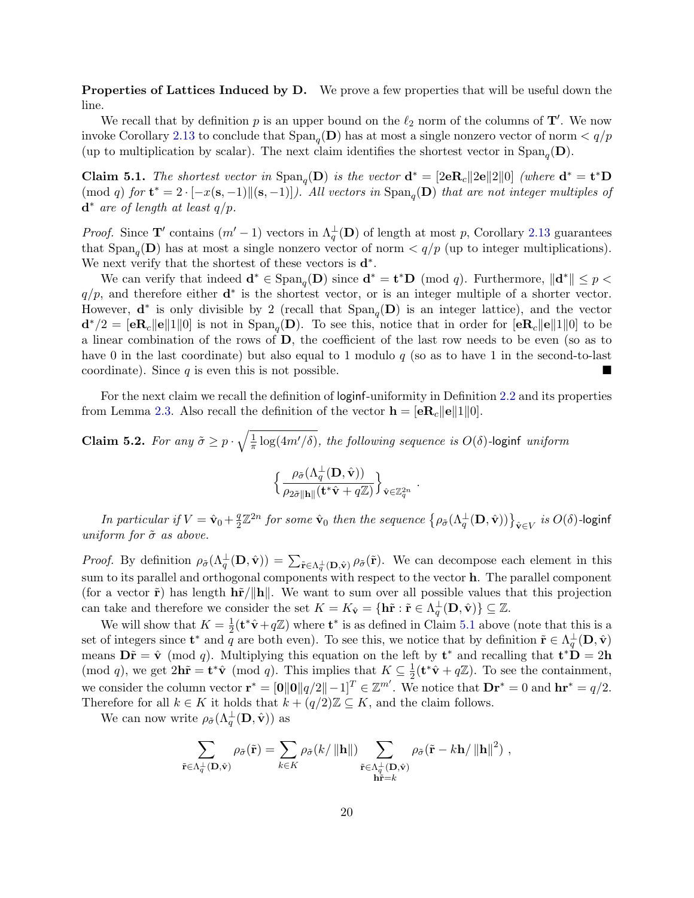**Properties of Lattices Induced by D.** We prove a few properties that will be useful down the line.

We recall that by definition $p$ is an upper bound on the $\ell_2$ norm of the columns of $\mathbf{T}'$. We now invoke Corollary 2.13 to conclude that $\mathrm{Span}_q(\mathbf{D})$ has at most a single nonzero vector of norm $< q/p$ (up to multiplication by scalar). The next claim identifies the shortest vector in $\mathrm{Span}_q(\mathbf{D})$.

**Claim 5.1.** *The shortest vector in $\mathrm{Span}_q(\mathbf{D})$ is the vector $\mathbf{d}^* = [2\mathbf{e}\mathbf{R}_c \| 2\mathbf{e} \| 2 \| 0]$ (where $\mathbf{d}^* = \mathbf{t}^*\mathbf{D} \pmod q$ for $\mathbf{t}^* = 2 \cdot [-x(\mathbf{s}, -1) \| (\mathbf{s}, -1)]$). All vectors in $\mathrm{Span}_q(\mathbf{D})$ that are not integer multiples of $\mathbf{d}^*$ are of length at least $q/p$.*

*Proof.* Since $\mathbf{T}'$ contains $(m'-1)$ vectors in $\Lambda_q^\perp(\mathbf{D})$ of length at most $p$, Corollary 2.13 guarantees that $\mathrm{Span}_q(\mathbf{D})$ has at most a single nonzero vector of norm $< q/p$ (up to integer multiplications). We next verify that the shortest of these vectors is $\mathbf{d}^*$.

We can verify that indeed $\mathbf{d}^* \in \mathrm{Span}_q(\mathbf{D})$ since $\mathbf{d}^* = \mathbf{t}^*\mathbf{D} \pmod q$. Furthermore, $\|\mathbf{d}^*\| \le p < q/p$, and therefore either $\mathbf{d}^*$ is the shortest vector, or is an integer multiple of a shorter vector. However, $\mathbf{d}^*$ is only divisible by 2 (recall that $\mathrm{Span}_q(\mathbf{D})$ is an integer lattice), and the vector $\mathbf{d}^*/2 = [\mathbf{e}\mathbf{R}_c \| \mathbf{e} \| 1 \| 0]$ is not in $\mathrm{Span}_q(\mathbf{D})$. To see this, notice that in order for $[\mathbf{e}\mathbf{R}_c \| \mathbf{e} \| 1 \| 0]$ to be a linear combination of the rows of $\mathbf{D}$, the coefficient of the last row needs to be even (so as to have 0 in the last coordinate) but also equal to 1 modulo $q$ (so as to have 1 in the second-to-last coordinate). Since $q$ is even this is not possible. ∎

For the next claim we recall the definition of loginf-uniformity in Definition 2.2 and its properties from Lemma 2.3. Also recall the definition of the vector $\mathbf{h} = [\mathbf{e}\mathbf{R}_c \| \mathbf{e} \| 1 \| 0]$.

**Claim 5.2.** *For any $\tilde{\sigma} \ge p \cdot \sqrt{\frac{1}{\pi}\log(4m'/\delta)}$, the following sequence is $O(\delta)$-loginf uniform*

$$\left\{ \frac{\rho_{\tilde{\sigma}}(\Lambda_q^\perp(\mathbf{D}, \hat{\mathbf{v}}))}{\rho_{2\tilde{\sigma}\|\mathbf{h}\|}(\mathbf{t}^*\hat{\mathbf{v}} + q\mathbb{Z})} \right\}_{\hat{\mathbf{v}} \in \mathbb{Z}_q^{2n}} .$$

*In particular if $V = \hat{\mathbf{v}}_0 + \frac{q}{2}\mathbb{Z}^{2n}$ for some $\hat{\mathbf{v}}_0$ then the sequence $\left\{\rho_{\tilde{\sigma}}(\Lambda_q^\perp(\mathbf{D}, \hat{\mathbf{v}}))\right\}_{\hat{\mathbf{v}} \in V}$ is $O(\delta)$-loginf uniform for $\tilde{\sigma}$ as above.*

*Proof.* By definition $\rho_{\tilde{\sigma}}(\Lambda_q^\perp(\mathbf{D}, \hat{\mathbf{v}})) = \sum_{\tilde{\mathbf{r}} \in \Lambda_q^\perp(\mathbf{D}, \hat{\mathbf{v}})} \rho_{\tilde{\sigma}}(\tilde{\mathbf{r}})$. We can decompose each element in this sum to its parallel and orthogonal components with respect to the vector $\mathbf{h}$. The parallel component (for a vector $\tilde{\mathbf{r}}$) has length $\mathbf{h}\tilde{\mathbf{r}}/\|\mathbf{h}\|$. We want to sum over all possible values that this projection can take and therefore we consider the set $K = K_{\hat{\mathbf{v}}} = \{\mathbf{h}\tilde{\mathbf{r}} : \tilde{\mathbf{r}} \in \Lambda_q^\perp(\mathbf{D}, \hat{\mathbf{v}})\} \subseteq \mathbb{Z}$.

We will show that $K = \frac{1}{2}(\mathbf{t}^*\hat{\mathbf{v}} + q\mathbb{Z})$ where $\mathbf{t}^*$ is as defined in Claim 5.1 above (note that this is a set of integers since $\mathbf{t}^*$ and $q$ are both even). To see this, we notice that by definition $\tilde{\mathbf{r}} \in \Lambda_q^\perp(\mathbf{D}, \hat{\mathbf{v}})$ means $\mathbf{D}\tilde{\mathbf{r}} = \hat{\mathbf{v}} \pmod q$. Multiplying this equation on the left by $\mathbf{t}^*$ and recalling that $\mathbf{t}^*\mathbf{D} = 2\mathbf{h} \pmod q$, we get $2\mathbf{h}\tilde{\mathbf{r}} = \mathbf{t}^*\hat{\mathbf{v}} \pmod q$. This implies that $K \subseteq \frac{1}{2}(\mathbf{t}^*\hat{\mathbf{v}} + q\mathbb{Z})$. To see the containment, we consider the column vector $\mathbf{r}^* = [\mathbf{0} \| \mathbf{0} \| q/2 \| -1]^T \in \mathbb{Z}^{m'}$. We notice that $\mathbf{D}\mathbf{r}^* = 0$ and $\mathbf{h}\mathbf{r}^* = q/2$. Therefore for all $k \in K$ it holds that $k + (q/2)\mathbb{Z} \subseteq K$, and the claim follows.

We can now write $\rho_{\tilde{\sigma}}(\Lambda_q^\perp(\mathbf{D}, \hat{\mathbf{v}}))$ as

$$\sum_{\tilde{\mathbf{r}} \in \Lambda_q^\perp(\mathbf{D}, \hat{\mathbf{v}})} \rho_{\tilde{\sigma}}(\tilde{\mathbf{r}}) = \sum_{k \in K} \rho_{\tilde{\sigma}}(k/\|\mathbf{h}\|) \sum_{\substack{\tilde{\mathbf{r}} \in \Lambda_q^\perp(\mathbf{D}, \hat{\mathbf{v}}) \\ \mathbf{h}\tilde{\mathbf{r}} = k}} \rho_{\tilde{\sigma}}(\tilde{\mathbf{r}} - k\mathbf{h}/\|\mathbf{h}\|^2) ,$$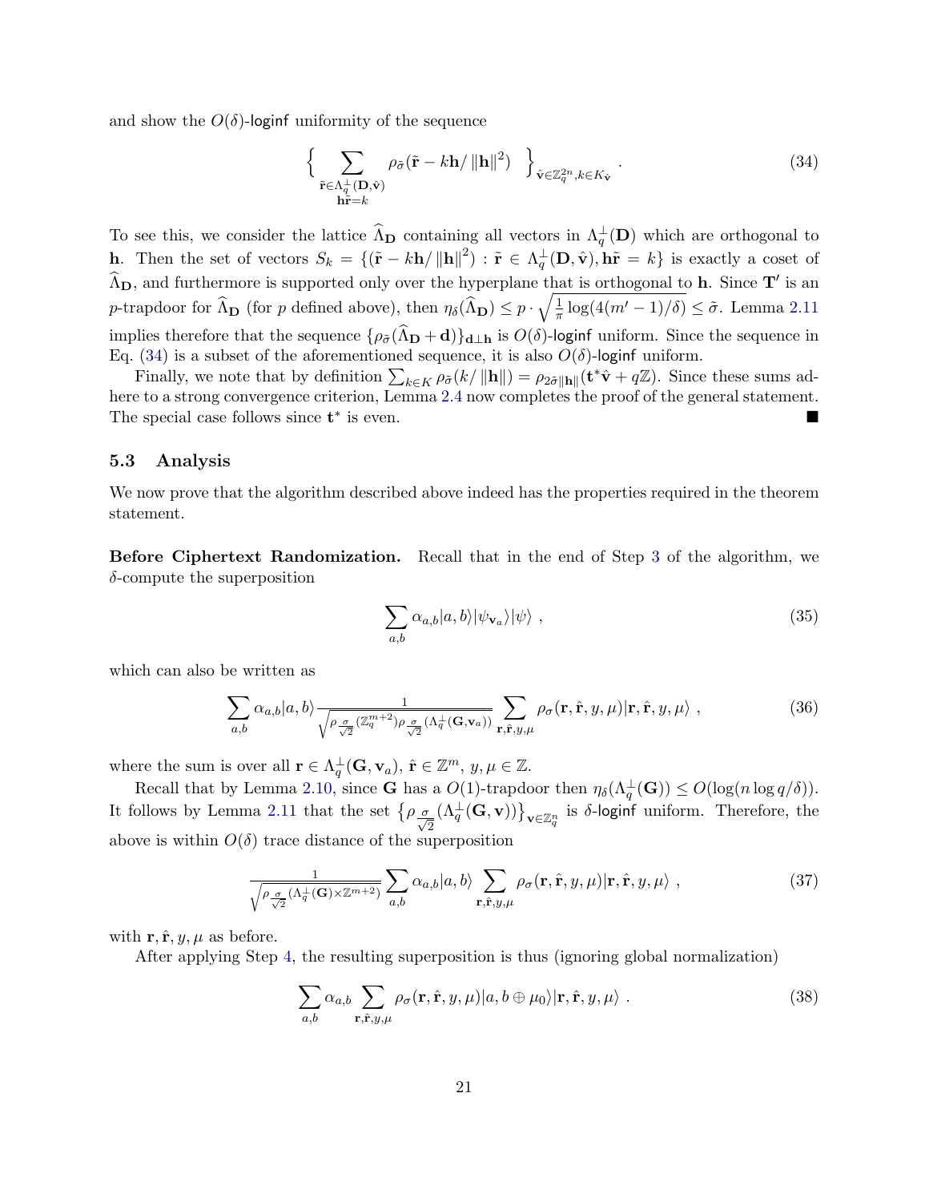and show the $O(\delta)$-loginf uniformity of the sequence

$$\Big\{ \sum_{\substack{\tilde{\mathbf{r}} \in \Lambda_q^{\perp}(\mathbf{D}, \hat{\mathbf{v}}) \\ \mathbf{h}\tilde{\mathbf{r}}=k}} \rho_{\tilde{\sigma}}(\tilde{\mathbf{r}} - k\mathbf{h}/\left\|\mathbf{h}\right\|^2) \quad \Big\}_{\hat{\mathbf{v}} \in \mathbb{Z}_q^{2n}, k \in K_{\hat{\mathbf{v}}}} . \tag{34}$$

To see this, we consider the lattice $\widehat{\Lambda}_{\mathbf{D}}$ containing all vectors in $\Lambda_q^{\perp}(\mathbf{D})$ which are orthogonal to $\mathbf{h}$. Then the set of vectors $S_k = \{(\tilde{\mathbf{r}} - k\mathbf{h}/\left\|\mathbf{h}\right\|^2) : \tilde{\mathbf{r}} \in \Lambda_q^{\perp}(\mathbf{D}, \hat{\mathbf{v}}), \mathbf{h}\tilde{\mathbf{r}} = k\}$ is exactly a coset of $\widehat{\Lambda}_{\mathbf{D}}$, and furthermore is supported only over the hyperplane that is orthogonal to $\mathbf{h}$. Since $\mathbf{T}'$ is an $p$-trapdoor for $\widehat{\Lambda}_{\mathbf{D}}$ (for $p$ defined above), then $\eta_{\delta}(\widehat{\Lambda}_{\mathbf{D}}) \le p \cdot \sqrt{\frac{1}{\pi}\log(4(m'-1)/\delta)} \le \tilde{\sigma}$. Lemma 2.11 implies therefore that the sequence $\{\rho_{\tilde{\sigma}}(\widehat{\Lambda}_{\mathbf{D}} + \mathbf{d})\}_{\mathbf{d} \perp \mathbf{h}}$ is $O(\delta)$-loginf uniform. Since the sequence in Eq. (34) is a subset of the aforementioned sequence, it is also $O(\delta)$-loginf uniform.

Finally, we note that by definition $\sum_{k \in K} \rho_{\tilde{\sigma}}(k/\left\|\mathbf{h}\right\|) = \rho_{2\tilde{\sigma}\|\mathbf{h}\|}(\mathbf{t}^*\hat{\mathbf{v}} + q\mathbb{Z})$. Since these sums adhere to a strong convergence criterion, Lemma 2.4 now completes the proof of the general statement. The special case follows since $\mathbf{t}^*$ is even. ∎

### 5.3 Analysis

We now prove that the algorithm described above indeed has the properties required in the theorem statement.

**Before Ciphertext Randomization.** Recall that in the end of Step 3 of the algorithm, we $\delta$-compute the superposition

$$\sum_{a,b} \alpha_{a,b}|a,b\rangle|\psi_{\mathbf{v}_a}\rangle|\psi\rangle \ , \tag{35}$$

which can also be written as

$$\sum_{a,b} \alpha_{a,b}|a,b\rangle \frac{1}{\sqrt{\rho_{\frac{\sigma}{\sqrt{2}}}(\mathbb{Z}_q^{m+2})\rho_{\frac{\sigma}{\sqrt{2}}}(\Lambda_q^{\perp}(\mathbf{G},\mathbf{v}_a))}} \sum_{\mathbf{r},\hat{\mathbf{r}},y,\mu} \rho_{\sigma}(\mathbf{r},\hat{\mathbf{r}},y,\mu)|\mathbf{r},\hat{\mathbf{r}},y,\mu\rangle \ , \tag{36}$$

where the sum is over all $\mathbf{r} \in \Lambda_q^{\perp}(\mathbf{G}, \mathbf{v}_a)$, $\hat{\mathbf{r}} \in \mathbb{Z}^m$, $y, \mu \in \mathbb{Z}$.

Recall that by Lemma 2.10, since $\mathbf{G}$ has a $O(1)$-trapdoor then $\eta_{\delta}(\Lambda_q^{\perp}(\mathbf{G})) \le O(\log(n \log q/\delta))$. It follows by Lemma 2.11 that the set $\big\{\rho_{\frac{\sigma}{\sqrt{2}}}(\Lambda_q^{\perp}(\mathbf{G},\mathbf{v}))\big\}_{\mathbf{v} \in \mathbb{Z}_q^n}$ is $\delta$-loginf uniform. Therefore, the above is within $O(\delta)$ trace distance of the superposition

$$\frac{1}{\sqrt{\rho_{\frac{\sigma}{\sqrt{2}}}(\Lambda_q^{\perp}(\mathbf{G}) \times \mathbb{Z}^{m+2})}} \sum_{a,b} \alpha_{a,b}|a,b\rangle \sum_{\mathbf{r},\hat{\mathbf{r}},y,\mu} \rho_{\sigma}(\mathbf{r},\hat{\mathbf{r}},y,\mu)|\mathbf{r},\hat{\mathbf{r}},y,\mu\rangle \ , \tag{37}$$

with $\mathbf{r}, \hat{\mathbf{r}}, y, \mu$ as before.

After applying Step 4, the resulting superposition is thus (ignoring global normalization)

$$\sum_{a,b} \alpha_{a,b} \sum_{\mathbf{r},\hat{\mathbf{r}},y,\mu} \rho_{\sigma}(\mathbf{r},\hat{\mathbf{r}},y,\mu)|a, b \oplus \mu_0\rangle|\mathbf{r},\hat{\mathbf{r}},y,\mu\rangle \ . \tag{38}$$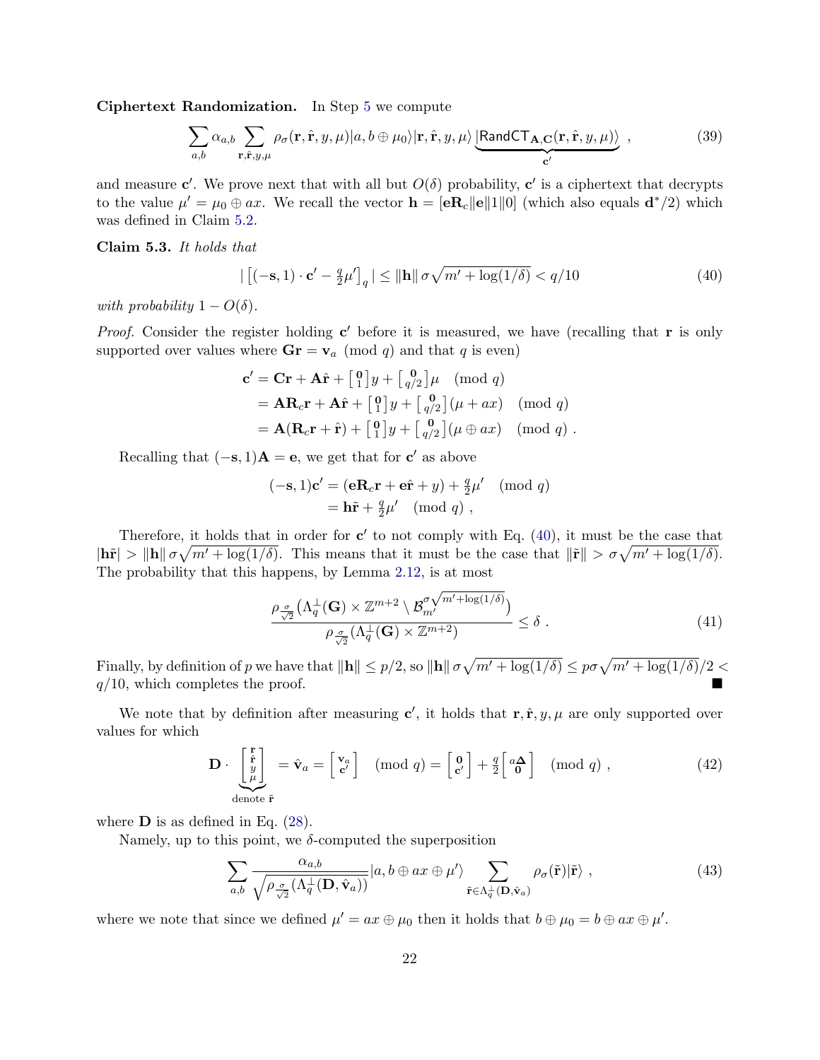**Ciphertext Randomization.** In Step 5 we compute

$$\sum_{a,b} \alpha_{a,b} \sum_{\mathbf{r},\hat{\mathbf{r}},y,\mu} \rho_\sigma(\mathbf{r},\hat{\mathbf{r}},y,\mu) |a, b \oplus \mu_0\rangle |\mathbf{r},\hat{\mathbf{r}},y,\mu\rangle \underbrace{|\mathsf{RandCT}_{\mathbf{A},\mathbf{C}}(\mathbf{r},\hat{\mathbf{r}},y,\mu)\rangle}_{\mathbf{c}'} , \tag{39}$$

and measure $\mathbf{c}'$. We prove next that with all but $O(\delta)$ probability, $\mathbf{c}'$ is a ciphertext that decrypts to the value $\mu' = \mu_0 \oplus ax$. We recall the vector $\mathbf{h} = [\mathbf{e}\mathbf{R}_c \| \mathbf{e} \| 1 \| 0]$ (which also equals $\mathbf{d}^*/2$) which was defined in Claim 5.2.

**Claim 5.3.** *It holds that*

$$\left| \left[ (-\mathbf{s}, 1) \cdot \mathbf{c}' - \tfrac{q}{2}\mu' \right]_q \right| \leq \|\mathbf{h}\| \, \sigma \sqrt{m' + \log(1/\delta)} < q/10 \tag{40}$$

*with probability* $1 - O(\delta)$.

*Proof.* Consider the register holding $\mathbf{c}'$ before it is measured, we have (recalling that $\mathbf{r}$ is only supported over values where $\mathbf{G}\mathbf{r} = \mathbf{v}_a \pmod q$) and that $q$ is even)

$$\begin{aligned}
\mathbf{c}' &= \mathbf{C}\mathbf{r} + \mathbf{A}\hat{\mathbf{r}} + \left[\begin{smallmatrix} \mathbf{0} \\ 1 \end{smallmatrix}\right] y + \left[\begin{smallmatrix} \mathbf{0} \\ q/2 \end{smallmatrix}\right] \mu \pmod q \\
&= \mathbf{A}\mathbf{R}_c\mathbf{r} + \mathbf{A}\hat{\mathbf{r}} + \left[\begin{smallmatrix} \mathbf{0} \\ 1 \end{smallmatrix}\right] y + \left[\begin{smallmatrix} \mathbf{0} \\ q/2 \end{smallmatrix}\right] (\mu + ax) \pmod q \\
&= \mathbf{A}(\mathbf{R}_c\mathbf{r} + \hat{\mathbf{r}}) + \left[\begin{smallmatrix} \mathbf{0} \\ 1 \end{smallmatrix}\right] y + \left[\begin{smallmatrix} \mathbf{0} \\ q/2 \end{smallmatrix}\right] (\mu \oplus ax) \pmod q .
\end{aligned}$$

Recalling that $(-\mathbf{s}, 1)\mathbf{A} = \mathbf{e}$, we get that for $\mathbf{c}'$ as above

$$\begin{aligned}
(-\mathbf{s}, 1)\mathbf{c}' &= (\mathbf{e}\mathbf{R}_c\mathbf{r} + \mathbf{e}\hat{\mathbf{r}} + y) + \tfrac{q}{2}\mu' \pmod q \\
&= \mathbf{h}\tilde{\mathbf{r}} + \tfrac{q}{2}\mu' \pmod q ,
\end{aligned}$$

Therefore, it holds that in order for $\mathbf{c}'$ to not comply with Eq. (40), it must be the case that $|\mathbf{h}\tilde{\mathbf{r}}| > \|\mathbf{h}\| \, \sigma\sqrt{m' + \log(1/\delta)}$. This means that it must be the case that $\|\tilde{\mathbf{r}}\| > \sigma\sqrt{m' + \log(1/\delta)}$. The probability that this happens, by Lemma 2.12, is at most

$$\frac{\rho_{\frac{\sigma}{\sqrt{2}}}\left(\Lambda_q^\perp(\mathbf{G}) \times \mathbb{Z}^{m+2} \setminus \mathcal{B}_{m'}^{\sigma\sqrt{m' + \log(1/\delta)}}\right)}{\rho_{\frac{\sigma}{\sqrt{2}}}(\Lambda_q^\perp(\mathbf{G}) \times \mathbb{Z}^{m+2})} \leq \delta . \tag{41}$$

Finally, by definition of $p$ we have that $\|\mathbf{h}\| \leq p/2$, so $\|\mathbf{h}\| \, \sigma\sqrt{m' + \log(1/\delta)} \leq p\sigma\sqrt{m' + \log(1/\delta)}/2 < q/10$, which completes the proof. ∎

We note that by definition after measuring $\mathbf{c}'$, it holds that $\mathbf{r}, \hat{\mathbf{r}}, y, \mu$ are only supported over values for which

$$\mathbf{D} \cdot \underbrace{\begin{bmatrix} \mathbf{r} \\ \hat{\mathbf{r}} \\ y \\ \mu \end{bmatrix}}_{\text{denote } \tilde{\mathbf{r}}} = \hat{\mathbf{v}}_a = \begin{bmatrix} \mathbf{v}_a \\ \mathbf{c}' \end{bmatrix} \pmod q = \begin{bmatrix} \mathbf{0} \\ \mathbf{c}' \end{bmatrix} + \frac{q}{2}\begin{bmatrix} a\boldsymbol{\Delta} \\ \mathbf{0} \end{bmatrix} \pmod q , \tag{42}$$

where $\mathbf{D}$ is as defined in Eq. (28).

Namely, up to this point, we $\delta$-computed the superposition

$$\sum_{a,b} \frac{\alpha_{a,b}}{\sqrt{\rho_{\frac{\sigma}{\sqrt{2}}}(\Lambda_q^\perp(\mathbf{D}, \hat{\mathbf{v}}_a))}} |a, b \oplus ax \oplus \mu'\rangle \sum_{\tilde{\mathbf{r}} \in \Lambda_q^\perp(\mathbf{D}, \hat{\mathbf{v}}_a)} \rho_\sigma(\tilde{\mathbf{r}}) |\tilde{\mathbf{r}}\rangle , \tag{43}$$

where we note that since we defined $\mu' = ax \oplus \mu_0$ then it holds that $b \oplus \mu_0 = b \oplus ax \oplus \mu'$.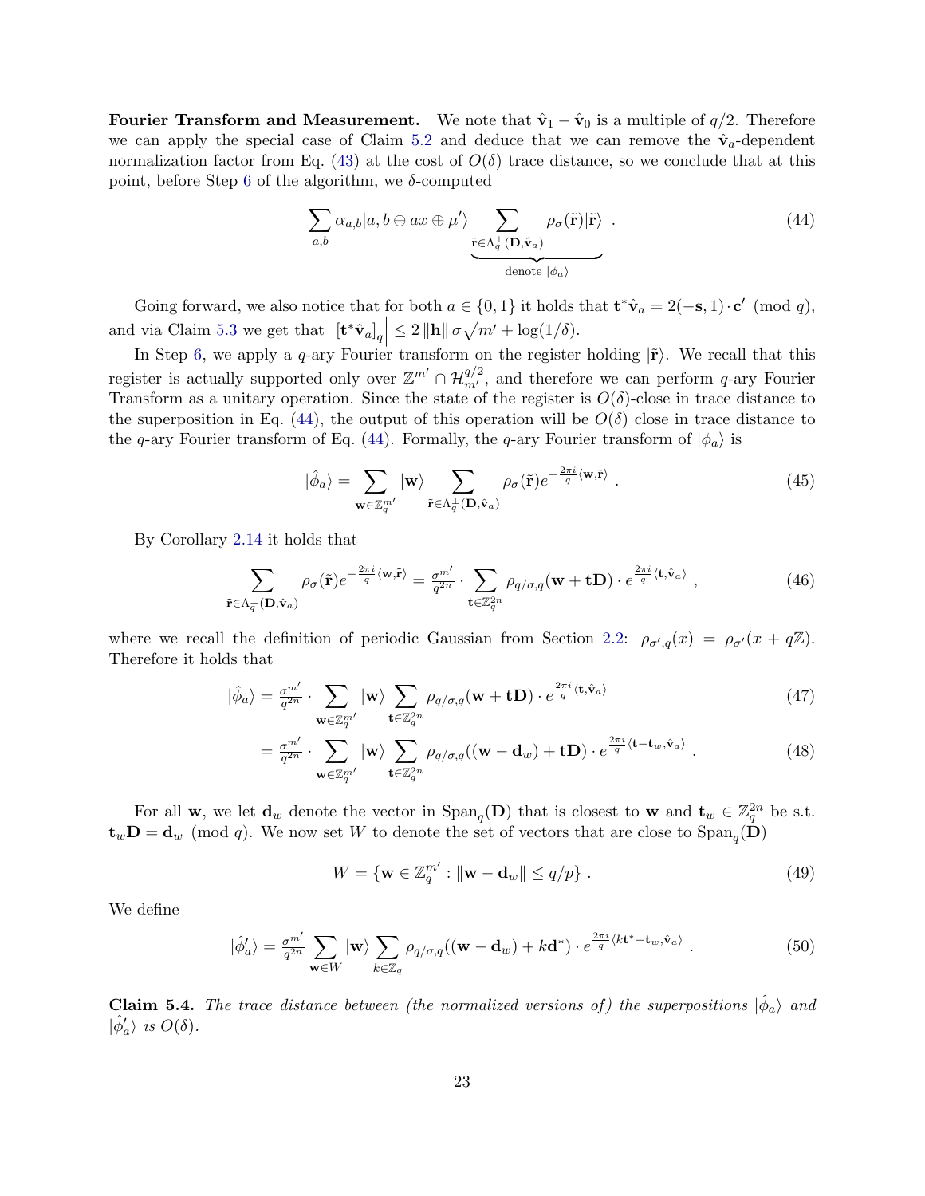**Fourier Transform and Measurement.** We note that $\hat{\mathbf{v}}_1 - \hat{\mathbf{v}}_0$ is a multiple of $q/2$. Therefore we can apply the special case of Claim 5.2 and deduce that we can remove the $\hat{\mathbf{v}}_a$-dependent normalization factor from Eq. (43) at the cost of $O(\delta)$ trace distance, so we conclude that at this point, before Step 6 of the algorithm, we $\delta$-computed

$$\sum_{a,b} \alpha_{a,b} |a, b \oplus ax \oplus \mu'\rangle \underbrace{\sum_{\tilde{\mathbf{r}} \in \Lambda_q^\perp(\mathbf{D}, \hat{\mathbf{v}}_a)} \rho_\sigma(\tilde{\mathbf{r}}) |\tilde{\mathbf{r}}\rangle}_{\text{denote } |\phi_a\rangle} \ . \tag{44}$$

Going forward, we also notice that for both $a \in \{0,1\}$ it holds that $\mathbf{t}^* \hat{\mathbf{v}}_a = 2(-\mathbf{s}, 1) \cdot \mathbf{c}' \pmod q$, and via Claim 5.3 we get that $\left| [\mathbf{t}^* \hat{\mathbf{v}}_a]_q \right| \leq 2 \|\mathbf{h}\| \sigma \sqrt{m' + \log(1/\delta)}$.

In Step 6, we apply a $q$-ary Fourier transform on the register holding $|\tilde{\mathbf{r}}\rangle$. We recall that this register is actually supported only over $\mathbb{Z}^{m'} \cap \mathcal{H}_{m'}^{q/2}$, and therefore we can perform $q$-ary Fourier Transform as a unitary operation. Since the state of the register is $O(\delta)$-close in trace distance to the superposition in Eq. (44), the output of this operation will be $O(\delta)$ close in trace distance to the $q$-ary Fourier transform of Eq. (44). Formally, the $q$-ary Fourier transform of $|\phi_a\rangle$ is

$$|\hat{\phi}_a\rangle = \sum_{\mathbf{w} \in \mathbb{Z}_q^{m'}} |\mathbf{w}\rangle \sum_{\tilde{\mathbf{r}} \in \Lambda_q^\perp(\mathbf{D}, \hat{\mathbf{v}}_a)} \rho_\sigma(\tilde{\mathbf{r}}) e^{-\frac{2\pi i}{q} \langle \mathbf{w}, \tilde{\mathbf{r}} \rangle} \ . \tag{45}$$

By Corollary 2.14 it holds that

$$\sum_{\tilde{\mathbf{r}} \in \Lambda_q^\perp(\mathbf{D}, \hat{\mathbf{v}}_a)} \rho_\sigma(\tilde{\mathbf{r}}) e^{-\frac{2\pi i}{q} \langle \mathbf{w}, \tilde{\mathbf{r}} \rangle} = \tfrac{\sigma^{m'}}{q^{2n}} \cdot \sum_{\mathbf{t} \in \mathbb{Z}_q^{2n}} \rho_{q/\sigma, q}(\mathbf{w} + \mathbf{t}\mathbf{D}) \cdot e^{\frac{2\pi i}{q} \langle \mathbf{t}, \hat{\mathbf{v}}_a \rangle} \ , \tag{46}$$

where we recall the definition of periodic Gaussian from Section 2.2: $\rho_{\sigma', q}(x) = \rho_{\sigma'}(x + q\mathbb{Z})$. Therefore it holds that

$$|\hat{\phi}_a\rangle = \tfrac{\sigma^{m'}}{q^{2n}} \cdot \sum_{\mathbf{w} \in \mathbb{Z}_q^{m'}} |\mathbf{w}\rangle \sum_{\mathbf{t} \in \mathbb{Z}_q^{2n}} \rho_{q/\sigma, q}(\mathbf{w} + \mathbf{t}\mathbf{D}) \cdot e^{\frac{2\pi i}{q} \langle \mathbf{t}, \hat{\mathbf{v}}_a \rangle} \tag{47}$$

$$= \tfrac{\sigma^{m'}}{q^{2n}} \cdot \sum_{\mathbf{w} \in \mathbb{Z}_q^{m'}} |\mathbf{w}\rangle \sum_{\mathbf{t} \in \mathbb{Z}_q^{2n}} \rho_{q/\sigma, q}((\mathbf{w} - \mathbf{d}_w) + \mathbf{t}\mathbf{D}) \cdot e^{\frac{2\pi i}{q} \langle \mathbf{t} - \mathbf{t}_w, \hat{\mathbf{v}}_a \rangle} \ . \tag{48}$$

For all $\mathbf{w}$, we let $\mathbf{d}_w$ denote the vector in $\mathrm{Span}_q(\mathbf{D})$ that is closest to $\mathbf{w}$ and $\mathbf{t}_w \in \mathbb{Z}_q^{2n}$ be s.t. $\mathbf{t}_w \mathbf{D} = \mathbf{d}_w \pmod q$. We now set $W$ to denote the set of vectors that are close to $\mathrm{Span}_q(\mathbf{D})$

$$W = \{\mathbf{w} \in \mathbb{Z}_q^{m'} : \|\mathbf{w} - \mathbf{d}_w\| \leq q/p\} \ . \tag{49}$$

We define

$$|\hat{\phi}'_a\rangle = \tfrac{\sigma^{m'}}{q^{2n}} \sum_{\mathbf{w} \in W} |\mathbf{w}\rangle \sum_{k \in \mathbb{Z}_q} \rho_{q/\sigma, q}((\mathbf{w} - \mathbf{d}_w) + k\mathbf{d}^*) \cdot e^{\frac{2\pi i}{q} \langle k\mathbf{t}^* - \mathbf{t}_w, \hat{\mathbf{v}}_a \rangle} \ . \tag{50}$$

**Claim 5.4.** *The trace distance between (the normalized versions of) the superpositions $|\hat{\phi}_a\rangle$ and $|\hat{\phi}'_a\rangle$ is $O(\delta)$.*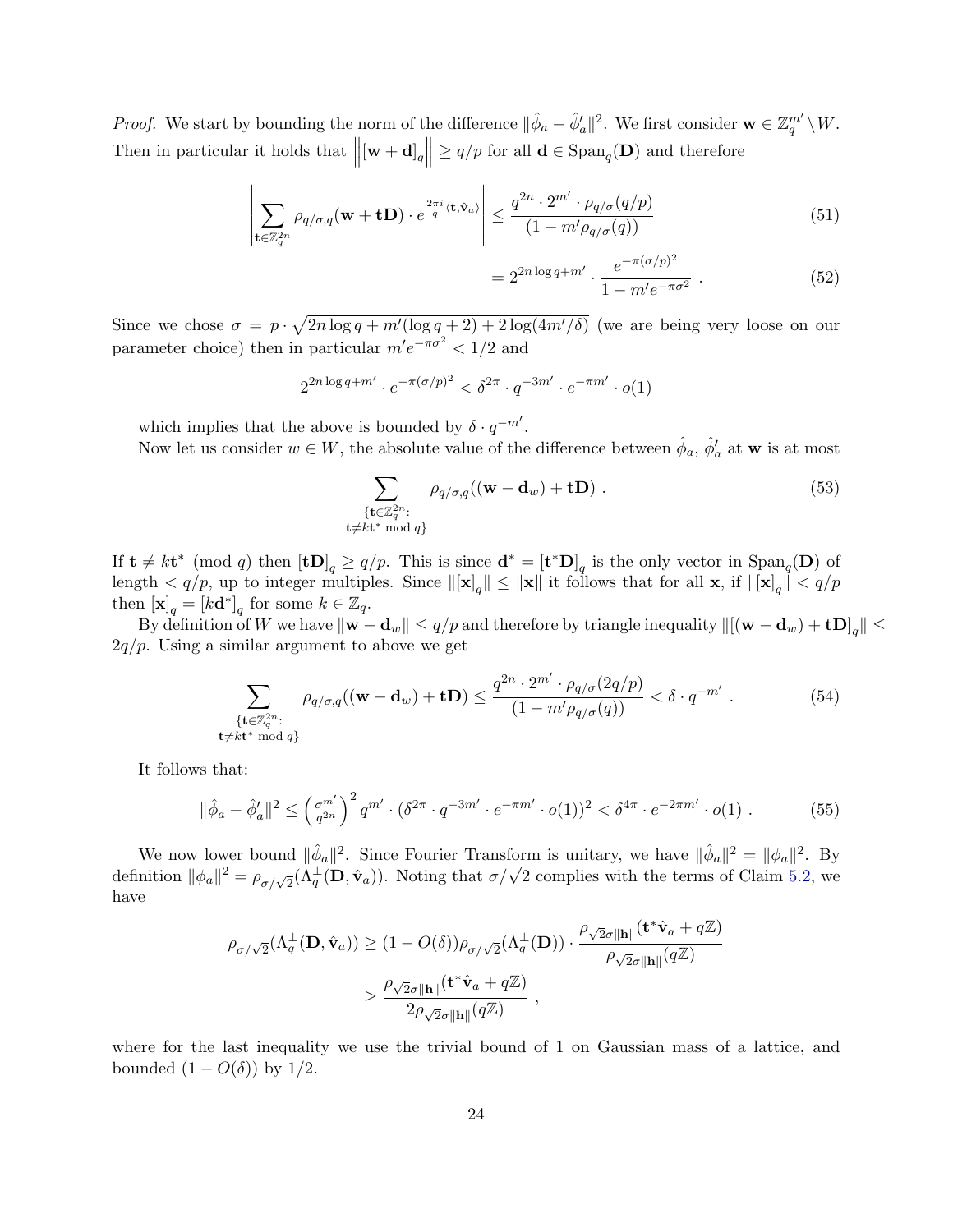*Proof.* We start by bounding the norm of the difference $\|\hat{\phi}_a - \hat{\phi}'_a\|^2$. We first consider $\mathbf{w} \in \mathbb{Z}_q^{m'} \setminus W$. Then in particular it holds that $\left\|[\mathbf{w}+\mathbf{d}]_q\right\| \geq q/p$ for all $\mathbf{d} \in \mathrm{Span}_q(\mathbf{D})$ and therefore

$$
\left| \sum_{\mathbf{t} \in \mathbb{Z}_q^{2n}} \rho_{q/\sigma,q}(\mathbf{w}+\mathbf{t}\mathbf{D}) \cdot e^{\frac{2\pi i}{q}\langle \mathbf{t}, \hat{\mathbf{v}}_a \rangle} \right| \leq \frac{q^{2n} \cdot 2^{m'} \cdot \rho_{q/\sigma}(q/p)}{(1 - m'\rho_{q/\sigma}(q))} \tag{51}
$$

$$
= 2^{2n\log q + m'} \cdot \frac{e^{-\pi(\sigma/p)^2}}{1 - m' e^{-\pi\sigma^2}} \ . \tag{52}
$$

Since we chose $\sigma = p \cdot \sqrt{2n\log q + m'(\log q + 2) + 2\log(4m'/\delta)}$ (we are being very loose on our parameter choice) then in particular $m' e^{-\pi\sigma^2} < 1/2$ and

$$
2^{2n\log q + m'} \cdot e^{-\pi(\sigma/p)^2} < \delta^{2\pi} \cdot q^{-3m'} \cdot e^{-\pi m'} \cdot o(1)
$$

which implies that the above is bounded by $\delta \cdot q^{-m'}$.

Now let us consider $w \in W$, the absolute value of the difference between $\hat{\phi}_a$, $\hat{\phi}'_a$ at $\mathbf{w}$ is at most

$$
\sum_{\substack{\{\mathbf{t} \in \mathbb{Z}_q^{2n}: \\ \mathbf{t} \neq k\mathbf{t}^* \bmod q\}}} \rho_{q/\sigma,q}((\mathbf{w} - \mathbf{d}_w) + \mathbf{t}\mathbf{D}) \ . \tag{53}
$$

If $\mathbf{t} \neq k\mathbf{t}^* \pmod q$ then $[\mathbf{t}\mathbf{D}]_q \geq q/p$. This is since $\mathbf{d}^* = [\mathbf{t}^*\mathbf{D}]_q$ is the only vector in $\mathrm{Span}_q(\mathbf{D})$ of length $< q/p$, up to integer multiples. Since $\|[\mathbf{x}]_q\| \leq \|\mathbf{x}\|$ it follows that for all $\mathbf{x}$, if $\|[\mathbf{x}]_q\| < q/p$ then $[\mathbf{x}]_q = [k\mathbf{d}^*]_q$ for some $k \in \mathbb{Z}_q$.

By definition of $W$ we have $\|\mathbf{w} - \mathbf{d}_w\| \leq q/p$ and therefore by triangle inequality $\|[(\mathbf{w} - \mathbf{d}_w) + \mathbf{t}\mathbf{D}]_q\| \leq 2q/p$. Using a similar argument to above we get

$$
\sum_{\substack{\{\mathbf{t} \in \mathbb{Z}_q^{2n}: \\ \mathbf{t} \neq k\mathbf{t}^* \bmod q\}}} \rho_{q/\sigma,q}((\mathbf{w} - \mathbf{d}_w) + \mathbf{t}\mathbf{D}) \leq \frac{q^{2n} \cdot 2^{m'} \cdot \rho_{q/\sigma}(2q/p)}{(1 - m'\rho_{q/\sigma}(q))} < \delta \cdot q^{-m'} \ . \tag{54}
$$

It follows that:

$$
\|\hat{\phi}_a - \hat{\phi}'_a\|^2 \leq \left(\frac{\sigma^{m'}}{q^{2n}}\right)^2 q^{m'} \cdot (\delta^{2\pi} \cdot q^{-3m'} \cdot e^{-\pi m'} \cdot o(1))^2 < \delta^{4\pi} \cdot e^{-2\pi m'} \cdot o(1) \ . \tag{55}
$$

We now lower bound $\|\hat{\phi}_a\|^2$. Since Fourier Transform is unitary, we have $\|\hat{\phi}_a\|^2 = \|\phi_a\|^2$. By definition $\|\phi_a\|^2 = \rho_{\sigma/\sqrt{2}}(\Lambda_q^{\perp}(\mathbf{D}, \hat{\mathbf{v}}_a))$. Noting that $\sigma/\sqrt{2}$ complies with the terms of Claim 5.2, we have

$$
\begin{aligned}
\rho_{\sigma/\sqrt{2}}(\Lambda_q^{\perp}(\mathbf{D}, \hat{\mathbf{v}}_a)) &\geq (1 - O(\delta))\rho_{\sigma/\sqrt{2}}(\Lambda_q^{\perp}(\mathbf{D})) \cdot \frac{\rho_{\sqrt{2}\sigma\|\mathbf{h}\|}(\mathbf{t}^*\hat{\mathbf{v}}_a + q\mathbb{Z})}{\rho_{\sqrt{2}\sigma\|\mathbf{h}\|}(q\mathbb{Z})} \\
&\geq \frac{\rho_{\sqrt{2}\sigma\|\mathbf{h}\|}(\mathbf{t}^*\hat{\mathbf{v}}_a + q\mathbb{Z})}{2\rho_{\sqrt{2}\sigma\|\mathbf{h}\|}(q\mathbb{Z})} \ ,
\end{aligned}
$$

where for the last inequality we use the trivial bound of 1 on Gaussian mass of a lattice, and bounded $(1 - O(\delta))$ by $1/2$.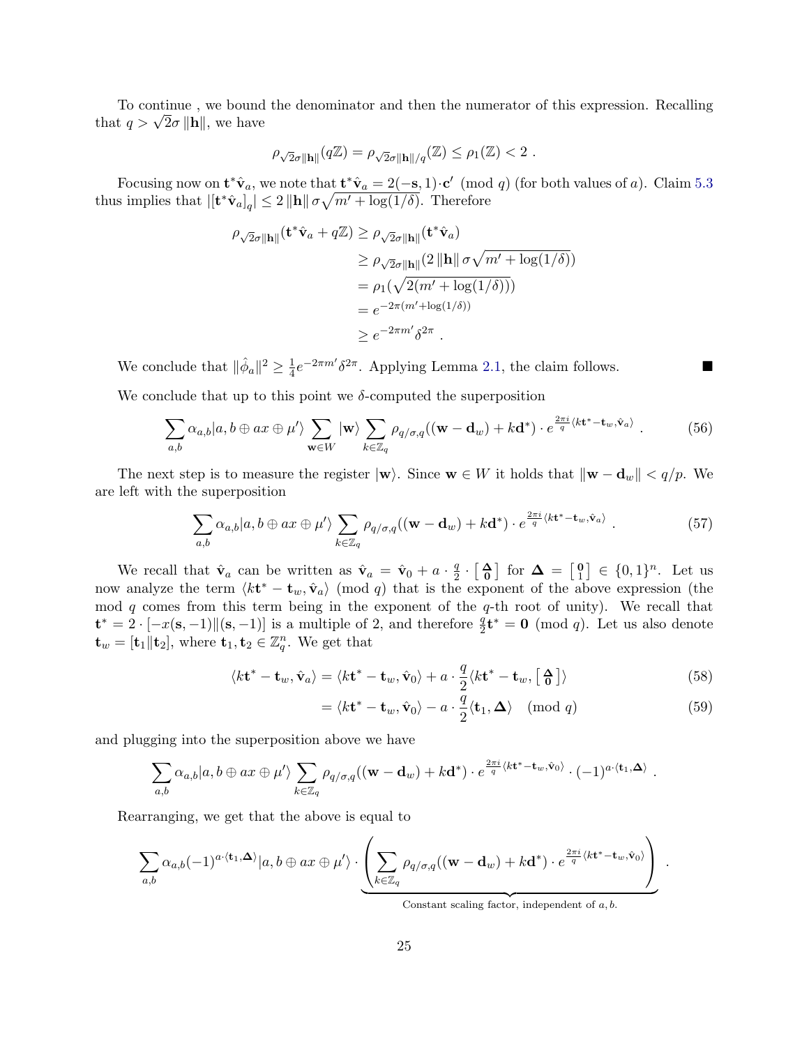To continue , we bound the denominator and then the numerator of this expression. Recalling that $q > \sqrt{2}\sigma \|\mathbf{h}\|$, we have

$$\rho_{\sqrt{2}\sigma\|\mathbf{h}\|}(q\mathbb{Z}) = \rho_{\sqrt{2}\sigma\|\mathbf{h}\|/q}(\mathbb{Z}) \le \rho_1(\mathbb{Z}) < 2 \ .$$

Focusing now on $\mathbf{t}^*\hat{\mathbf{v}}_a$, we note that $\mathbf{t}^*\hat{\mathbf{v}}_a = 2(-\mathbf{s}, 1)\cdot\mathbf{c}' \pmod q$ (for both values of $a$). Claim 5.3 thus implies that $|[\mathbf{t}^*\hat{\mathbf{v}}_a]_q| \le 2\|\mathbf{h}\|\,\sigma\sqrt{m' + \log(1/\delta)}$. Therefore

$$\begin{aligned}
\rho_{\sqrt{2}\sigma\|\mathbf{h}\|}(\mathbf{t}^*\hat{\mathbf{v}}_a + q\mathbb{Z}) &\ge \rho_{\sqrt{2}\sigma\|\mathbf{h}\|}(\mathbf{t}^*\hat{\mathbf{v}}_a) \\
&\ge \rho_{\sqrt{2}\sigma\|\mathbf{h}\|}(2\|\mathbf{h}\|\,\sigma\sqrt{m' + \log(1/\delta)}) \\
&= \rho_1(\sqrt{2(m' + \log(1/\delta))}) \\
&= e^{-2\pi(m' + \log(1/\delta))} \\
&\ge e^{-2\pi m'}\delta^{2\pi} \ .
\end{aligned}$$

We conclude that $\|\hat{\phi}_a\|^2 \ge \frac{1}{4}e^{-2\pi m'}\delta^{2\pi}$. Applying Lemma 2.1, the claim follows. ■

We conclude that up to this point we $\delta$-computed the superposition

$$\sum_{a,b} \alpha_{a,b}|a, b \oplus ax \oplus \mu'\rangle \sum_{\mathbf{w}\in W} |\mathbf{w}\rangle \sum_{k\in\mathbb{Z}_q} \rho_{q/\sigma,q}((\mathbf{w} - \mathbf{d}_w) + k\mathbf{d}^*) \cdot e^{\frac{2\pi i}{q}\langle k\mathbf{t}^* - \mathbf{t}_w, \hat{\mathbf{v}}_a\rangle} \ . \tag{56}$$

The next step is to measure the register $|\mathbf{w}\rangle$. Since $\mathbf{w} \in W$ it holds that $\|\mathbf{w} - \mathbf{d}_w\| < q/p$. We are left with the superposition

$$\sum_{a,b} \alpha_{a,b}|a, b \oplus ax \oplus \mu'\rangle \sum_{k\in\mathbb{Z}_q} \rho_{q/\sigma,q}((\mathbf{w} - \mathbf{d}_w) + k\mathbf{d}^*) \cdot e^{\frac{2\pi i}{q}\langle k\mathbf{t}^* - \mathbf{t}_w, \hat{\mathbf{v}}_a\rangle} \ . \tag{57}$$

We recall that $\hat{\mathbf{v}}_a$ can be written as $\hat{\mathbf{v}}_a = \hat{\mathbf{v}}_0 + a \cdot \frac{q}{2} \cdot \left[\begin{smallmatrix}\mathbf{\Delta}\\ \mathbf{0}\end{smallmatrix}\right]$ for $\mathbf{\Delta} = \left[\begin{smallmatrix}\mathbf{0}\\ 1\end{smallmatrix}\right] \in \{0,1\}^n$. Let us now analyze the term $\langle k\mathbf{t}^* - \mathbf{t}_w, \hat{\mathbf{v}}_a\rangle \pmod q$ that is the exponent of the above expression (the mod $q$ comes from this term being in the exponent of the $q$-th root of unity). We recall that $\mathbf{t}^* = 2 \cdot [-x(\mathbf{s}, -1)\|(\mathbf{s}, -1)]$ is a multiple of 2, and therefore $\frac{q}{2}\mathbf{t}^* = \mathbf{0} \pmod q$. Let us also denote $\mathbf{t}_w = [\mathbf{t}_1\|\mathbf{t}_2]$, where $\mathbf{t}_1, \mathbf{t}_2 \in \mathbb{Z}_q^n$. We get that

$$\begin{aligned}
\langle k\mathbf{t}^* - \mathbf{t}_w, \hat{\mathbf{v}}_a\rangle &= \langle k\mathbf{t}^* - \mathbf{t}_w, \hat{\mathbf{v}}_0\rangle + a \cdot \frac{q}{2}\langle k\mathbf{t}^* - \mathbf{t}_w, \left[\begin{smallmatrix}\mathbf{\Delta}\\ \mathbf{0}\end{smallmatrix}\right]\rangle & (58)\\
&= \langle k\mathbf{t}^* - \mathbf{t}_w, \hat{\mathbf{v}}_0\rangle - a \cdot \frac{q}{2}\langle \mathbf{t}_1, \mathbf{\Delta}\rangle \pmod q & (59)
\end{aligned}$$

and plugging into the superposition above we have

$$\sum_{a,b} \alpha_{a,b}|a, b \oplus ax \oplus \mu'\rangle \sum_{k\in\mathbb{Z}_q} \rho_{q/\sigma,q}((\mathbf{w} - \mathbf{d}_w) + k\mathbf{d}^*) \cdot e^{\frac{2\pi i}{q}\langle k\mathbf{t}^* - \mathbf{t}_w, \hat{\mathbf{v}}_0\rangle} \cdot (-1)^{a\cdot\langle \mathbf{t}_1, \mathbf{\Delta}\rangle} \ .$$

Rearranging, we get that the above is equal to

$$\sum_{a,b} \alpha_{a,b}(-1)^{a\cdot\langle \mathbf{t}_1, \mathbf{\Delta}\rangle}|a, b \oplus ax \oplus \mu'\rangle \cdot \underbrace{\left(\sum_{k\in\mathbb{Z}_q} \rho_{q/\sigma,q}((\mathbf{w} - \mathbf{d}_w) + k\mathbf{d}^*) \cdot e^{\frac{2\pi i}{q}\langle k\mathbf{t}^* - \mathbf{t}_w, \hat{\mathbf{v}}_0\rangle}\right)}_{\text{Constant scaling factor, independent of } a, b.} \ .$$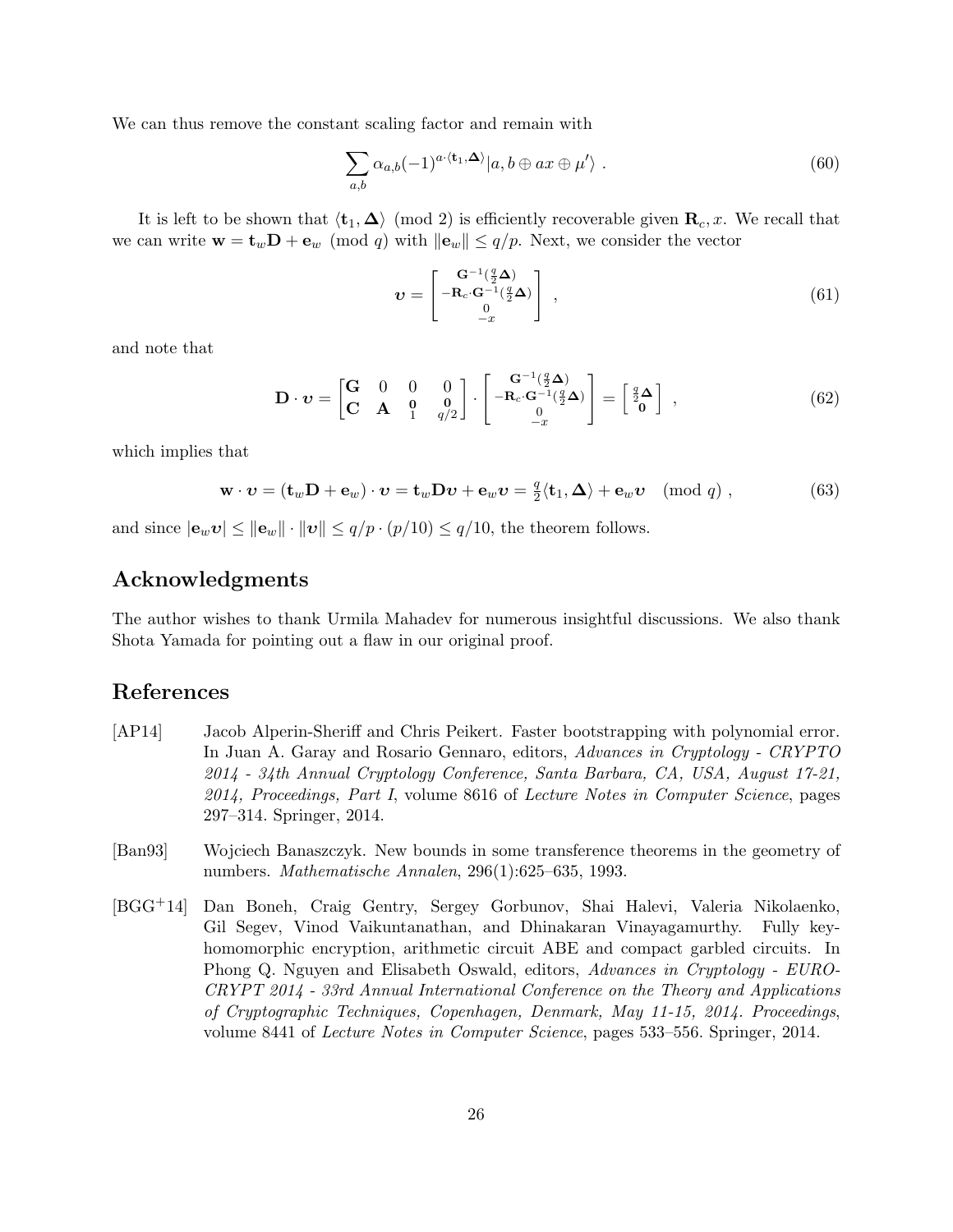We can thus remove the constant scaling factor and remain with

$$\sum_{a,b} \alpha_{a,b} (-1)^{a \cdot \langle \mathbf{t}_1, \mathbf{\Delta} \rangle} |a, b \oplus ax \oplus \mu' \rangle \ . \tag{60}$$

It is left to be shown that $\langle \mathbf{t}_1, \mathbf{\Delta} \rangle \pmod 2$ is efficiently recoverable given $\mathbf{R}_c, x$. We recall that we can write $\mathbf{w} = \mathbf{t}_w \mathbf{D} + \mathbf{e}_w \pmod q$ with $\|\mathbf{e}_w\| \le q/p$. Next, we consider the vector

$$\boldsymbol{\upsilon} = \begin{bmatrix} \mathbf{G}^{-1}(\frac{q}{2}\mathbf{\Delta}) \\ -\mathbf{R}_c \cdot \mathbf{G}^{-1}(\frac{q}{2}\mathbf{\Delta}) \\ 0 \\ -x \end{bmatrix} \ , \tag{61}$$

and note that

$$\mathbf{D} \cdot \boldsymbol{\upsilon} = \begin{bmatrix} \mathbf{G} & 0 & 0 & 0 \\ \mathbf{C} & \mathbf{A} & \begin{smallmatrix} \mathbf{0} \\ 1 \end{smallmatrix} & \begin{smallmatrix} \mathbf{0} \\ q/2 \end{smallmatrix} \end{bmatrix} \cdot \begin{bmatrix} \mathbf{G}^{-1}(\frac{q}{2}\mathbf{\Delta}) \\ -\mathbf{R}_c \cdot \mathbf{G}^{-1}(\frac{q}{2}\mathbf{\Delta}) \\ 0 \\ -x \end{bmatrix} = \begin{bmatrix} \frac{q}{2}\mathbf{\Delta} \\ \mathbf{0} \end{bmatrix} \ , \tag{62}$$

which implies that

$$\mathbf{w} \cdot \boldsymbol{\upsilon} = (\mathbf{t}_w \mathbf{D} + \mathbf{e}_w) \cdot \boldsymbol{\upsilon} = \mathbf{t}_w \mathbf{D} \boldsymbol{\upsilon} + \mathbf{e}_w \boldsymbol{\upsilon} = \tfrac{q}{2} \langle \mathbf{t}_1, \mathbf{\Delta} \rangle + \mathbf{e}_w \boldsymbol{\upsilon} \pmod q \ , \tag{63}$$

and since $|\mathbf{e}_w \boldsymbol{\upsilon}| \le \|\mathbf{e}_w\| \cdot \|\boldsymbol{\upsilon}\| \le q/p \cdot (p/10) \le q/10$, the theorem follows.

## Acknowledgments

The author wishes to thank Urmila Mahadev for numerous insightful discussions. We also thank Shota Yamada for pointing out a flaw in our original proof.

## References

[AP14] Jacob Alperin-Sheriff and Chris Peikert. Faster bootstrapping with polynomial error. In Juan A. Garay and Rosario Gennaro, editors, *Advances in Cryptology - CRYPTO 2014 - 34th Annual Cryptology Conference, Santa Barbara, CA, USA, August 17-21, 2014, Proceedings, Part I*, volume 8616 of *Lecture Notes in Computer Science*, pages 297–314. Springer, 2014.

[Ban93] Wojciech Banaszczyk. New bounds in some transference theorems in the geometry of numbers. *Mathematische Annalen*, 296(1):625–635, 1993.

[BGG+14] Dan Boneh, Craig Gentry, Sergey Gorbunov, Shai Halevi, Valeria Nikolaenko, Gil Segev, Vinod Vaikuntanathan, and Dhinakaran Vinayagamurthy. Fully key-homomorphic encryption, arithmetic circuit ABE and compact garbled circuits. In Phong Q. Nguyen and Elisabeth Oswald, editors, *Advances in Cryptology - EUROCRYPT 2014 - 33rd Annual International Conference on the Theory and Applications of Cryptographic Techniques, Copenhagen, Denmark, May 11-15, 2014. Proceedings*, volume 8441 of *Lecture Notes in Computer Science*, pages 533–556. Springer, 2014.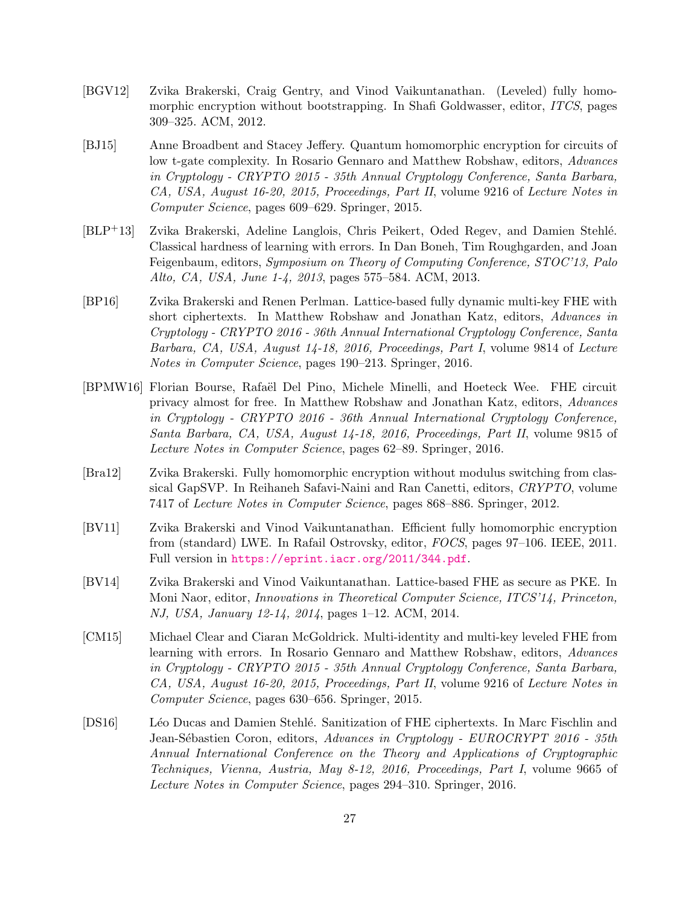- [BGV12] Zvika Brakerski, Craig Gentry, and Vinod Vaikuntanathan. (Leveled) fully homomorphic encryption without bootstrapping. In Shafi Goldwasser, editor, *ITCS*, pages 309–325. ACM, 2012.

- [BJ15] Anne Broadbent and Stacey Jeffery. Quantum homomorphic encryption for circuits of low t-gate complexity. In Rosario Gennaro and Matthew Robshaw, editors, *Advances in Cryptology - CRYPTO 2015 - 35th Annual Cryptology Conference, Santa Barbara, CA, USA, August 16-20, 2015, Proceedings, Part II*, volume 9216 of *Lecture Notes in Computer Science*, pages 609–629. Springer, 2015.

- [BLP+13] Zvika Brakerski, Adeline Langlois, Chris Peikert, Oded Regev, and Damien Stehlé. Classical hardness of learning with errors. In Dan Boneh, Tim Roughgarden, and Joan Feigenbaum, editors, *Symposium on Theory of Computing Conference, STOC'13, Palo Alto, CA, USA, June 1-4, 2013*, pages 575–584. ACM, 2013.

- [BP16] Zvika Brakerski and Renen Perlman. Lattice-based fully dynamic multi-key FHE with short ciphertexts. In Matthew Robshaw and Jonathan Katz, editors, *Advances in Cryptology - CRYPTO 2016 - 36th Annual International Cryptology Conference, Santa Barbara, CA, USA, August 14-18, 2016, Proceedings, Part I*, volume 9814 of *Lecture Notes in Computer Science*, pages 190–213. Springer, 2016.

- [BPMW16] Florian Bourse, Rafaël Del Pino, Michele Minelli, and Hoeteck Wee. FHE circuit privacy almost for free. In Matthew Robshaw and Jonathan Katz, editors, *Advances in Cryptology - CRYPTO 2016 - 36th Annual International Cryptology Conference, Santa Barbara, CA, USA, August 14-18, 2016, Proceedings, Part II*, volume 9815 of *Lecture Notes in Computer Science*, pages 62–89. Springer, 2016.

- [Bra12] Zvika Brakerski. Fully homomorphic encryption without modulus switching from classical GapSVP. In Reihaneh Safavi-Naini and Ran Canetti, editors, *CRYPTO*, volume 7417 of *Lecture Notes in Computer Science*, pages 868–886. Springer, 2012.

- [BV11] Zvika Brakerski and Vinod Vaikuntanathan. Efficient fully homomorphic encryption from (standard) LWE. In Rafail Ostrovsky, editor, *FOCS*, pages 97–106. IEEE, 2011. Full version in https://eprint.iacr.org/2011/344.pdf.

- [BV14] Zvika Brakerski and Vinod Vaikuntanathan. Lattice-based FHE as secure as PKE. In Moni Naor, editor, *Innovations in Theoretical Computer Science, ITCS'14, Princeton, NJ, USA, January 12-14, 2014*, pages 1–12. ACM, 2014.

- [CM15] Michael Clear and Ciaran McGoldrick. Multi-identity and multi-key leveled FHE from learning with errors. In Rosario Gennaro and Matthew Robshaw, editors, *Advances in Cryptology - CRYPTO 2015 - 35th Annual Cryptology Conference, Santa Barbara, CA, USA, August 16-20, 2015, Proceedings, Part II*, volume 9216 of *Lecture Notes in Computer Science*, pages 630–656. Springer, 2015.

- [DS16] Léo Ducas and Damien Stehlé. Sanitization of FHE ciphertexts. In Marc Fischlin and Jean-Sébastien Coron, editors, *Advances in Cryptology - EUROCRYPT 2016 - 35th Annual International Conference on the Theory and Applications of Cryptographic Techniques, Vienna, Austria, May 8-12, 2016, Proceedings, Part I*, volume 9665 of *Lecture Notes in Computer Science*, pages 294–310. Springer, 2016.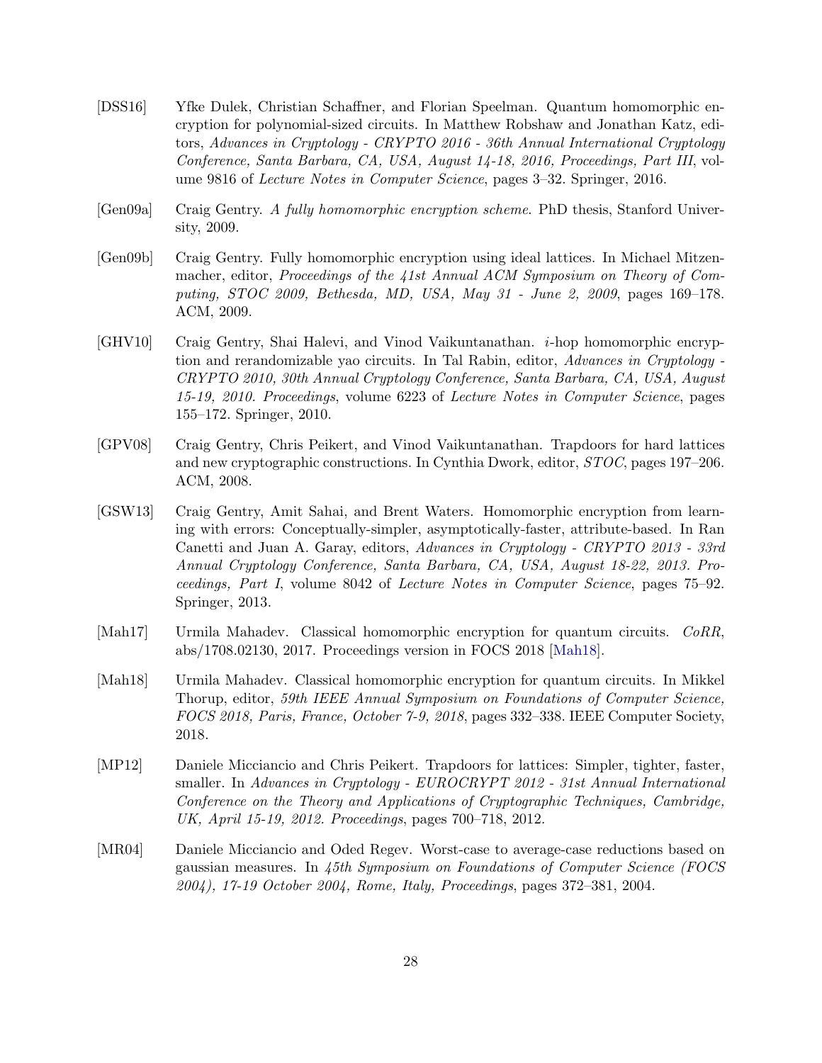[DSS16] Yfke Dulek, Christian Schaffner, and Florian Speelman. Quantum homomorphic encryption for polynomial-sized circuits. In Matthew Robshaw and Jonathan Katz, editors, *Advances in Cryptology - CRYPTO 2016 - 36th Annual International Cryptology Conference, Santa Barbara, CA, USA, August 14-18, 2016, Proceedings, Part III*, volume 9816 of *Lecture Notes in Computer Science*, pages 3–32. Springer, 2016.

[Gen09a] Craig Gentry. *A fully homomorphic encryption scheme*. PhD thesis, Stanford University, 2009.

[Gen09b] Craig Gentry. Fully homomorphic encryption using ideal lattices. In Michael Mitzenmacher, editor, *Proceedings of the 41st Annual ACM Symposium on Theory of Computing, STOC 2009, Bethesda, MD, USA, May 31 - June 2, 2009*, pages 169–178. ACM, 2009.

[GHV10] Craig Gentry, Shai Halevi, and Vinod Vaikuntanathan. *i*-hop homomorphic encryption and rerandomizable yao circuits. In Tal Rabin, editor, *Advances in Cryptology - CRYPTO 2010, 30th Annual Cryptology Conference, Santa Barbara, CA, USA, August 15-19, 2010. Proceedings*, volume 6223 of *Lecture Notes in Computer Science*, pages 155–172. Springer, 2010.

[GPV08] Craig Gentry, Chris Peikert, and Vinod Vaikuntanathan. Trapdoors for hard lattices and new cryptographic constructions. In Cynthia Dwork, editor, *STOC*, pages 197–206. ACM, 2008.

[GSW13] Craig Gentry, Amit Sahai, and Brent Waters. Homomorphic encryption from learning with errors: Conceptually-simpler, asymptotically-faster, attribute-based. In Ran Canetti and Juan A. Garay, editors, *Advances in Cryptology - CRYPTO 2013 - 33rd Annual Cryptology Conference, Santa Barbara, CA, USA, August 18-22, 2013. Proceedings, Part I*, volume 8042 of *Lecture Notes in Computer Science*, pages 75–92. Springer, 2013.

[Mah17] Urmila Mahadev. Classical homomorphic encryption for quantum circuits. *CoRR*, abs/1708.02130, 2017. Proceedings version in FOCS 2018 [Mah18].

[Mah18] Urmila Mahadev. Classical homomorphic encryption for quantum circuits. In Mikkel Thorup, editor, *59th IEEE Annual Symposium on Foundations of Computer Science, FOCS 2018, Paris, France, October 7-9, 2018*, pages 332–338. IEEE Computer Society, 2018.

[MP12] Daniele Micciancio and Chris Peikert. Trapdoors for lattices: Simpler, tighter, faster, smaller. In *Advances in Cryptology - EUROCRYPT 2012 - 31st Annual International Conference on the Theory and Applications of Cryptographic Techniques, Cambridge, UK, April 15-19, 2012. Proceedings*, pages 700–718, 2012.

[MR04] Daniele Micciancio and Oded Regev. Worst-case to average-case reductions based on gaussian measures. In *45th Symposium on Foundations of Computer Science (FOCS 2004), 17-19 October 2004, Rome, Italy, Proceedings*, pages 372–381, 2004.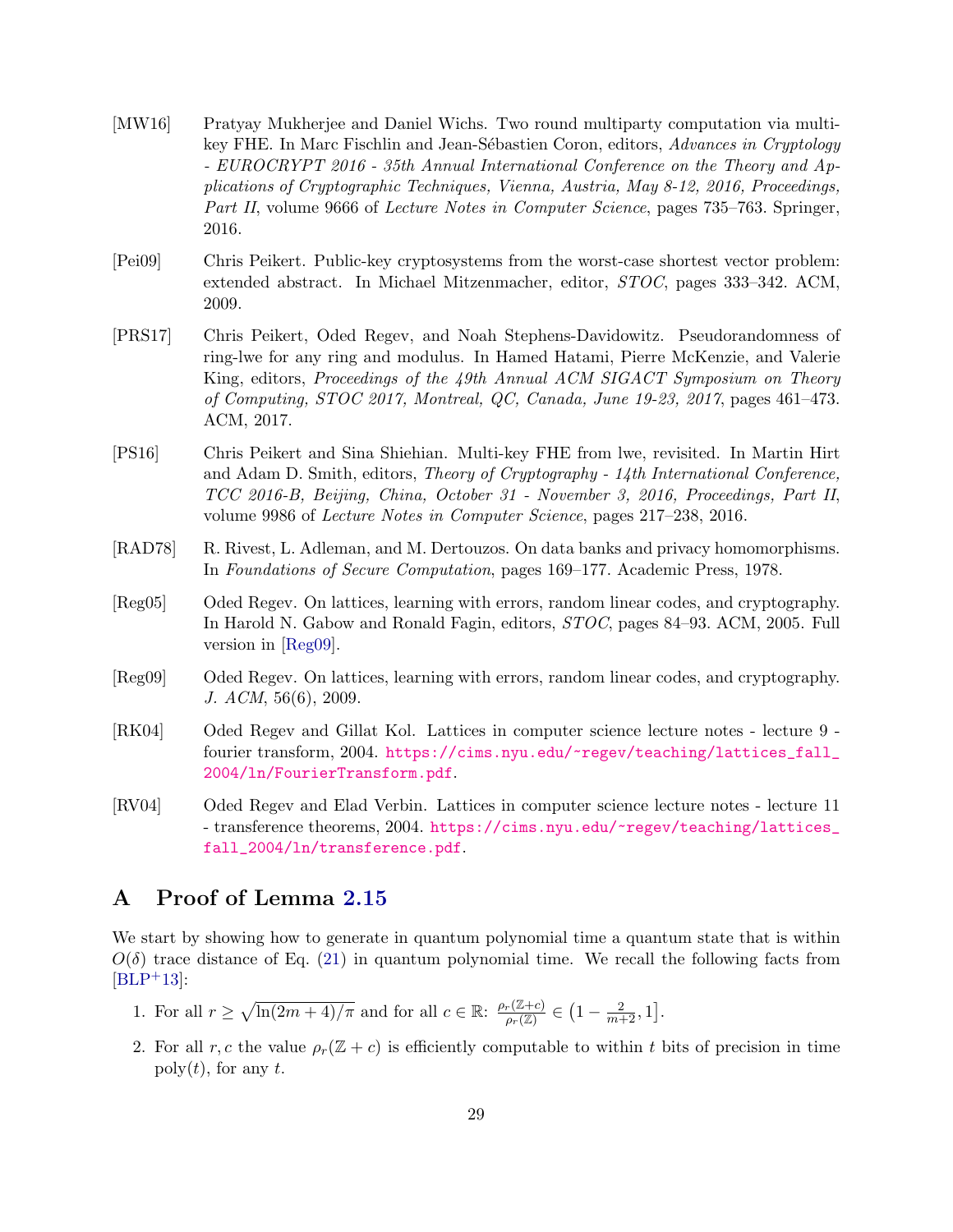[MW16] Pratyay Mukherjee and Daniel Wichs. Two round multiparty computation via multi-key FHE. In Marc Fischlin and Jean-Sébastien Coron, editors, *Advances in Cryptology - EUROCRYPT 2016 - 35th Annual International Conference on the Theory and Applications of Cryptographic Techniques, Vienna, Austria, May 8-12, 2016, Proceedings, Part II*, volume 9666 of *Lecture Notes in Computer Science*, pages 735–763. Springer, 2016.

[Pei09] Chris Peikert. Public-key cryptosystems from the worst-case shortest vector problem: extended abstract. In Michael Mitzenmacher, editor, *STOC*, pages 333–342. ACM, 2009.

[PRS17] Chris Peikert, Oded Regev, and Noah Stephens-Davidowitz. Pseudorandomness of ring-lwe for any ring and modulus. In Hamed Hatami, Pierre McKenzie, and Valerie King, editors, *Proceedings of the 49th Annual ACM SIGACT Symposium on Theory of Computing, STOC 2017, Montreal, QC, Canada, June 19-23, 2017*, pages 461–473. ACM, 2017.

[PS16] Chris Peikert and Sina Shiehian. Multi-key FHE from lwe, revisited. In Martin Hirt and Adam D. Smith, editors, *Theory of Cryptography - 14th International Conference, TCC 2016-B, Beijing, China, October 31 - November 3, 2016, Proceedings, Part II*, volume 9986 of *Lecture Notes in Computer Science*, pages 217–238, 2016.

[RAD78] R. Rivest, L. Adleman, and M. Dertouzos. On data banks and privacy homomorphisms. In *Foundations of Secure Computation*, pages 169–177. Academic Press, 1978.

[Reg05] Oded Regev. On lattices, learning with errors, random linear codes, and cryptography. In Harold N. Gabow and Ronald Fagin, editors, *STOC*, pages 84–93. ACM, 2005. Full version in [Reg09].

[Reg09] Oded Regev. On lattices, learning with errors, random linear codes, and cryptography. *J. ACM*, 56(6), 2009.

[RK04] Oded Regev and Gillat Kol. Lattices in computer science lecture notes - lecture 9 - fourier transform, 2004. https://cims.nyu.edu/~regev/teaching/lattices_fall_2004/ln/FourierTransform.pdf.

[RV04] Oded Regev and Elad Verbin. Lattices in computer science lecture notes - lecture 11 - transference theorems, 2004. https://cims.nyu.edu/~regev/teaching/lattices_fall_2004/ln/transference.pdf.

# A Proof of Lemma 2.15

We start by showing how to generate in quantum polynomial time a quantum state that is within $O(\delta)$ trace distance of Eq. (21) in quantum polynomial time. We recall the following facts from [BLP+13]:

1. For all $r \geq \sqrt{\ln(2m+4)/\pi}$ and for all $c \in \mathbb{R}$: $\frac{\rho_r(\mathbb{Z}+c)}{\rho_r(\mathbb{Z})} \in \left(1 - \frac{2}{m+2}, 1\right]$.
2. For all $r, c$ the value $\rho_r(\mathbb{Z}+c)$ is efficiently computable to within $t$ bits of precision in time $\mathrm{poly}(t)$, for any $t$.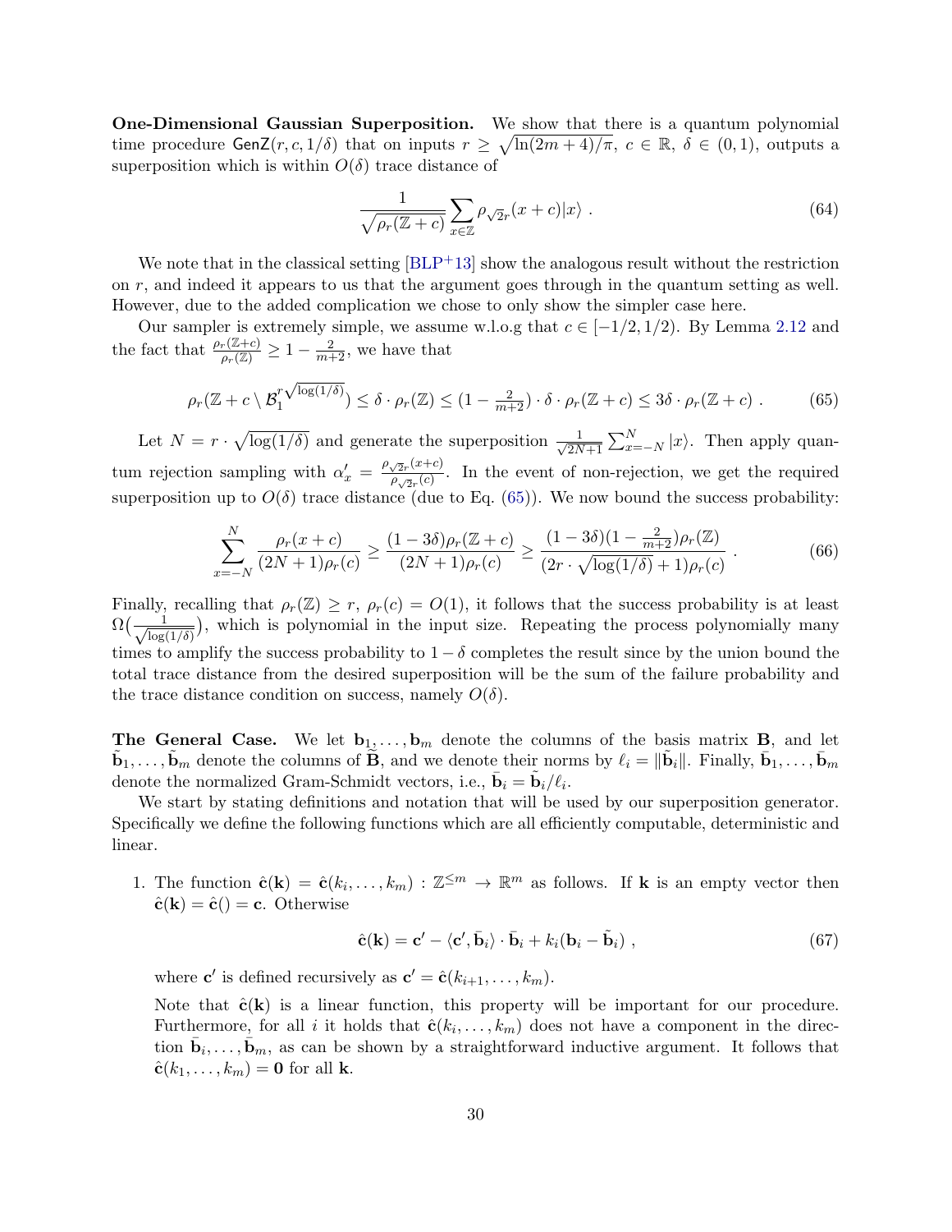**One-Dimensional Gaussian Superposition.** We show that there is a quantum polynomial time procedure $\mathsf{GenZ}(r, c, 1/\delta)$ that on inputs $r \geq \sqrt{\ln(2m+4)/\pi}$, $c \in \mathbb{R}$, $\delta \in (0,1)$, outputs a superposition which is within $O(\delta)$ trace distance of

$$\frac{1}{\sqrt{\rho_r(\mathbb{Z}+c)}} \sum_{x \in \mathbb{Z}} \rho_{\sqrt{2}r}(x+c)|x\rangle \ . \tag{64}$$

We note that in the classical setting [BLP+13] show the analogous result without the restriction on $r$, and indeed it appears to us that the argument goes through in the quantum setting as well. However, due to the added complication we chose to only show the simpler case here.

Our sampler is extremely simple, we assume w.l.o.g that $c \in [-1/2, 1/2)$. By Lemma 2.12 and the fact that $\frac{\rho_r(\mathbb{Z}+c)}{\rho_r(\mathbb{Z})} \geq 1 - \frac{2}{m+2}$, we have that

$$\rho_r(\mathbb{Z}+c \setminus \mathcal{B}_1^{r\sqrt{\log(1/\delta)}}) \leq \delta \cdot \rho_r(\mathbb{Z}) \leq (1 - \tfrac{2}{m+2}) \cdot \delta \cdot \rho_r(\mathbb{Z}+c) \leq 3\delta \cdot \rho_r(\mathbb{Z}+c) \ . \tag{65}$$

Let $N = r \cdot \sqrt{\log(1/\delta)}$ and generate the superposition $\frac{1}{\sqrt{2N+1}} \sum_{x=-N}^{N} |x\rangle$. Then apply quantum rejection sampling with $\alpha'_x = \frac{\rho_{\sqrt{2}r}(x+c)}{\rho_{\sqrt{2}r}(c)}$. In the event of non-rejection, we get the required superposition up to $O(\delta)$ trace distance (due to Eq. (65)). We now bound the success probability:

$$\sum_{x=-N}^{N} \frac{\rho_r(x+c)}{(2N+1)\rho_r(c)} \geq \frac{(1-3\delta)\rho_r(\mathbb{Z}+c)}{(2N+1)\rho_r(c)} \geq \frac{(1-3\delta)(1-\frac{2}{m+2})\rho_r(\mathbb{Z})}{(2r \cdot \sqrt{\log(1/\delta)}+1)\rho_r(c)} \ . \tag{66}$$

Finally, recalling that $\rho_r(\mathbb{Z}) \geq r$, $\rho_r(c) = O(1)$, it follows that the success probability is at least $\Omega(\frac{1}{\sqrt{\log(1/\delta)}})$, which is polynomial in the input size. Repeating the process polynomially many times to amplify the success probability to $1-\delta$ completes the result since by the union bound the total trace distance from the desired superposition will be the sum of the failure probability and the trace distance condition on success, namely $O(\delta)$.

**The General Case.** We let $\mathbf{b}_1, \ldots, \mathbf{b}_m$ denote the columns of the basis matrix $\mathbf{B}$, and let $\tilde{\mathbf{b}}_1, \ldots, \tilde{\mathbf{b}}_m$ denote the columns of $\tilde{\mathbf{B}}$, and we denote their norms by $\ell_i = \|\tilde{\mathbf{b}}_i\|$. Finally, $\bar{\mathbf{b}}_1, \ldots, \bar{\mathbf{b}}_m$ denote the normalized Gram-Schmidt vectors, i.e., $\bar{\mathbf{b}}_i = \tilde{\mathbf{b}}_i/\ell_i$.

We start by stating definitions and notation that will be used by our superposition generator. Specifically we define the following functions which are all efficiently computable, deterministic and linear.

1. The function $\hat{\mathbf{c}}(\mathbf{k}) = \hat{\mathbf{c}}(k_i, \ldots, k_m) : \mathbb{Z}^{\leq m} \to \mathbb{R}^m$ as follows. If $\mathbf{k}$ is an empty vector then $\hat{\mathbf{c}}(\mathbf{k}) = \hat{\mathbf{c}}() = \mathbf{c}$. Otherwise

$$\hat{\mathbf{c}}(\mathbf{k}) = \mathbf{c}' - \langle \mathbf{c}', \bar{\mathbf{b}}_i \rangle \cdot \bar{\mathbf{b}}_i + k_i(\mathbf{b}_i - \tilde{\mathbf{b}}_i) \ , \tag{67}$$

   where $\mathbf{c}'$ is defined recursively as $\mathbf{c}' = \hat{\mathbf{c}}(k_{i+1}, \ldots, k_m)$.

   Note that $\hat{\mathbf{c}}(\mathbf{k})$ is a linear function, this property will be important for our procedure. Furthermore, for all $i$ it holds that $\hat{\mathbf{c}}(k_i, \ldots, k_m)$ does not have a component in the direction $\bar{\mathbf{b}}_i, \ldots, \bar{\mathbf{b}}_m$, as can be shown by a straightforward inductive argument. It follows that $\hat{\mathbf{c}}(k_1, \ldots, k_m) = \mathbf{0}$ for all $\mathbf{k}$.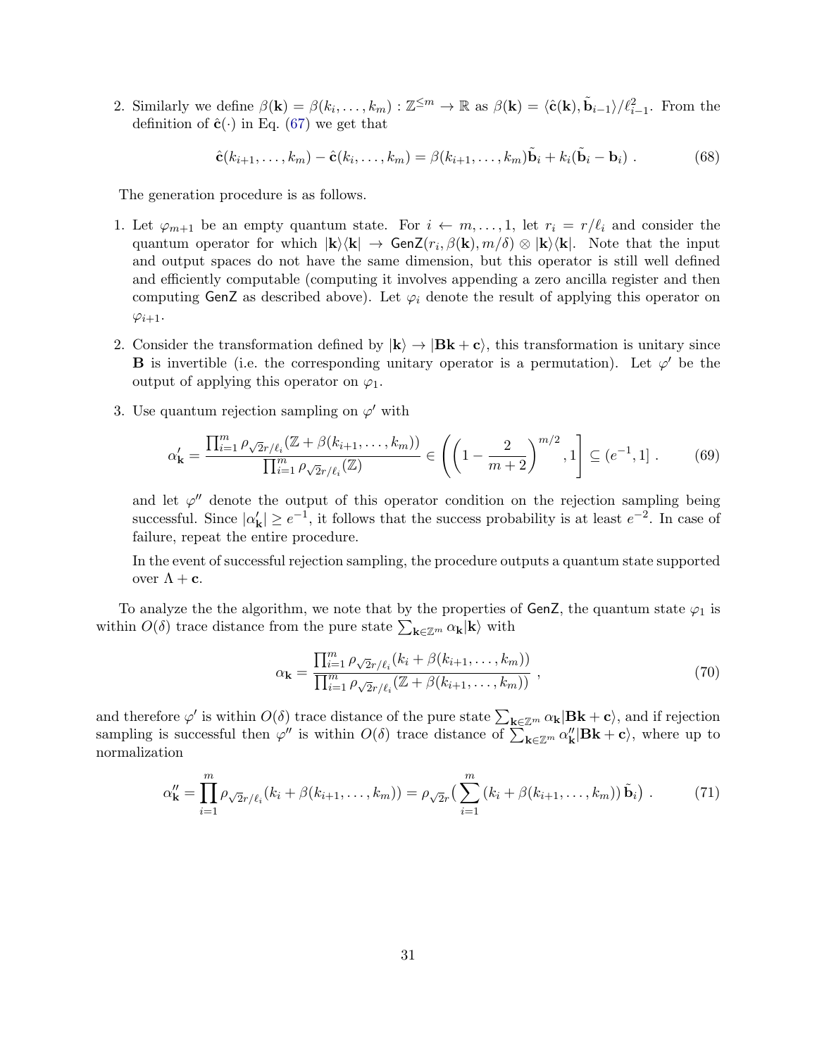2. Similarly we define $\beta(\mathbf{k}) = \beta(k_i, \ldots, k_m) : \mathbb{Z}^{\leq m} \to \mathbb{R}$ as $\beta(\mathbf{k}) = \langle \hat{\mathbf{c}}(\mathbf{k}), \tilde{\mathbf{b}}_{i-1} \rangle / \ell_{i-1}^2$. From the definition of $\hat{\mathbf{c}}(\cdot)$ in Eq. (67) we get that

$$\hat{\mathbf{c}}(k_{i+1}, \ldots, k_m) - \hat{\mathbf{c}}(k_i, \ldots, k_m) = \beta(k_{i+1}, \ldots, k_m)\tilde{\mathbf{b}}_i + k_i(\tilde{\mathbf{b}}_i - \mathbf{b}_i) \ . \tag{68}$$

The generation procedure is as follows.

1. Let $\varphi_{m+1}$ be an empty quantum state. For $i \leftarrow m, \ldots, 1$, let $r_i = r/\ell_i$ and consider the quantum operator for which $|\mathbf{k}\rangle\langle\mathbf{k}| \to \mathsf{GenZ}(r_i, \beta(\mathbf{k}), m/\delta) \otimes |\mathbf{k}\rangle\langle\mathbf{k}|$. Note that the input and output spaces do not have the same dimension, but this operator is still well defined and efficiently computable (computing it involves appending a zero ancilla register and then computing $\mathsf{GenZ}$ as described above). Let $\varphi_i$ denote the result of applying this operator on $\varphi_{i+1}$.

2. Consider the transformation defined by $|\mathbf{k}\rangle \to |\mathbf{Bk} + \mathbf{c}\rangle$, this transformation is unitary since $\mathbf{B}$ is invertible (i.e. the corresponding unitary operator is a permutation). Let $\varphi'$ be the output of applying this operator on $\varphi_1$.

3. Use quantum rejection sampling on $\varphi'$ with

$$\alpha'_{\mathbf{k}} = \frac{\prod_{i=1}^m \rho_{\sqrt{2}r/\ell_i}(\mathbb{Z} + \beta(k_{i+1}, \ldots, k_m))}{\prod_{i=1}^m \rho_{\sqrt{2}r/\ell_i}(\mathbb{Z})} \in \left(\left(1 - \frac{2}{m+2}\right)^{m/2}, 1\right] \subseteq (e^{-1}, 1] \ . \tag{69}$$

and let $\varphi''$ denote the output of this operator condition on the rejection sampling being successful. Since $|\alpha'_{\mathbf{k}}| \geq e^{-1}$, it follows that the success probability is at least $e^{-2}$. In case of failure, repeat the entire procedure.

In the event of successful rejection sampling, the procedure outputs a quantum state supported over $\Lambda + \mathbf{c}$.

To analyze the the algorithm, we note that by the properties of $\mathsf{GenZ}$, the quantum state $\varphi_1$ is within $O(\delta)$ trace distance from the pure state $\sum_{\mathbf{k} \in \mathbb{Z}^m} \alpha_{\mathbf{k}} |\mathbf{k}\rangle$ with

$$\alpha_{\mathbf{k}} = \frac{\prod_{i=1}^m \rho_{\sqrt{2}r/\ell_i}(k_i + \beta(k_{i+1}, \ldots, k_m))}{\prod_{i=1}^m \rho_{\sqrt{2}r/\ell_i}(\mathbb{Z} + \beta(k_{i+1}, \ldots, k_m))} \ , \tag{70}$$

and therefore $\varphi'$ is within $O(\delta)$ trace distance of the pure state $\sum_{\mathbf{k} \in \mathbb{Z}^m} \alpha_{\mathbf{k}} |\mathbf{Bk} + \mathbf{c}\rangle$, and if rejection sampling is successful then $\varphi''$ is within $O(\delta)$ trace distance of $\sum_{\mathbf{k} \in \mathbb{Z}^m} \alpha''_{\mathbf{k}} |\mathbf{Bk} + \mathbf{c}\rangle$, where up to normalization

$$\alpha''_{\mathbf{k}} = \prod_{i=1}^m \rho_{\sqrt{2}r/\ell_i}(k_i + \beta(k_{i+1}, \ldots, k_m)) = \rho_{\sqrt{2}r}\Big(\sum_{i=1}^m (k_i + \beta(k_{i+1}, \ldots, k_m))\, \tilde{\mathbf{b}}_i\Big) \ . \tag{71}$$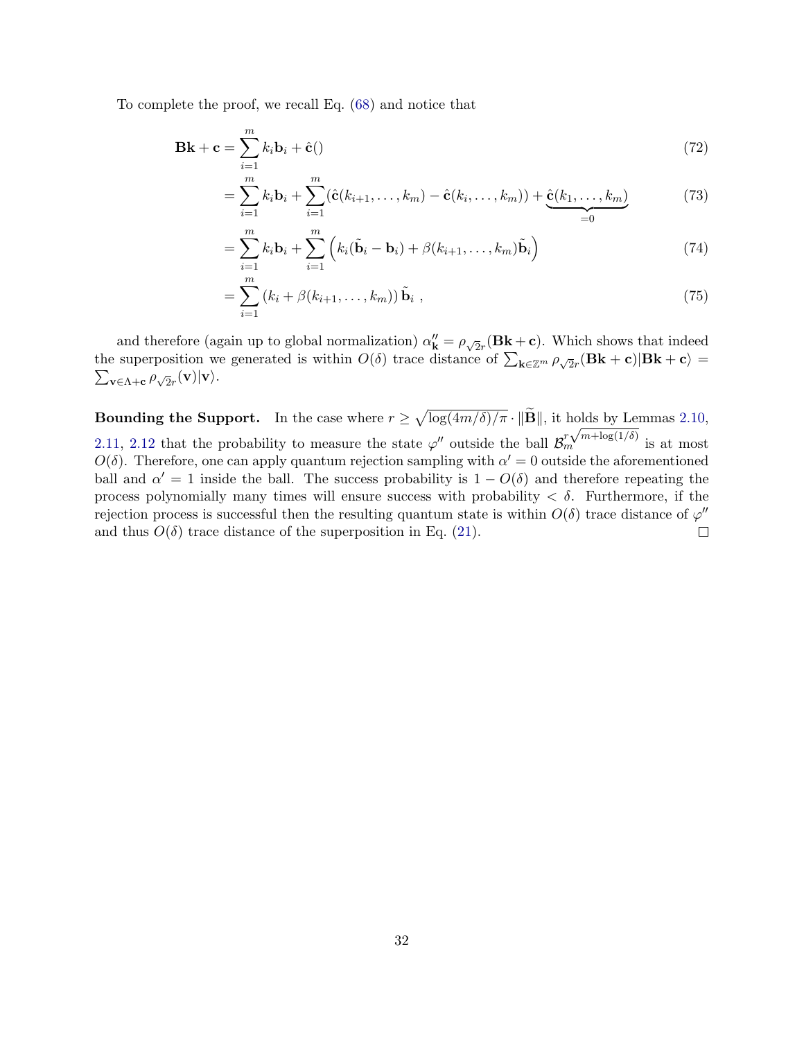To complete the proof, we recall Eq. (68) and notice that

$$
\begin{aligned}
\mathbf{B}\mathbf{k} + \mathbf{c} &= \sum_{i=1}^{m} k_i \mathbf{b}_i + \hat{\mathbf{c}}() && (72)\\
&= \sum_{i=1}^{m} k_i \mathbf{b}_i + \sum_{i=1}^{m} (\hat{\mathbf{c}}(k_{i+1}, \ldots, k_m) - \hat{\mathbf{c}}(k_i, \ldots, k_m)) + \underbrace{\hat{\mathbf{c}}(k_1, \ldots, k_m)}_{=0} && (73)\\
&= \sum_{i=1}^{m} k_i \mathbf{b}_i + \sum_{i=1}^{m} \left( k_i(\tilde{\mathbf{b}}_i - \mathbf{b}_i) + \beta(k_{i+1}, \ldots, k_m)\tilde{\mathbf{b}}_i \right) && (74)\\
&= \sum_{i=1}^{m} (k_i + \beta(k_{i+1}, \ldots, k_m))\, \tilde{\mathbf{b}}_i \,, && (75)
\end{aligned}
$$

and therefore (again up to global normalization) $\alpha''_{\mathbf{k}} = \rho_{\sqrt{2}r}(\mathbf{B}\mathbf{k} + \mathbf{c})$. Which shows that indeed the superposition we generated is within $O(\delta)$ trace distance of $\sum_{\mathbf{k}\in\mathbb{Z}^m} \rho_{\sqrt{2}r}(\mathbf{B}\mathbf{k} + \mathbf{c})|\mathbf{B}\mathbf{k} + \mathbf{c}\rangle = \sum_{\mathbf{v}\in\Lambda+\mathbf{c}} \rho_{\sqrt{2}r}(\mathbf{v})|\mathbf{v}\rangle$.

**Bounding the Support.** In the case where $r \geq \sqrt{\log(4m/\delta)/\pi} \cdot \|\widetilde{\mathbf{B}}\|$, it holds by Lemmas 2.10, 2.11, 2.12 that the probability to measure the state $\varphi''$ outside the ball $\mathcal{B}_m^{r\sqrt{m+\log(1/\delta)}}$ is at most $O(\delta)$. Therefore, one can apply quantum rejection sampling with $\alpha' = 0$ outside the aforementioned ball and $\alpha' = 1$ inside the ball. The success probability is $1 - O(\delta)$ and therefore repeating the process polynomially many times will ensure success with probability $< \delta$. Furthermore, if the rejection process is successful then the resulting quantum state is within $O(\delta)$ trace distance of $\varphi''$ and thus $O(\delta)$ trace distance of the superposition in Eq. (21). □